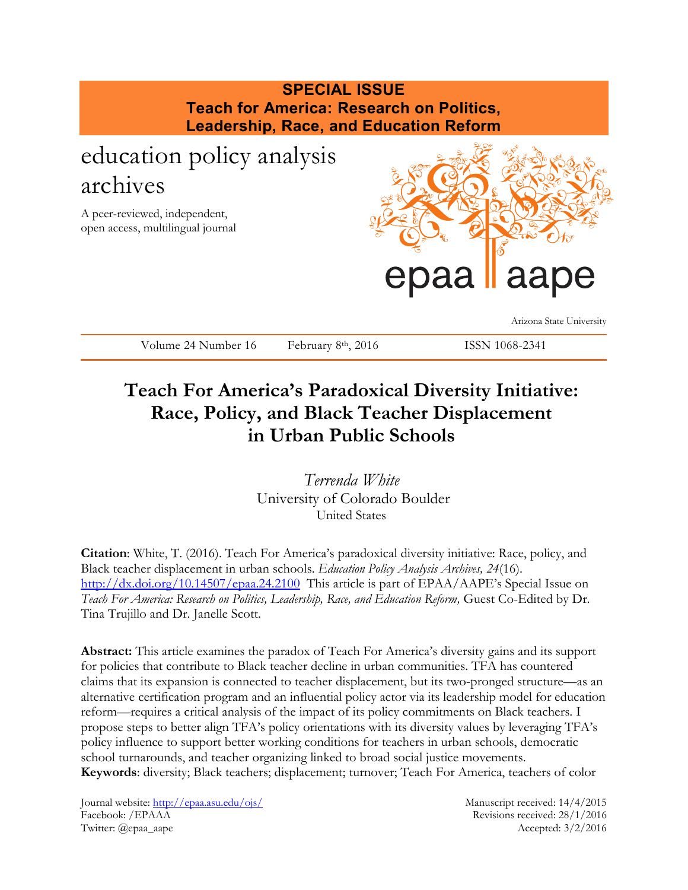**SPECIAL ISSUE**
**Teach for America: Research on Politics, Leadership, Race, and Education Reform**

education policy analysis archives

A peer-reviewed, independent, open access, multilingual journal

epaa aape

Arizona State University

Volume 24 Number 16 February 8th, 2016 ISSN 1068-2341

# Teach For America's Paradoxical Diversity Initiative: Race, Policy, and Black Teacher Displacement in Urban Public Schools

*Terrenda White*
University of Colorado Boulder
United States

**Citation**: White, T. (2016). Teach For America's paradoxical diversity initiative: Race, policy, and Black teacher displacement in urban schools. *Education Policy Analysis Archives, 24*(16). http://dx.doi.org/10.14507/epaa.24.2100 This article is part of EPAA/AAPE's Special Issue on *Teach For America: Research on Politics, Leadership, Race, and Education Reform,* Guest Co-Edited by Dr. Tina Trujillo and Dr. Janelle Scott.

**Abstract:** This article examines the paradox of Teach For America's diversity gains and its support for policies that contribute to Black teacher decline in urban communities. TFA has countered claims that its expansion is connected to teacher displacement, but its two-pronged structure—as an alternative certification program and an influential policy actor via its leadership model for education reform—requires a critical analysis of the impact of its policy commitments on Black teachers. I propose steps to better align TFA's policy orientations with its diversity values by leveraging TFA's policy influence to support better working conditions for teachers in urban schools, democratic school turnarounds, and teacher organizing linked to broad social justice movements.
**Keywords**: diversity; Black teachers; displacement; turnover; Teach For America, teachers of color

Journal website: http://epaa.asu.edu/ojs/
Facebook: /EPAAA
Twitter: @epaa_aape

Manuscript received: 14/4/2015
Revisions received: 28/1/2016
Accepted: 3/2/2016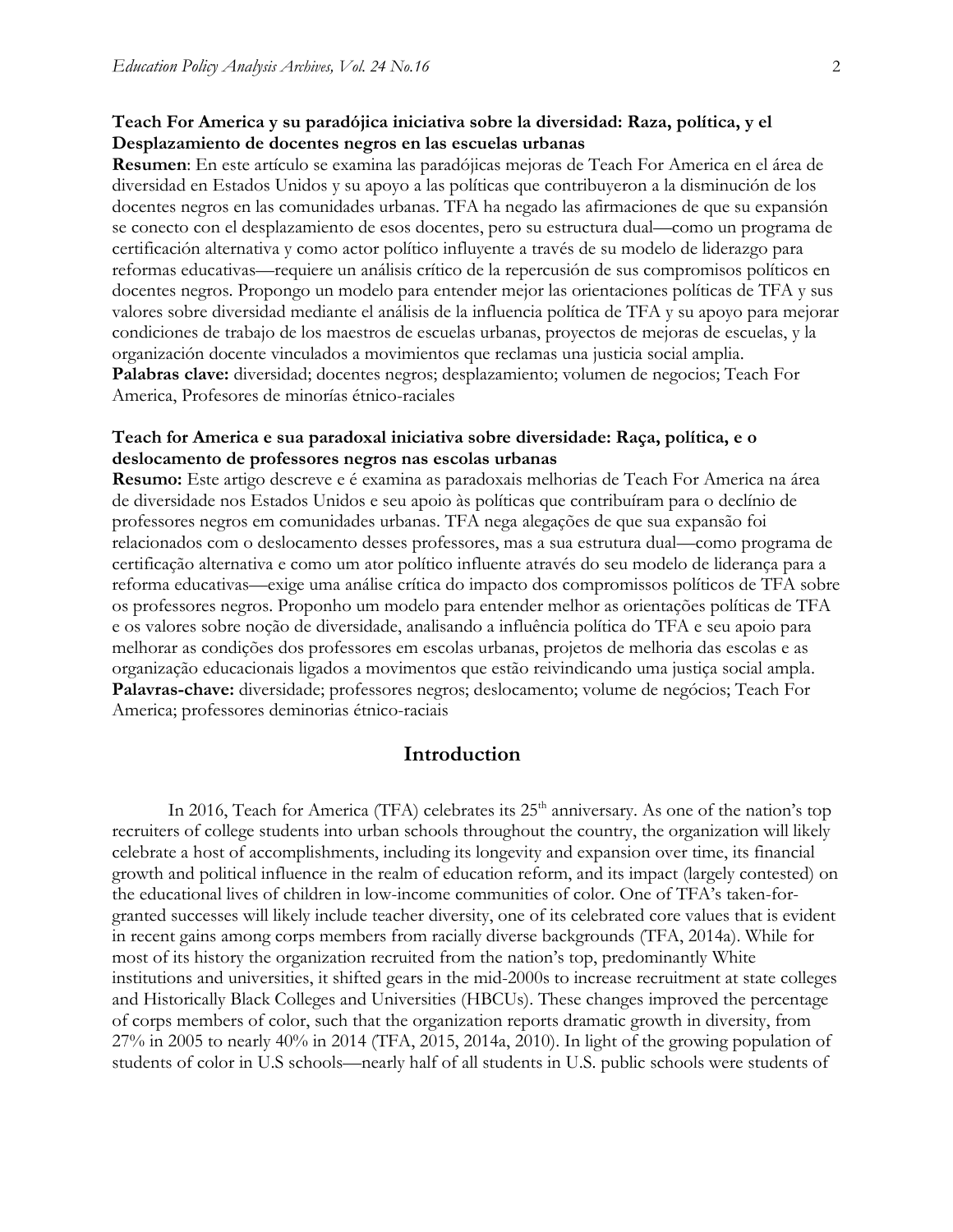**Teach For America y su paradójica iniciativa sobre la diversidad: Raza, política, y el Desplazamiento de docentes negros en las escuelas urbanas**

**Resumen**: En este artículo se examina las paradójicas mejoras de Teach For America en el área de diversidad en Estados Unidos y su apoyo a las políticas que contribuyeron a la disminución de los docentes negros en las comunidades urbanas. TFA ha negado las afirmaciones de que su expansión se conecto con el desplazamiento de esos docentes, pero su estructura dual—como un programa de certificación alternativa y como actor político influyente a través de su modelo de liderazgo para reformas educativas—requiere un análisis crítico de la repercusión de sus compromisos políticos en docentes negros. Propongo un modelo para entender mejor las orientaciones políticas de TFA y sus valores sobre diversidad mediante el análisis de la influencia política de TFA y su apoyo para mejorar condiciones de trabajo de los maestros de escuelas urbanas, proyectos de mejoras de escuelas, y la organización docente vinculados a movimientos que reclamas una justicia social amplia.

**Palabras clave:** diversidad; docentes negros; desplazamiento; volumen de negocios; Teach For America, Profesores de minorías étnico-raciales

**Teach for America e sua paradoxal iniciativa sobre diversidade: Raça, política, e o deslocamento de professores negros nas escolas urbanas**

**Resumo:** Este artigo descreve e é examina as paradoxais melhorias de Teach For America na área de diversidade nos Estados Unidos e seu apoio às políticas que contribuíram para o declínio de professores negros em comunidades urbanas. TFA nega alegações de que sua expansão foi relacionados com o deslocamento desses professores, mas a sua estrutura dual—como programa de certificação alternativa e como um ator político influente através do seu modelo de liderança para a reforma educativas—exige uma análise crítica do impacto dos compromissos políticos de TFA sobre os professores negros. Proponho um modelo para entender melhor as orientações políticas de TFA e os valores sobre noção de diversidade, analisando a influência política do TFA e seu apoio para melhorar as condições dos professores em escolas urbanas, projetos de melhoria das escolas e as organização educacionais ligados a movimentos que estão reivindicando uma justiça social ampla.

**Palavras-chave:** diversidade; professores negros; deslocamento; volume de negócios; Teach For America; professores deminorias étnico-raciais

## Introduction

In 2016, Teach for America (TFA) celebrates its 25th anniversary. As one of the nation's top recruiters of college students into urban schools throughout the country, the organization will likely celebrate a host of accomplishments, including its longevity and expansion over time, its financial growth and political influence in the realm of education reform, and its impact (largely contested) on the educational lives of children in low-income communities of color. One of TFA's taken-for-granted successes will likely include teacher diversity, one of its celebrated core values that is evident in recent gains among corps members from racially diverse backgrounds (TFA, 2014a). While for most of its history the organization recruited from the nation's top, predominantly White institutions and universities, it shifted gears in the mid-2000s to increase recruitment at state colleges and Historically Black Colleges and Universities (HBCUs). These changes improved the percentage of corps members of color, such that the organization reports dramatic growth in diversity, from 27% in 2005 to nearly 40% in 2014 (TFA, 2015, 2014a, 2010). In light of the growing population of students of color in U.S schools—nearly half of all students in U.S. public schools were students of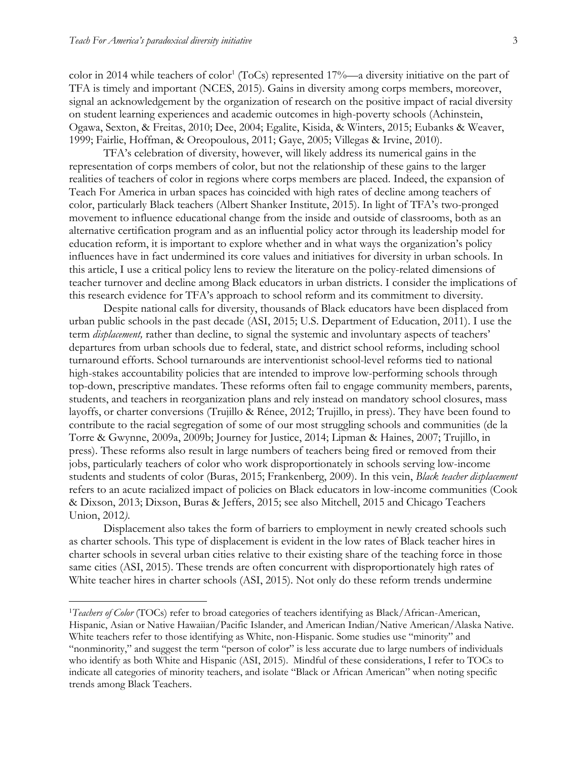color in 2014 while teachers of color[1] (ToCs) represented 17%—a diversity initiative on the part of TFA is timely and important (NCES, 2015). Gains in diversity among corps members, moreover, signal an acknowledgement by the organization of research on the positive impact of racial diversity on student learning experiences and academic outcomes in high-poverty schools (Achinstein, Ogawa, Sexton, & Freitas, 2010; Dee, 2004; Egalite, Kisida, & Winters, 2015; Eubanks & Weaver, 1999; Fairlie, Hoffman, & Oreopoulous, 2011; Gaye, 2005; Villegas & Irvine, 2010).

TFA's celebration of diversity, however, will likely address its numerical gains in the representation of corps members of color, but not the relationship of these gains to the larger realities of teachers of color in regions where corps members are placed. Indeed, the expansion of Teach For America in urban spaces has coincided with high rates of decline among teachers of color, particularly Black teachers (Albert Shanker Institute, 2015). In light of TFA's two-pronged movement to influence educational change from the inside and outside of classrooms, both as an alternative certification program and as an influential policy actor through its leadership model for education reform, it is important to explore whether and in what ways the organization's policy influences have in fact undermined its core values and initiatives for diversity in urban schools. In this article, I use a critical policy lens to review the literature on the policy-related dimensions of teacher turnover and decline among Black educators in urban districts. I consider the implications of this research evidence for TFA's approach to school reform and its commitment to diversity.

Despite national calls for diversity, thousands of Black educators have been displaced from urban public schools in the past decade (ASI, 2015; U.S. Department of Education, 2011). I use the term *displacement,* rather than decline, to signal the systemic and involuntary aspects of teachers' departures from urban schools due to federal, state, and district school reforms, including school turnaround efforts. School turnarounds are interventionist school-level reforms tied to national high-stakes accountability policies that are intended to improve low-performing schools through top-down, prescriptive mandates. These reforms often fail to engage community members, parents, students, and teachers in reorganization plans and rely instead on mandatory school closures, mass layoffs, or charter conversions (Trujillo & Rénee, 2012; Trujillo, in press). They have been found to contribute to the racial segregation of some of our most struggling schools and communities (de la Torre & Gwynne, 2009a, 2009b; Journey for Justice, 2014; Lipman & Haines, 2007; Trujillo, in press). These reforms also result in large numbers of teachers being fired or removed from their jobs, particularly teachers of color who work disproportionately in schools serving low-income students and students of color (Buras, 2015; Frankenberg, 2009). In this vein, *Black teacher displacement* refers to an acute racialized impact of policies on Black educators in low-income communities (Cook & Dixson, 2013; Dixson, Buras & Jeffers, 2015; see also Mitchell, 2015 and Chicago Teachers Union, 2012*).*

Displacement also takes the form of barriers to employment in newly created schools such as charter schools. This type of displacement is evident in the low rates of Black teacher hires in charter schools in several urban cities relative to their existing share of the teaching force in those same cities (ASI, 2015). These trends are often concurrent with disproportionately high rates of White teacher hires in charter schools (ASI, 2015). Not only do these reform trends undermine

---

[1] *Teachers of Color* (TOCs) refer to broad categories of teachers identifying as Black/African-American, Hispanic, Asian or Native Hawaiian/Pacific Islander, and American Indian/Native American/Alaska Native. White teachers refer to those identifying as White, non-Hispanic. Some studies use "minority" and "nonminority," and suggest the term "person of color" is less accurate due to large numbers of individuals who identify as both White and Hispanic (ASI, 2015). Mindful of these considerations, I refer to TOCs to indicate all categories of minority teachers, and isolate "Black or African American" when noting specific trends among Black Teachers.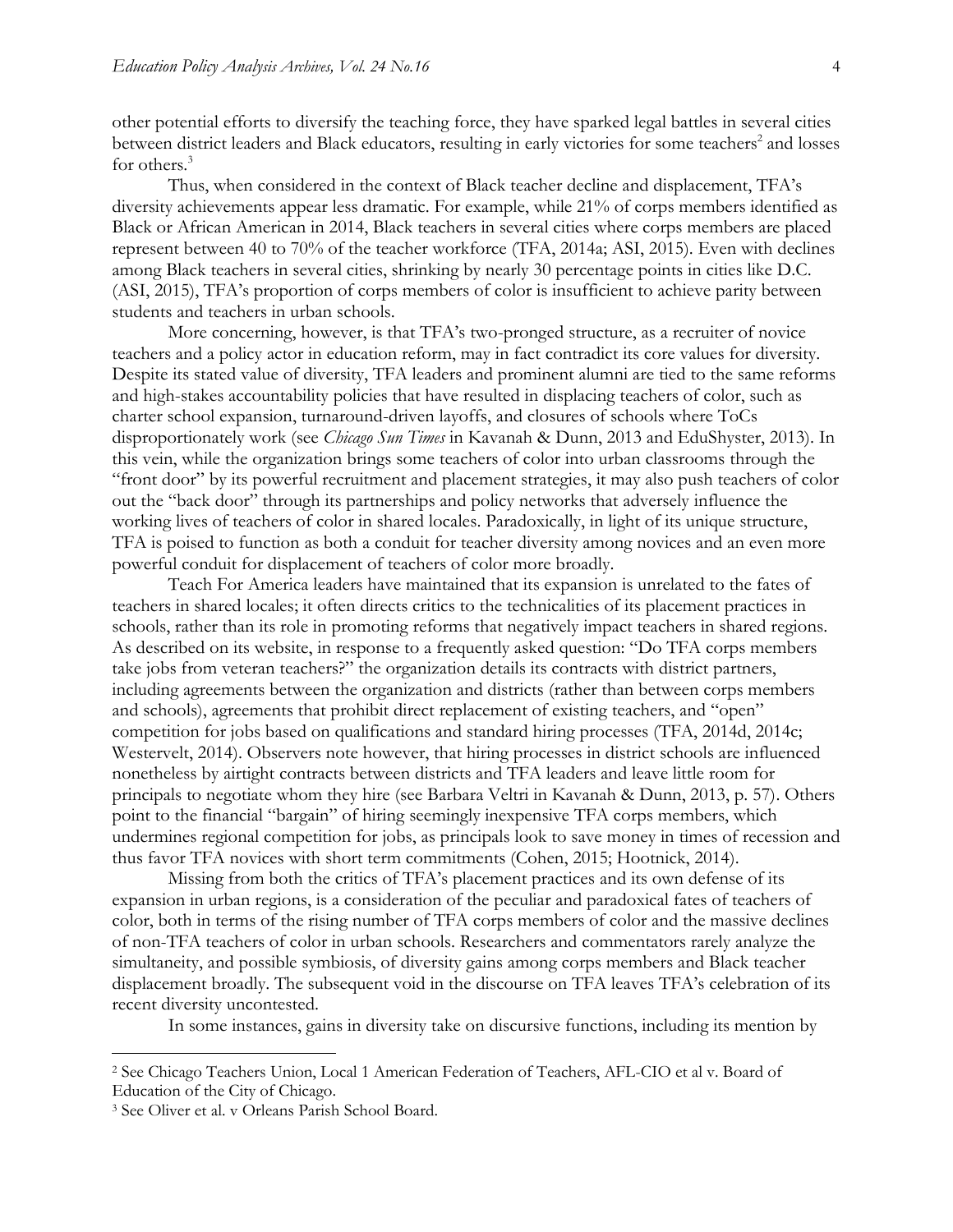other potential efforts to diversify the teaching force, they have sparked legal battles in several cities between district leaders and Black educators, resulting in early victories for some teachers[2] and losses for others.[3]

Thus, when considered in the context of Black teacher decline and displacement, TFA's diversity achievements appear less dramatic. For example, while 21% of corps members identified as Black or African American in 2014, Black teachers in several cities where corps members are placed represent between 40 to 70% of the teacher workforce (TFA, 2014a; ASI, 2015). Even with declines among Black teachers in several cities, shrinking by nearly 30 percentage points in cities like D.C. (ASI, 2015), TFA's proportion of corps members of color is insufficient to achieve parity between students and teachers in urban schools.

More concerning, however, is that TFA's two-pronged structure, as a recruiter of novice teachers and a policy actor in education reform, may in fact contradict its core values for diversity. Despite its stated value of diversity, TFA leaders and prominent alumni are tied to the same reforms and high-stakes accountability policies that have resulted in displacing teachers of color, such as charter school expansion, turnaround-driven layoffs, and closures of schools where ToCs disproportionately work (see *Chicago Sun Times* in Kavanah & Dunn, 2013 and EduShyster, 2013). In this vein, while the organization brings some teachers of color into urban classrooms through the "front door" by its powerful recruitment and placement strategies, it may also push teachers of color out the "back door" through its partnerships and policy networks that adversely influence the working lives of teachers of color in shared locales. Paradoxically, in light of its unique structure, TFA is poised to function as both a conduit for teacher diversity among novices and an even more powerful conduit for displacement of teachers of color more broadly.

Teach For America leaders have maintained that its expansion is unrelated to the fates of teachers in shared locales; it often directs critics to the technicalities of its placement practices in schools, rather than its role in promoting reforms that negatively impact teachers in shared regions. As described on its website, in response to a frequently asked question: "Do TFA corps members take jobs from veteran teachers?" the organization details its contracts with district partners, including agreements between the organization and districts (rather than between corps members and schools), agreements that prohibit direct replacement of existing teachers, and "open" competition for jobs based on qualifications and standard hiring processes (TFA, 2014d, 2014c; Westervelt, 2014). Observers note however, that hiring processes in district schools are influenced nonetheless by airtight contracts between districts and TFA leaders and leave little room for principals to negotiate whom they hire (see Barbara Veltri in Kavanah & Dunn, 2013, p. 57). Others point to the financial "bargain" of hiring seemingly inexpensive TFA corps members, which undermines regional competition for jobs, as principals look to save money in times of recession and thus favor TFA novices with short term commitments (Cohen, 2015; Hootnick, 2014).

Missing from both the critics of TFA's placement practices and its own defense of its expansion in urban regions, is a consideration of the peculiar and paradoxical fates of teachers of color, both in terms of the rising number of TFA corps members of color and the massive declines of non-TFA teachers of color in urban schools. Researchers and commentators rarely analyze the simultaneity, and possible symbiosis, of diversity gains among corps members and Black teacher displacement broadly. The subsequent void in the discourse on TFA leaves TFA's celebration of its recent diversity uncontested.

In some instances, gains in diversity take on discursive functions, including its mention by

---

[2] See Chicago Teachers Union, Local 1 American Federation of Teachers, AFL-CIO et al v. Board of Education of the City of Chicago.

[3] See Oliver et al. v Orleans Parish School Board.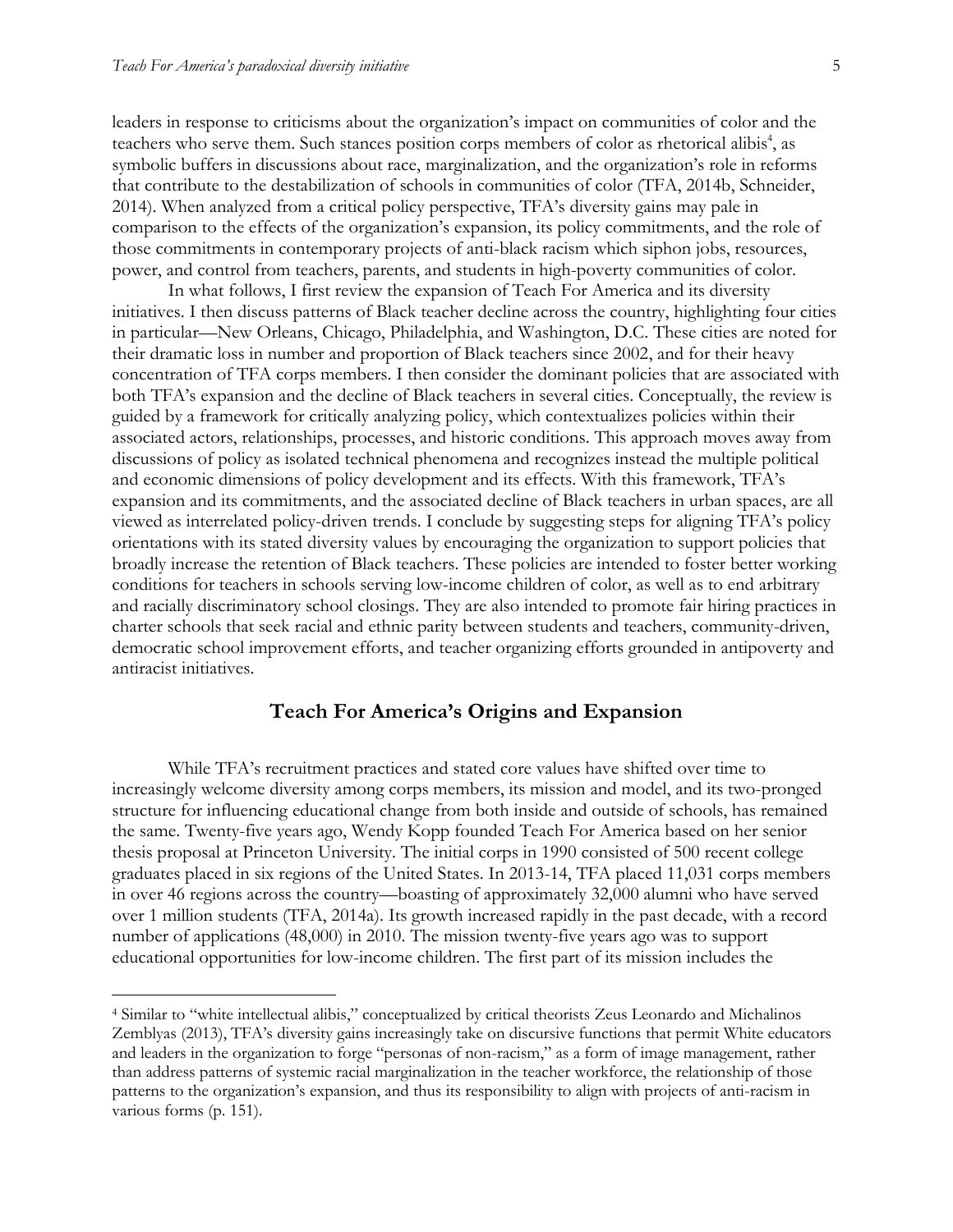leaders in response to criticisms about the organization's impact on communities of color and the teachers who serve them. Such stances position corps members of color as rhetorical alibis[4], as symbolic buffers in discussions about race, marginalization, and the organization's role in reforms that contribute to the destabilization of schools in communities of color (TFA, 2014b, Schneider, 2014). When analyzed from a critical policy perspective, TFA's diversity gains may pale in comparison to the effects of the organization's expansion, its policy commitments, and the role of those commitments in contemporary projects of anti-black racism which siphon jobs, resources, power, and control from teachers, parents, and students in high-poverty communities of color.

In what follows, I first review the expansion of Teach For America and its diversity initiatives. I then discuss patterns of Black teacher decline across the country, highlighting four cities in particular—New Orleans, Chicago, Philadelphia, and Washington, D.C. These cities are noted for their dramatic loss in number and proportion of Black teachers since 2002, and for their heavy concentration of TFA corps members. I then consider the dominant policies that are associated with both TFA's expansion and the decline of Black teachers in several cities. Conceptually, the review is guided by a framework for critically analyzing policy, which contextualizes policies within their associated actors, relationships, processes, and historic conditions. This approach moves away from discussions of policy as isolated technical phenomena and recognizes instead the multiple political and economic dimensions of policy development and its effects. With this framework, TFA's expansion and its commitments, and the associated decline of Black teachers in urban spaces, are all viewed as interrelated policy-driven trends. I conclude by suggesting steps for aligning TFA's policy orientations with its stated diversity values by encouraging the organization to support policies that broadly increase the retention of Black teachers. These policies are intended to foster better working conditions for teachers in schools serving low-income children of color, as well as to end arbitrary and racially discriminatory school closings. They are also intended to promote fair hiring practices in charter schools that seek racial and ethnic parity between students and teachers, community-driven, democratic school improvement efforts, and teacher organizing efforts grounded in antipoverty and antiracist initiatives.

## Teach For America's Origins and Expansion

While TFA's recruitment practices and stated core values have shifted over time to increasingly welcome diversity among corps members, its mission and model, and its two-pronged structure for influencing educational change from both inside and outside of schools, has remained the same. Twenty-five years ago, Wendy Kopp founded Teach For America based on her senior thesis proposal at Princeton University. The initial corps in 1990 consisted of 500 recent college graduates placed in six regions of the United States. In 2013-14, TFA placed 11,031 corps members in over 46 regions across the country—boasting of approximately 32,000 alumni who have served over 1 million students (TFA, 2014a). Its growth increased rapidly in the past decade, with a record number of applications (48,000) in 2010. The mission twenty-five years ago was to support educational opportunities for low-income children. The first part of its mission includes the

[4] Similar to "white intellectual alibis," conceptualized by critical theorists Zeus Leonardo and Michalinos Zemblyas (2013), TFA's diversity gains increasingly take on discursive functions that permit White educators and leaders in the organization to forge "personas of non-racism," as a form of image management, rather than address patterns of systemic racial marginalization in the teacher workforce, the relationship of those patterns to the organization's expansion, and thus its responsibility to align with projects of anti-racism in various forms (p. 151).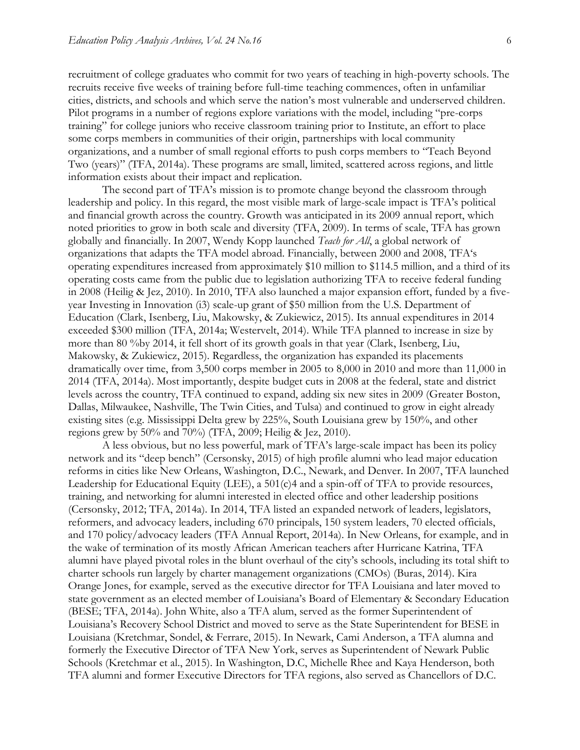recruitment of college graduates who commit for two years of teaching in high-poverty schools. The recruits receive five weeks of training before full-time teaching commences, often in unfamiliar cities, districts, and schools and which serve the nation's most vulnerable and underserved children. Pilot programs in a number of regions explore variations with the model, including "pre-corps training" for college juniors who receive classroom training prior to Institute, an effort to place some corps members in communities of their origin, partnerships with local community organizations, and a number of small regional efforts to push corps members to "Teach Beyond Two (years)" (TFA, 2014a). These programs are small, limited, scattered across regions, and little information exists about their impact and replication.

The second part of TFA's mission is to promote change beyond the classroom through leadership and policy. In this regard, the most visible mark of large-scale impact is TFA's political and financial growth across the country. Growth was anticipated in its 2009 annual report, which noted priorities to grow in both scale and diversity (TFA, 2009). In terms of scale, TFA has grown globally and financially. In 2007, Wendy Kopp launched *Teach for All*, a global network of organizations that adapts the TFA model abroad. Financially, between 2000 and 2008, TFA's operating expenditures increased from approximately $10 million to $114.5 million, and a third of its operating costs came from the public due to legislation authorizing TFA to receive federal funding in 2008 (Heilig & Jez, 2010). In 2010, TFA also launched a major expansion effort, funded by a five-year Investing in Innovation (i3) scale-up grant of $50 million from the U.S. Department of Education (Clark, Isenberg, Liu, Makowsky, & Zukiewicz, 2015). Its annual expenditures in 2014 exceeded $300 million (TFA, 2014a; Westervelt, 2014). While TFA planned to increase in size by more than 80 %by 2014, it fell short of its growth goals in that year (Clark, Isenberg, Liu, Makowsky, & Zukiewicz, 2015). Regardless, the organization has expanded its placements dramatically over time, from 3,500 corps member in 2005 to 8,000 in 2010 and more than 11,000 in 2014 (TFA, 2014a). Most importantly, despite budget cuts in 2008 at the federal, state and district levels across the country, TFA continued to expand, adding six new sites in 2009 (Greater Boston, Dallas, Milwaukee, Nashville, The Twin Cities, and Tulsa) and continued to grow in eight already existing sites (e.g. Mississippi Delta grew by 225%, South Louisiana grew by 150%, and other regions grew by 50% and 70%) (TFA, 2009; Heilig & Jez, 2010).

A less obvious, but no less powerful, mark of TFA's large-scale impact has been its policy network and its "deep bench" (Cersonsky, 2015) of high profile alumni who lead major education reforms in cities like New Orleans, Washington, D.C., Newark, and Denver. In 2007, TFA launched Leadership for Educational Equity (LEE), a 501(c)4 and a spin-off of TFA to provide resources, training, and networking for alumni interested in elected office and other leadership positions (Cersonsky, 2012; TFA, 2014a). In 2014, TFA listed an expanded network of leaders, legislators, reformers, and advocacy leaders, including 670 principals, 150 system leaders, 70 elected officials, and 170 policy/advocacy leaders (TFA Annual Report, 2014a). In New Orleans, for example, and in the wake of termination of its mostly African American teachers after Hurricane Katrina, TFA alumni have played pivotal roles in the blunt overhaul of the city's schools, including its total shift to charter schools run largely by charter management organizations (CMOs) (Buras, 2014). Kira Orange Jones, for example, served as the executive director for TFA Louisiana and later moved to state government as an elected member of Louisiana's Board of Elementary & Secondary Education (BESE; TFA, 2014a). John White, also a TFA alum, served as the former Superintendent of Louisiana's Recovery School District and moved to serve as the State Superintendent for BESE in Louisiana (Kretchmar, Sondel, & Ferrare, 2015). In Newark, Cami Anderson, a TFA alumna and formerly the Executive Director of TFA New York, serves as Superintendent of Newark Public Schools (Kretchmar et al., 2015). In Washington, D.C, Michelle Rhee and Kaya Henderson, both TFA alumni and former Executive Directors for TFA regions, also served as Chancellors of D.C.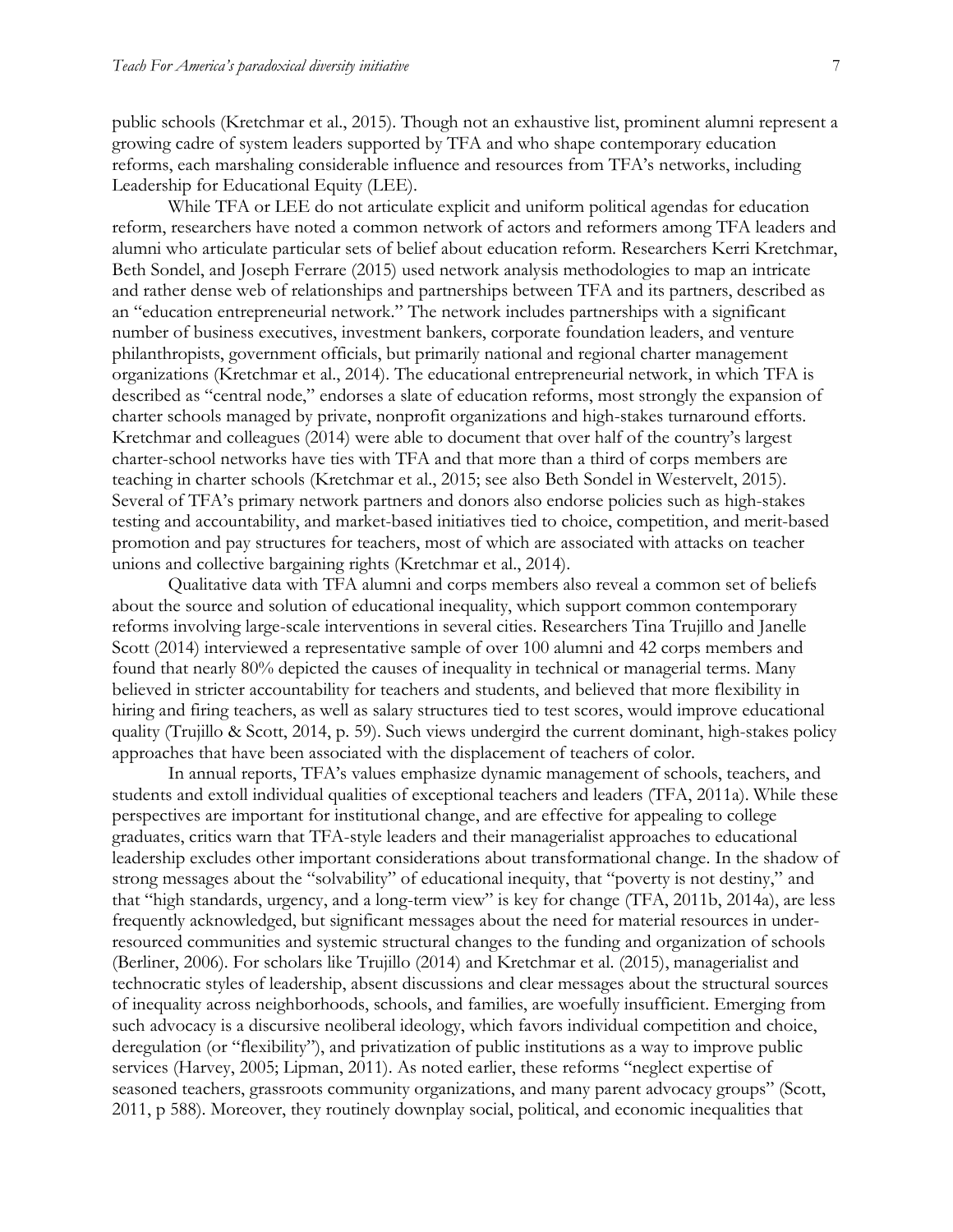public schools (Kretchmar et al., 2015). Though not an exhaustive list, prominent alumni represent a growing cadre of system leaders supported by TFA and who shape contemporary education reforms, each marshaling considerable influence and resources from TFA's networks, including Leadership for Educational Equity (LEE).

While TFA or LEE do not articulate explicit and uniform political agendas for education reform, researchers have noted a common network of actors and reformers among TFA leaders and alumni who articulate particular sets of belief about education reform. Researchers Kerri Kretchmar, Beth Sondel, and Joseph Ferrare (2015) used network analysis methodologies to map an intricate and rather dense web of relationships and partnerships between TFA and its partners, described as an "education entrepreneurial network." The network includes partnerships with a significant number of business executives, investment bankers, corporate foundation leaders, and venture philanthropists, government officials, but primarily national and regional charter management organizations (Kretchmar et al., 2014). The educational entrepreneurial network, in which TFA is described as "central node," endorses a slate of education reforms, most strongly the expansion of charter schools managed by private, nonprofit organizations and high-stakes turnaround efforts. Kretchmar and colleagues (2014) were able to document that over half of the country's largest charter-school networks have ties with TFA and that more than a third of corps members are teaching in charter schools (Kretchmar et al., 2015; see also Beth Sondel in Westervelt, 2015). Several of TFA's primary network partners and donors also endorse policies such as high-stakes testing and accountability, and market-based initiatives tied to choice, competition, and merit-based promotion and pay structures for teachers, most of which are associated with attacks on teacher unions and collective bargaining rights (Kretchmar et al., 2014).

Qualitative data with TFA alumni and corps members also reveal a common set of beliefs about the source and solution of educational inequality, which support common contemporary reforms involving large-scale interventions in several cities. Researchers Tina Trujillo and Janelle Scott (2014) interviewed a representative sample of over 100 alumni and 42 corps members and found that nearly 80% depicted the causes of inequality in technical or managerial terms. Many believed in stricter accountability for teachers and students, and believed that more flexibility in hiring and firing teachers, as well as salary structures tied to test scores, would improve educational quality (Trujillo & Scott, 2014, p. 59). Such views undergird the current dominant, high-stakes policy approaches that have been associated with the displacement of teachers of color.

In annual reports, TFA's values emphasize dynamic management of schools, teachers, and students and extoll individual qualities of exceptional teachers and leaders (TFA, 2011a). While these perspectives are important for institutional change, and are effective for appealing to college graduates, critics warn that TFA-style leaders and their managerialist approaches to educational leadership excludes other important considerations about transformational change. In the shadow of strong messages about the "solvability" of educational inequity, that "poverty is not destiny," and that "high standards, urgency, and a long-term view" is key for change (TFA, 2011b, 2014a), are less frequently acknowledged, but significant messages about the need for material resources in under-resourced communities and systemic structural changes to the funding and organization of schools (Berliner, 2006). For scholars like Trujillo (2014) and Kretchmar et al. (2015), managerialist and technocratic styles of leadership, absent discussions and clear messages about the structural sources of inequality across neighborhoods, schools, and families, are woefully insufficient. Emerging from such advocacy is a discursive neoliberal ideology, which favors individual competition and choice, deregulation (or "flexibility"), and privatization of public institutions as a way to improve public services (Harvey, 2005; Lipman, 2011). As noted earlier, these reforms "neglect expertise of seasoned teachers, grassroots community organizations, and many parent advocacy groups" (Scott, 2011, p 588). Moreover, they routinely downplay social, political, and economic inequalities that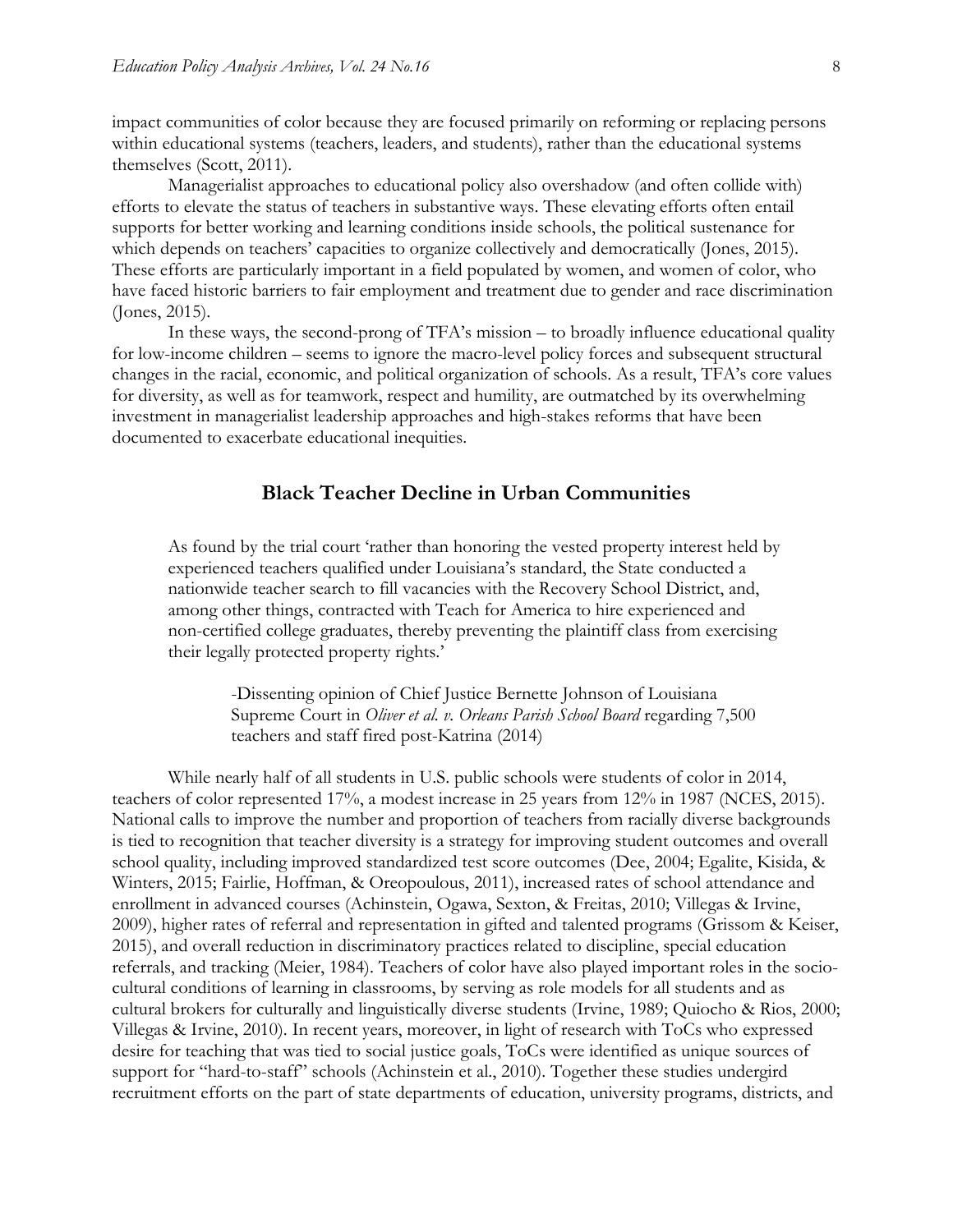impact communities of color because they are focused primarily on reforming or replacing persons within educational systems (teachers, leaders, and students), rather than the educational systems themselves (Scott, 2011).

Managerialist approaches to educational policy also overshadow (and often collide with) efforts to elevate the status of teachers in substantive ways. These elevating efforts often entail supports for better working and learning conditions inside schools, the political sustenance for which depends on teachers' capacities to organize collectively and democratically (Jones, 2015). These efforts are particularly important in a field populated by women, and women of color, who have faced historic barriers to fair employment and treatment due to gender and race discrimination (Jones, 2015).

In these ways, the second-prong of TFA's mission – to broadly influence educational quality for low-income children – seems to ignore the macro-level policy forces and subsequent structural changes in the racial, economic, and political organization of schools. As a result, TFA's core values for diversity, as well as for teamwork, respect and humility, are outmatched by its overwhelming investment in managerialist leadership approaches and high-stakes reforms that have been documented to exacerbate educational inequities.

## Black Teacher Decline in Urban Communities

> As found by the trial court 'rather than honoring the vested property interest held by experienced teachers qualified under Louisiana's standard, the State conducted a nationwide teacher search to fill vacancies with the Recovery School District, and, among other things, contracted with Teach for America to hire experienced and non-certified college graduates, thereby preventing the plaintiff class from exercising their legally protected property rights.'
>
> -Dissenting opinion of Chief Justice Bernette Johnson of Louisiana Supreme Court in *Oliver et al. v. Orleans Parish School Board* regarding 7,500 teachers and staff fired post-Katrina (2014)

While nearly half of all students in U.S. public schools were students of color in 2014, teachers of color represented 17%, a modest increase in 25 years from 12% in 1987 (NCES, 2015). National calls to improve the number and proportion of teachers from racially diverse backgrounds is tied to recognition that teacher diversity is a strategy for improving student outcomes and overall school quality, including improved standardized test score outcomes (Dee, 2004; Egalite, Kisida, & Winters, 2015; Fairlie, Hoffman, & Oreopoulous, 2011), increased rates of school attendance and enrollment in advanced courses (Achinstein, Ogawa, Sexton, & Freitas, 2010; Villegas & Irvine, 2009), higher rates of referral and representation in gifted and talented programs (Grissom & Keiser, 2015), and overall reduction in discriminatory practices related to discipline, special education referrals, and tracking (Meier, 1984). Teachers of color have also played important roles in the socio-cultural conditions of learning in classrooms, by serving as role models for all students and as cultural brokers for culturally and linguistically diverse students (Irvine, 1989; Quiocho & Rios, 2000; Villegas & Irvine, 2010). In recent years, moreover, in light of research with ToCs who expressed desire for teaching that was tied to social justice goals, ToCs were identified as unique sources of support for "hard-to-staff" schools (Achinstein et al., 2010). Together these studies undergird recruitment efforts on the part of state departments of education, university programs, districts, and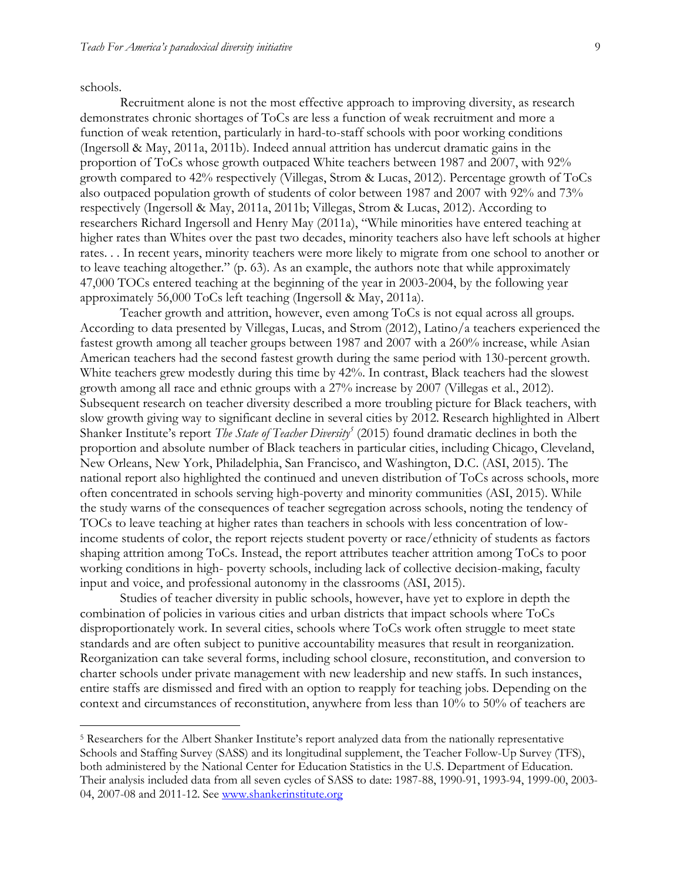schools.

Recruitment alone is not the most effective approach to improving diversity, as research demonstrates chronic shortages of ToCs are less a function of weak recruitment and more a function of weak retention, particularly in hard-to-staff schools with poor working conditions (Ingersoll & May, 2011a, 2011b). Indeed annual attrition has undercut dramatic gains in the proportion of ToCs whose growth outpaced White teachers between 1987 and 2007, with 92% growth compared to 42% respectively (Villegas, Strom & Lucas, 2012). Percentage growth of ToCs also outpaced population growth of students of color between 1987 and 2007 with 92% and 73% respectively (Ingersoll & May, 2011a, 2011b; Villegas, Strom & Lucas, 2012). According to researchers Richard Ingersoll and Henry May (2011a), "While minorities have entered teaching at higher rates than Whites over the past two decades, minority teachers also have left schools at higher rates. . . In recent years, minority teachers were more likely to migrate from one school to another or to leave teaching altogether." (p. 63). As an example, the authors note that while approximately 47,000 TOCs entered teaching at the beginning of the year in 2003-2004, by the following year approximately 56,000 ToCs left teaching (Ingersoll & May, 2011a).

Teacher growth and attrition, however, even among ToCs is not equal across all groups. According to data presented by Villegas, Lucas, and Strom (2012), Latino/a teachers experienced the fastest growth among all teacher groups between 1987 and 2007 with a 260% increase, while Asian American teachers had the second fastest growth during the same period with 130-percent growth. White teachers grew modestly during this time by 42%. In contrast, Black teachers had the slowest growth among all race and ethnic groups with a 27% increase by 2007 (Villegas et al., 2012). Subsequent research on teacher diversity described a more troubling picture for Black teachers, with slow growth giving way to significant decline in several cities by 2012. Research highlighted in Albert Shanker Institute's report *The State of Teacher Diversity*[5] (2015) found dramatic declines in both the proportion and absolute number of Black teachers in particular cities, including Chicago, Cleveland, New Orleans, New York, Philadelphia, San Francisco, and Washington, D.C. (ASI, 2015). The national report also highlighted the continued and uneven distribution of ToCs across schools, more often concentrated in schools serving high-poverty and minority communities (ASI, 2015). While the study warns of the consequences of teacher segregation across schools, noting the tendency of TOCs to leave teaching at higher rates than teachers in schools with less concentration of low-income students of color, the report rejects student poverty or race/ethnicity of students as factors shaping attrition among ToCs. Instead, the report attributes teacher attrition among ToCs to poor working conditions in high- poverty schools, including lack of collective decision-making, faculty input and voice, and professional autonomy in the classrooms (ASI, 2015).

Studies of teacher diversity in public schools, however, have yet to explore in depth the combination of policies in various cities and urban districts that impact schools where ToCs disproportionately work. In several cities, schools where ToCs work often struggle to meet state standards and are often subject to punitive accountability measures that result in reorganization. Reorganization can take several forms, including school closure, reconstitution, and conversion to charter schools under private management with new leadership and new staffs. In such instances, entire staffs are dismissed and fired with an option to reapply for teaching jobs. Depending on the context and circumstances of reconstitution, anywhere from less than 10% to 50% of teachers are

---

[5] Researchers for the Albert Shanker Institute's report analyzed data from the nationally representative Schools and Staffing Survey (SASS) and its longitudinal supplement, the Teacher Follow-Up Survey (TFS), both administered by the National Center for Education Statistics in the U.S. Department of Education. Their analysis included data from all seven cycles of SASS to date: 1987-88, 1990-91, 1993-94, 1999-00, 2003-04, 2007-08 and 2011-12. See www.shankerinstitute.org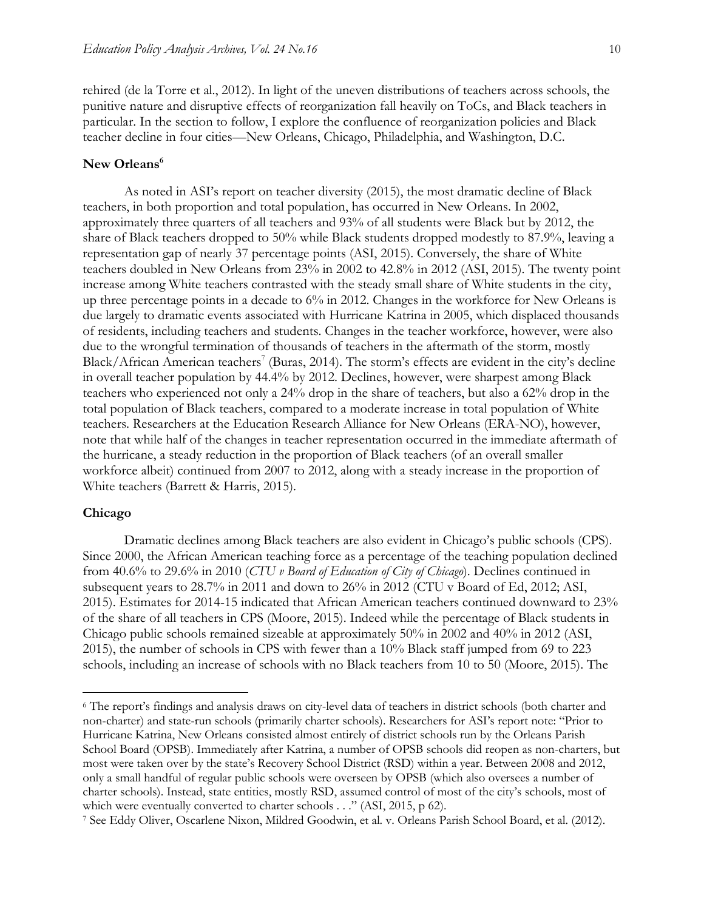rehired (de la Torre et al., 2012). In light of the uneven distributions of teachers across schools, the punitive nature and disruptive effects of reorganization fall heavily on ToCs, and Black teachers in particular. In the section to follow, I explore the confluence of reorganization policies and Black teacher decline in four cities—New Orleans, Chicago, Philadelphia, and Washington, D.C.

## New Orleans[6]

As noted in ASI's report on teacher diversity (2015), the most dramatic decline of Black teachers, in both proportion and total population, has occurred in New Orleans. In 2002, approximately three quarters of all teachers and 93% of all students were Black but by 2012, the share of Black teachers dropped to 50% while Black students dropped modestly to 87.9%, leaving a representation gap of nearly 37 percentage points (ASI, 2015). Conversely, the share of White teachers doubled in New Orleans from 23% in 2002 to 42.8% in 2012 (ASI, 2015). The twenty point increase among White teachers contrasted with the steady small share of White students in the city, up three percentage points in a decade to 6% in 2012. Changes in the workforce for New Orleans is due largely to dramatic events associated with Hurricane Katrina in 2005, which displaced thousands of residents, including teachers and students. Changes in the teacher workforce, however, were also due to the wrongful termination of thousands of teachers in the aftermath of the storm, mostly Black/African American teachers[7] (Buras, 2014). The storm's effects are evident in the city's decline in overall teacher population by 44.4% by 2012. Declines, however, were sharpest among Black teachers who experienced not only a 24% drop in the share of teachers, but also a 62% drop in the total population of Black teachers, compared to a moderate increase in total population of White teachers. Researchers at the Education Research Alliance for New Orleans (ERA-NO), however, note that while half of the changes in teacher representation occurred in the immediate aftermath of the hurricane, a steady reduction in the proportion of Black teachers (of an overall smaller workforce albeit) continued from 2007 to 2012, along with a steady increase in the proportion of White teachers (Barrett & Harris, 2015).

## Chicago

Dramatic declines among Black teachers are also evident in Chicago's public schools (CPS). Since 2000, the African American teaching force as a percentage of the teaching population declined from 40.6% to 29.6% in 2010 (*CTU v Board of Education of City of Chicago*). Declines continued in subsequent years to 28.7% in 2011 and down to 26% in 2012 (CTU v Board of Ed, 2012; ASI, 2015). Estimates for 2014-15 indicated that African American teachers continued downward to 23% of the share of all teachers in CPS (Moore, 2015). Indeed while the percentage of Black students in Chicago public schools remained sizeable at approximately 50% in 2002 and 40% in 2012 (ASI, 2015), the number of schools in CPS with fewer than a 10% Black staff jumped from 69 to 223 schools, including an increase of schools with no Black teachers from 10 to 50 (Moore, 2015). The

---

[6] The report's findings and analysis draws on city-level data of teachers in district schools (both charter and non-charter) and state-run schools (primarily charter schools). Researchers for ASI's report note: "Prior to Hurricane Katrina, New Orleans consisted almost entirely of district schools run by the Orleans Parish School Board (OPSB). Immediately after Katrina, a number of OPSB schools did reopen as non-charters, but most were taken over by the state's Recovery School District (RSD) within a year. Between 2008 and 2012, only a small handful of regular public schools were overseen by OPSB (which also oversees a number of charter schools). Instead, state entities, mostly RSD, assumed control of most of the city's schools, most of which were eventually converted to charter schools . . ." (ASI, 2015, p 62).

[7] See Eddy Oliver, Oscarlene Nixon, Mildred Goodwin, et al. v. Orleans Parish School Board, et al. (2012).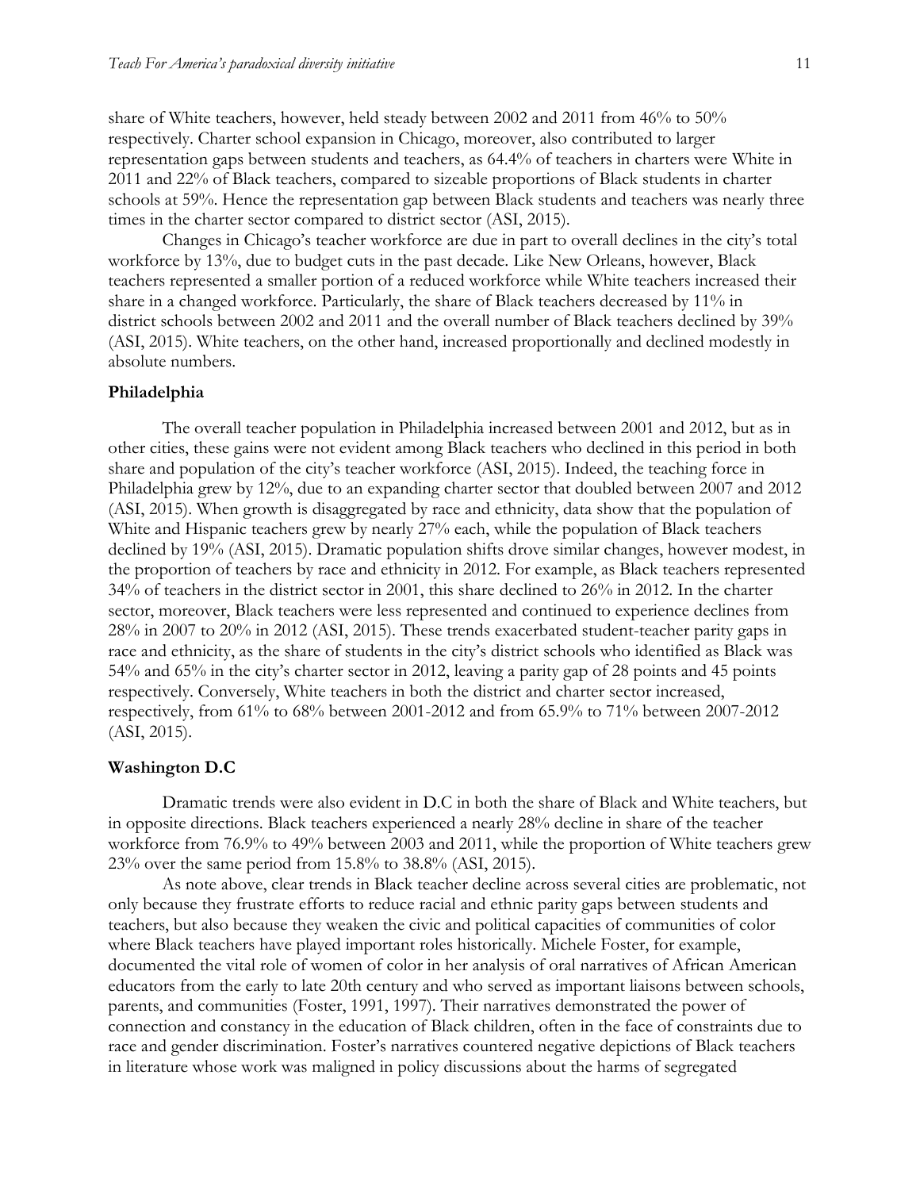share of White teachers, however, held steady between 2002 and 2011 from 46% to 50% respectively. Charter school expansion in Chicago, moreover, also contributed to larger representation gaps between students and teachers, as 64.4% of teachers in charters were White in 2011 and 22% of Black teachers, compared to sizeable proportions of Black students in charter schools at 59%. Hence the representation gap between Black students and teachers was nearly three times in the charter sector compared to district sector (ASI, 2015).

Changes in Chicago's teacher workforce are due in part to overall declines in the city's total workforce by 13%, due to budget cuts in the past decade. Like New Orleans, however, Black teachers represented a smaller portion of a reduced workforce while White teachers increased their share in a changed workforce. Particularly, the share of Black teachers decreased by 11% in district schools between 2002 and 2011 and the overall number of Black teachers declined by 39% (ASI, 2015). White teachers, on the other hand, increased proportionally and declined modestly in absolute numbers.

### Philadelphia

The overall teacher population in Philadelphia increased between 2001 and 2012, but as in other cities, these gains were not evident among Black teachers who declined in this period in both share and population of the city's teacher workforce (ASI, 2015). Indeed, the teaching force in Philadelphia grew by 12%, due to an expanding charter sector that doubled between 2007 and 2012 (ASI, 2015). When growth is disaggregated by race and ethnicity, data show that the population of White and Hispanic teachers grew by nearly 27% each, while the population of Black teachers declined by 19% (ASI, 2015). Dramatic population shifts drove similar changes, however modest, in the proportion of teachers by race and ethnicity in 2012. For example, as Black teachers represented 34% of teachers in the district sector in 2001, this share declined to 26% in 2012. In the charter sector, moreover, Black teachers were less represented and continued to experience declines from 28% in 2007 to 20% in 2012 (ASI, 2015). These trends exacerbated student-teacher parity gaps in race and ethnicity, as the share of students in the city's district schools who identified as Black was 54% and 65% in the city's charter sector in 2012, leaving a parity gap of 28 points and 45 points respectively. Conversely, White teachers in both the district and charter sector increased, respectively, from 61% to 68% between 2001-2012 and from 65.9% to 71% between 2007-2012 (ASI, 2015).

### Washington D.C

Dramatic trends were also evident in D.C in both the share of Black and White teachers, but in opposite directions. Black teachers experienced a nearly 28% decline in share of the teacher workforce from 76.9% to 49% between 2003 and 2011, while the proportion of White teachers grew 23% over the same period from 15.8% to 38.8% (ASI, 2015).

As note above, clear trends in Black teacher decline across several cities are problematic, not only because they frustrate efforts to reduce racial and ethnic parity gaps between students and teachers, but also because they weaken the civic and political capacities of communities of color where Black teachers have played important roles historically. Michele Foster, for example, documented the vital role of women of color in her analysis of oral narratives of African American educators from the early to late 20th century and who served as important liaisons between schools, parents, and communities (Foster, 1991, 1997). Their narratives demonstrated the power of connection and constancy in the education of Black children, often in the face of constraints due to race and gender discrimination. Foster's narratives countered negative depictions of Black teachers in literature whose work was maligned in policy discussions about the harms of segregated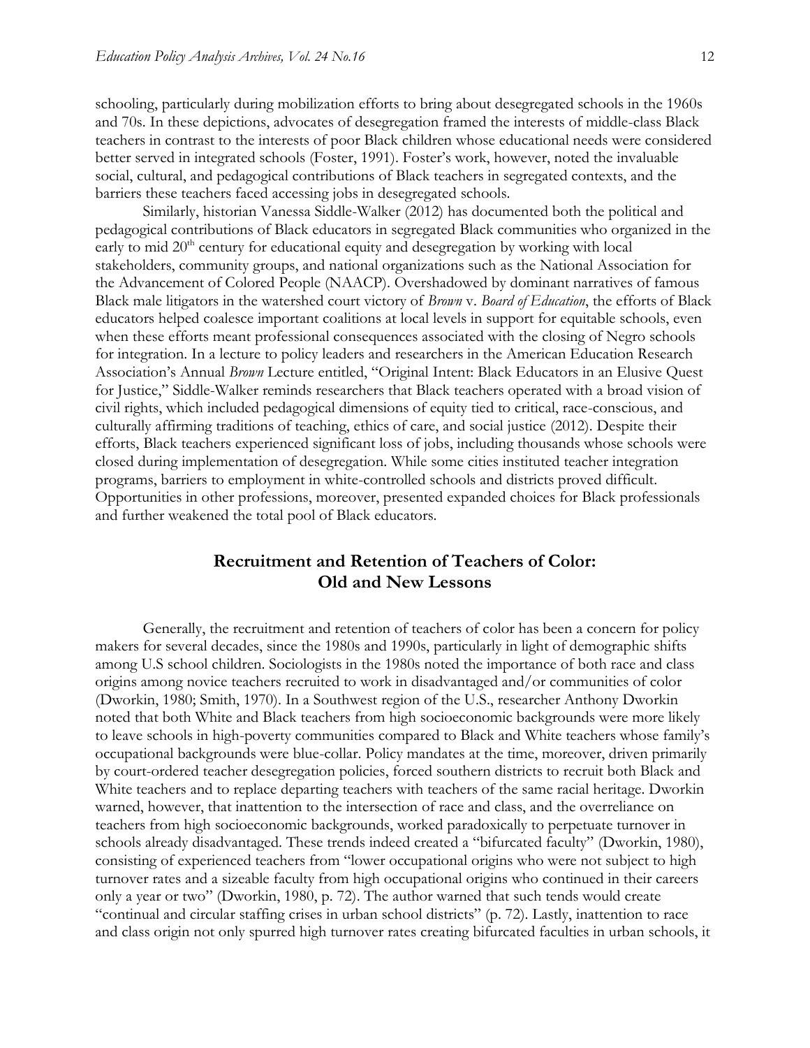schooling, particularly during mobilization efforts to bring about desegregated schools in the 1960s and 70s. In these depictions, advocates of desegregation framed the interests of middle-class Black teachers in contrast to the interests of poor Black children whose educational needs were considered better served in integrated schools (Foster, 1991). Foster's work, however, noted the invaluable social, cultural, and pedagogical contributions of Black teachers in segregated contexts, and the barriers these teachers faced accessing jobs in desegregated schools.

Similarly, historian Vanessa Siddle-Walker (2012) has documented both the political and pedagogical contributions of Black educators in segregated Black communities who organized in the early to mid 20th century for educational equity and desegregation by working with local stakeholders, community groups, and national organizations such as the National Association for the Advancement of Colored People (NAACP). Overshadowed by dominant narratives of famous Black male litigators in the watershed court victory of *Brown* v. *Board of Education*, the efforts of Black educators helped coalesce important coalitions at local levels in support for equitable schools, even when these efforts meant professional consequences associated with the closing of Negro schools for integration. In a lecture to policy leaders and researchers in the American Education Research Association's Annual *Brown* Lecture entitled, "Original Intent: Black Educators in an Elusive Quest for Justice," Siddle-Walker reminds researchers that Black teachers operated with a broad vision of civil rights, which included pedagogical dimensions of equity tied to critical, race-conscious, and culturally affirming traditions of teaching, ethics of care, and social justice (2012). Despite their efforts, Black teachers experienced significant loss of jobs, including thousands whose schools were closed during implementation of desegregation. While some cities instituted teacher integration programs, barriers to employment in white-controlled schools and districts proved difficult. Opportunities in other professions, moreover, presented expanded choices for Black professionals and further weakened the total pool of Black educators.

## Recruitment and Retention of Teachers of Color: Old and New Lessons

Generally, the recruitment and retention of teachers of color has been a concern for policy makers for several decades, since the 1980s and 1990s, particularly in light of demographic shifts among U.S school children. Sociologists in the 1980s noted the importance of both race and class origins among novice teachers recruited to work in disadvantaged and/or communities of color (Dworkin, 1980; Smith, 1970). In a Southwest region of the U.S., researcher Anthony Dworkin noted that both White and Black teachers from high socioeconomic backgrounds were more likely to leave schools in high-poverty communities compared to Black and White teachers whose family's occupational backgrounds were blue-collar. Policy mandates at the time, moreover, driven primarily by court-ordered teacher desegregation policies, forced southern districts to recruit both Black and White teachers and to replace departing teachers with teachers of the same racial heritage. Dworkin warned, however, that inattention to the intersection of race and class, and the overreliance on teachers from high socioeconomic backgrounds, worked paradoxically to perpetuate turnover in schools already disadvantaged. These trends indeed created a "bifurcated faculty" (Dworkin, 1980), consisting of experienced teachers from "lower occupational origins who were not subject to high turnover rates and a sizeable faculty from high occupational origins who continued in their careers only a year or two" (Dworkin, 1980, p. 72). The author warned that such tends would create "continual and circular staffing crises in urban school districts" (p. 72). Lastly, inattention to race and class origin not only spurred high turnover rates creating bifurcated faculties in urban schools, it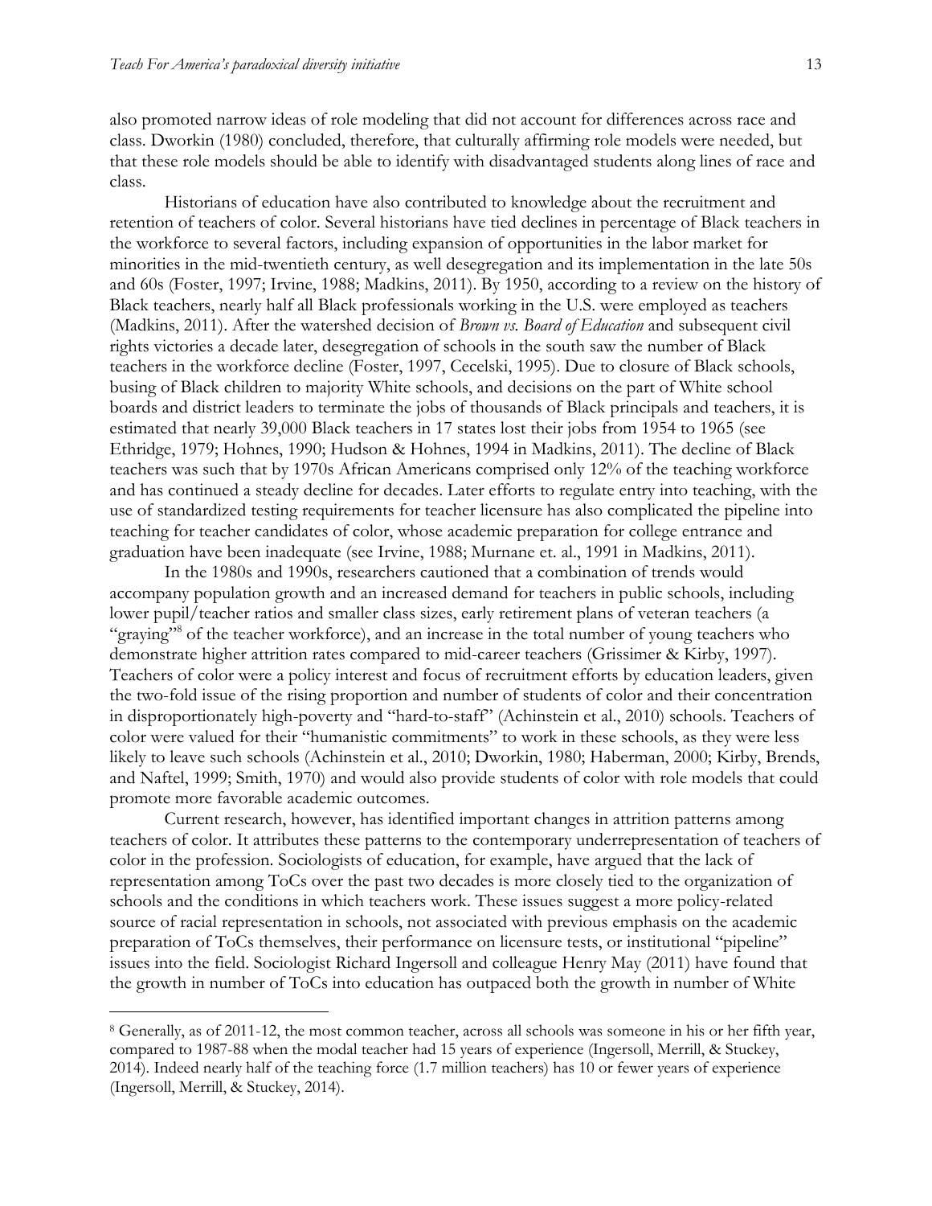also promoted narrow ideas of role modeling that did not account for differences across race and class. Dworkin (1980) concluded, therefore, that culturally affirming role models were needed, but that these role models should be able to identify with disadvantaged students along lines of race and class.

Historians of education have also contributed to knowledge about the recruitment and retention of teachers of color. Several historians have tied declines in percentage of Black teachers in the workforce to several factors, including expansion of opportunities in the labor market for minorities in the mid-twentieth century, as well desegregation and its implementation in the late 50s and 60s (Foster, 1997; Irvine, 1988; Madkins, 2011). By 1950, according to a review on the history of Black teachers, nearly half all Black professionals working in the U.S. were employed as teachers (Madkins, 2011). After the watershed decision of *Brown vs. Board of Education* and subsequent civil rights victories a decade later, desegregation of schools in the south saw the number of Black teachers in the workforce decline (Foster, 1997, Cecelski, 1995). Due to closure of Black schools, busing of Black children to majority White schools, and decisions on the part of White school boards and district leaders to terminate the jobs of thousands of Black principals and teachers, it is estimated that nearly 39,000 Black teachers in 17 states lost their jobs from 1954 to 1965 (see Ethridge, 1979; Hohnes, 1990; Hudson & Hohnes, 1994 in Madkins, 2011). The decline of Black teachers was such that by 1970s African Americans comprised only 12% of the teaching workforce and has continued a steady decline for decades. Later efforts to regulate entry into teaching, with the use of standardized testing requirements for teacher licensure has also complicated the pipeline into teaching for teacher candidates of color, whose academic preparation for college entrance and graduation have been inadequate (see Irvine, 1988; Murnane et. al., 1991 in Madkins, 2011).

In the 1980s and 1990s, researchers cautioned that a combination of trends would accompany population growth and an increased demand for teachers in public schools, including lower pupil/teacher ratios and smaller class sizes, early retirement plans of veteran teachers (a "graying"[8] of the teacher workforce), and an increase in the total number of young teachers who demonstrate higher attrition rates compared to mid-career teachers (Grissimer & Kirby, 1997). Teachers of color were a policy interest and focus of recruitment efforts by education leaders, given the two-fold issue of the rising proportion and number of students of color and their concentration in disproportionately high-poverty and "hard-to-staff" (Achinstein et al., 2010) schools. Teachers of color were valued for their "humanistic commitments" to work in these schools, as they were less likely to leave such schools (Achinstein et al., 2010; Dworkin, 1980; Haberman, 2000; Kirby, Brends, and Naftel, 1999; Smith, 1970) and would also provide students of color with role models that could promote more favorable academic outcomes.

Current research, however, has identified important changes in attrition patterns among teachers of color. It attributes these patterns to the contemporary underrepresentation of teachers of color in the profession. Sociologists of education, for example, have argued that the lack of representation among ToCs over the past two decades is more closely tied to the organization of schools and the conditions in which teachers work. These issues suggest a more policy-related source of racial representation in schools, not associated with previous emphasis on the academic preparation of ToCs themselves, their performance on licensure tests, or institutional "pipeline" issues into the field. Sociologist Richard Ingersoll and colleague Henry May (2011) have found that the growth in number of ToCs into education has outpaced both the growth in number of White

[8] Generally, as of 2011-12, the most common teacher, across all schools was someone in his or her fifth year, compared to 1987-88 when the modal teacher had 15 years of experience (Ingersoll, Merrill, & Stuckey, 2014). Indeed nearly half of the teaching force (1.7 million teachers) has 10 or fewer years of experience (Ingersoll, Merrill, & Stuckey, 2014).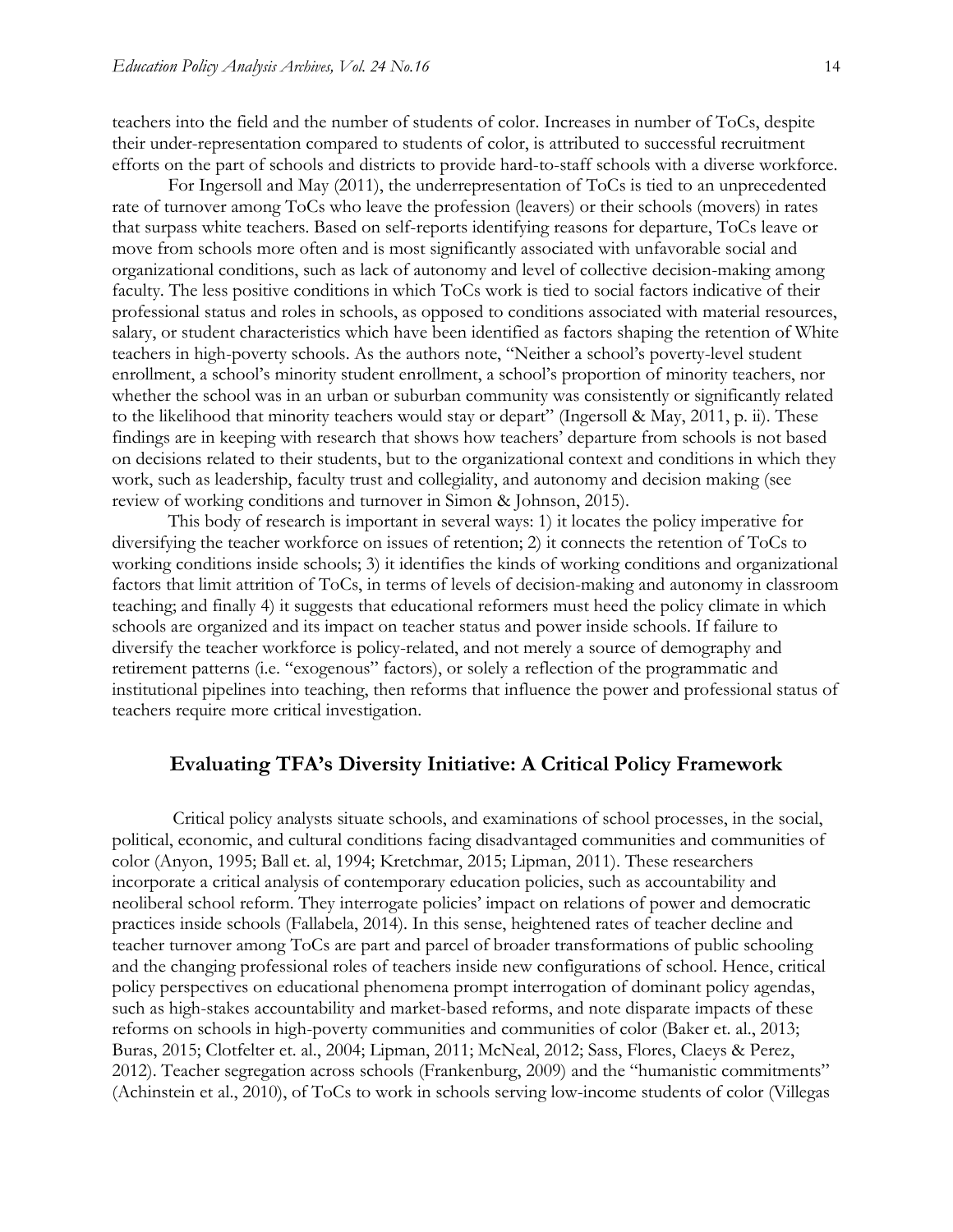teachers into the field and the number of students of color. Increases in number of ToCs, despite their under-representation compared to students of color, is attributed to successful recruitment efforts on the part of schools and districts to provide hard-to-staff schools with a diverse workforce.

For Ingersoll and May (2011), the underrepresentation of ToCs is tied to an unprecedented rate of turnover among ToCs who leave the profession (leavers) or their schools (movers) in rates that surpass white teachers. Based on self-reports identifying reasons for departure, ToCs leave or move from schools more often and is most significantly associated with unfavorable social and organizational conditions, such as lack of autonomy and level of collective decision-making among faculty. The less positive conditions in which ToCs work is tied to social factors indicative of their professional status and roles in schools, as opposed to conditions associated with material resources, salary, or student characteristics which have been identified as factors shaping the retention of White teachers in high-poverty schools. As the authors note, "Neither a school's poverty-level student enrollment, a school's minority student enrollment, a school's proportion of minority teachers, nor whether the school was in an urban or suburban community was consistently or significantly related to the likelihood that minority teachers would stay or depart" (Ingersoll & May, 2011, p. ii). These findings are in keeping with research that shows how teachers' departure from schools is not based on decisions related to their students, but to the organizational context and conditions in which they work, such as leadership, faculty trust and collegiality, and autonomy and decision making (see review of working conditions and turnover in Simon & Johnson, 2015).

This body of research is important in several ways: 1) it locates the policy imperative for diversifying the teacher workforce on issues of retention; 2) it connects the retention of ToCs to working conditions inside schools; 3) it identifies the kinds of working conditions and organizational factors that limit attrition of ToCs, in terms of levels of decision-making and autonomy in classroom teaching; and finally 4) it suggests that educational reformers must heed the policy climate in which schools are organized and its impact on teacher status and power inside schools. If failure to diversify the teacher workforce is policy-related, and not merely a source of demography and retirement patterns (i.e. "exogenous" factors), or solely a reflection of the programmatic and institutional pipelines into teaching, then reforms that influence the power and professional status of teachers require more critical investigation.

## Evaluating TFA's Diversity Initiative: A Critical Policy Framework

Critical policy analysts situate schools, and examinations of school processes, in the social, political, economic, and cultural conditions facing disadvantaged communities and communities of color (Anyon, 1995; Ball et. al, 1994; Kretchmar, 2015; Lipman, 2011). These researchers incorporate a critical analysis of contemporary education policies, such as accountability and neoliberal school reform. They interrogate policies' impact on relations of power and democratic practices inside schools (Fallabela, 2014). In this sense, heightened rates of teacher decline and teacher turnover among ToCs are part and parcel of broader transformations of public schooling and the changing professional roles of teachers inside new configurations of school. Hence, critical policy perspectives on educational phenomena prompt interrogation of dominant policy agendas, such as high-stakes accountability and market-based reforms, and note disparate impacts of these reforms on schools in high-poverty communities and communities of color (Baker et. al., 2013; Buras, 2015; Clotfelter et. al., 2004; Lipman, 2011; McNeal, 2012; Sass, Flores, Claeys & Perez, 2012). Teacher segregation across schools (Frankenburg, 2009) and the "humanistic commitments" (Achinstein et al., 2010), of ToCs to work in schools serving low-income students of color (Villegas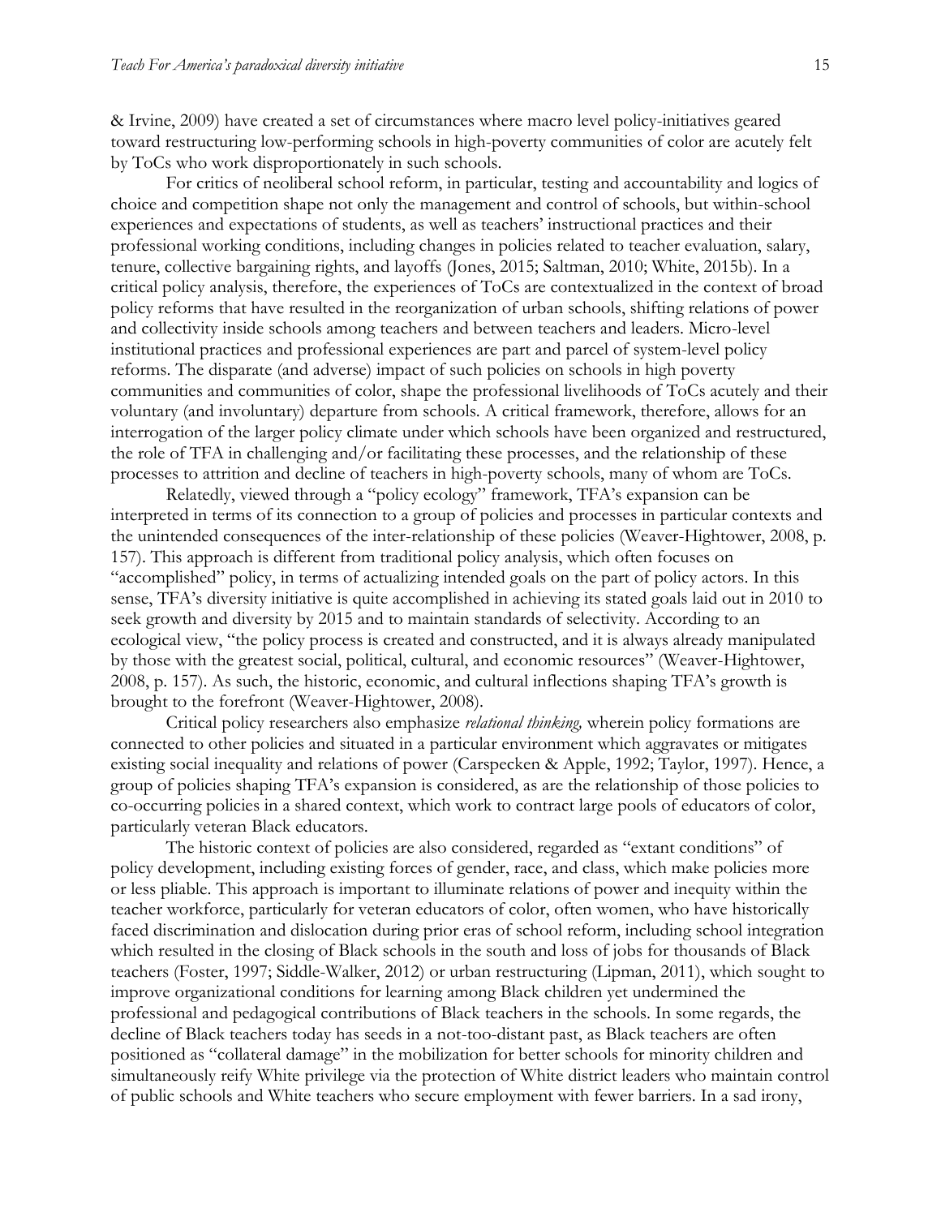& Irvine, 2009) have created a set of circumstances where macro level policy-initiatives geared toward restructuring low-performing schools in high-poverty communities of color are acutely felt by ToCs who work disproportionately in such schools.

For critics of neoliberal school reform, in particular, testing and accountability and logics of choice and competition shape not only the management and control of schools, but within-school experiences and expectations of students, as well as teachers' instructional practices and their professional working conditions, including changes in policies related to teacher evaluation, salary, tenure, collective bargaining rights, and layoffs (Jones, 2015; Saltman, 2010; White, 2015b). In a critical policy analysis, therefore, the experiences of ToCs are contextualized in the context of broad policy reforms that have resulted in the reorganization of urban schools, shifting relations of power and collectivity inside schools among teachers and between teachers and leaders. Micro-level institutional practices and professional experiences are part and parcel of system-level policy reforms. The disparate (and adverse) impact of such policies on schools in high poverty communities and communities of color, shape the professional livelihoods of ToCs acutely and their voluntary (and involuntary) departure from schools. A critical framework, therefore, allows for an interrogation of the larger policy climate under which schools have been organized and restructured, the role of TFA in challenging and/or facilitating these processes, and the relationship of these processes to attrition and decline of teachers in high-poverty schools, many of whom are ToCs.

Relatedly, viewed through a "policy ecology" framework, TFA's expansion can be interpreted in terms of its connection to a group of policies and processes in particular contexts and the unintended consequences of the inter-relationship of these policies (Weaver-Hightower, 2008, p. 157). This approach is different from traditional policy analysis, which often focuses on "accomplished" policy, in terms of actualizing intended goals on the part of policy actors. In this sense, TFA's diversity initiative is quite accomplished in achieving its stated goals laid out in 2010 to seek growth and diversity by 2015 and to maintain standards of selectivity. According to an ecological view, "the policy process is created and constructed, and it is always already manipulated by those with the greatest social, political, cultural, and economic resources" (Weaver-Hightower, 2008, p. 157). As such, the historic, economic, and cultural inflections shaping TFA's growth is brought to the forefront (Weaver-Hightower, 2008).

Critical policy researchers also emphasize *relational thinking,* wherein policy formations are connected to other policies and situated in a particular environment which aggravates or mitigates existing social inequality and relations of power (Carspecken & Apple, 1992; Taylor, 1997). Hence, a group of policies shaping TFA's expansion is considered, as are the relationship of those policies to co-occurring policies in a shared context, which work to contract large pools of educators of color, particularly veteran Black educators.

The historic context of policies are also considered, regarded as "extant conditions" of policy development, including existing forces of gender, race, and class, which make policies more or less pliable. This approach is important to illuminate relations of power and inequity within the teacher workforce, particularly for veteran educators of color, often women, who have historically faced discrimination and dislocation during prior eras of school reform, including school integration which resulted in the closing of Black schools in the south and loss of jobs for thousands of Black teachers (Foster, 1997; Siddle-Walker, 2012) or urban restructuring (Lipman, 2011), which sought to improve organizational conditions for learning among Black children yet undermined the professional and pedagogical contributions of Black teachers in the schools. In some regards, the decline of Black teachers today has seeds in a not-too-distant past, as Black teachers are often positioned as "collateral damage" in the mobilization for better schools for minority children and simultaneously reify White privilege via the protection of White district leaders who maintain control of public schools and White teachers who secure employment with fewer barriers. In a sad irony,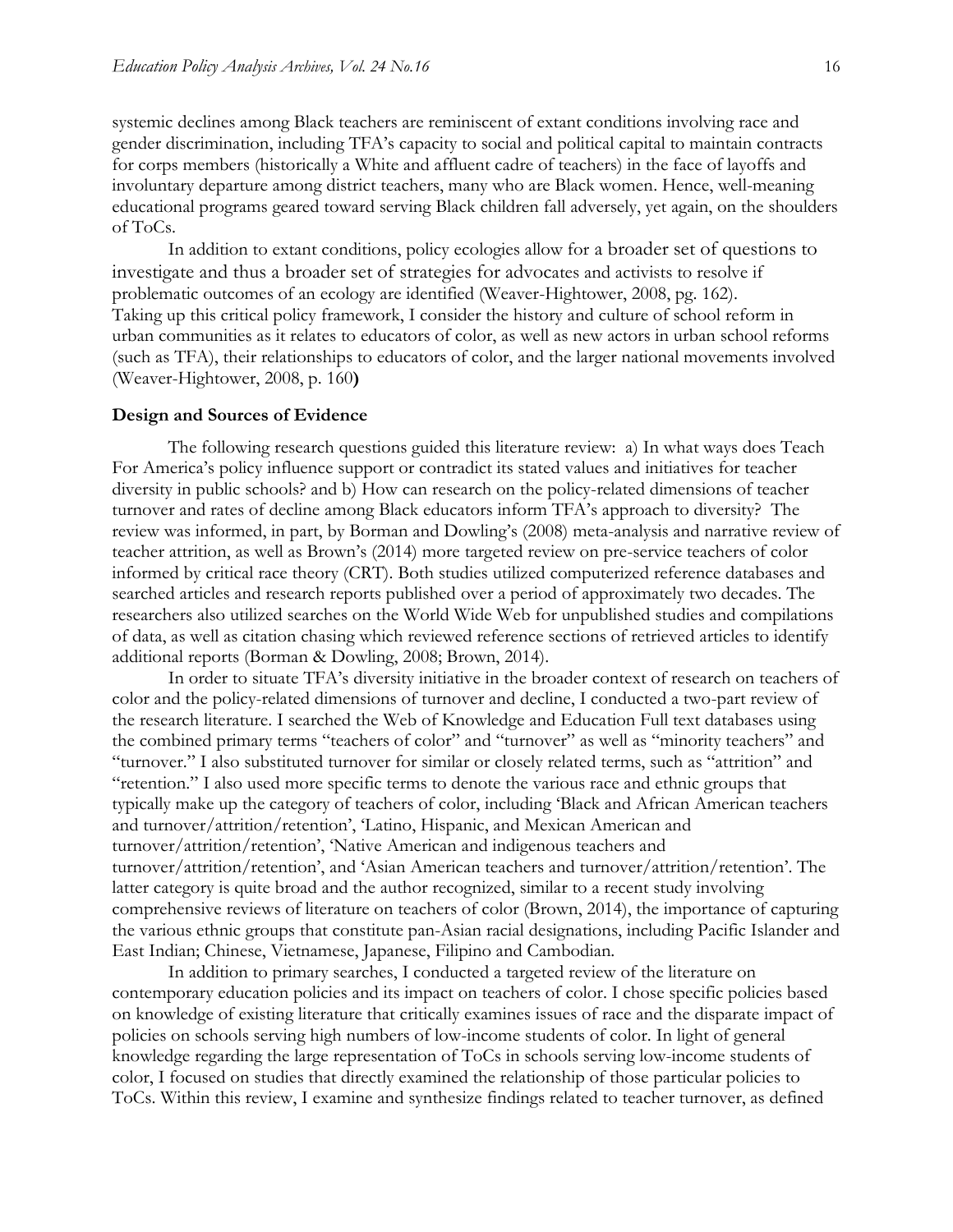systemic declines among Black teachers are reminiscent of extant conditions involving race and gender discrimination, including TFA's capacity to social and political capital to maintain contracts for corps members (historically a White and affluent cadre of teachers) in the face of layoffs and involuntary departure among district teachers, many who are Black women. Hence, well-meaning educational programs geared toward serving Black children fall adversely, yet again, on the shoulders of ToCs.

In addition to extant conditions, policy ecologies allow for a broader set of questions to investigate and thus a broader set of strategies for advocates and activists to resolve if problematic outcomes of an ecology are identified (Weaver-Hightower, 2008, pg. 162). Taking up this critical policy framework, I consider the history and culture of school reform in urban communities as it relates to educators of color, as well as new actors in urban school reforms (such as TFA), their relationships to educators of color, and the larger national movements involved (Weaver-Hightower, 2008, p. 160**)**

### Design and Sources of Evidence

The following research questions guided this literature review: a) In what ways does Teach For America's policy influence support or contradict its stated values and initiatives for teacher diversity in public schools? and b) How can research on the policy-related dimensions of teacher turnover and rates of decline among Black educators inform TFA's approach to diversity? The review was informed, in part, by Borman and Dowling's (2008) meta-analysis and narrative review of teacher attrition, as well as Brown's (2014) more targeted review on pre-service teachers of color informed by critical race theory (CRT). Both studies utilized computerized reference databases and searched articles and research reports published over a period of approximately two decades. The researchers also utilized searches on the World Wide Web for unpublished studies and compilations of data, as well as citation chasing which reviewed reference sections of retrieved articles to identify additional reports (Borman & Dowling, 2008; Brown, 2014).

In order to situate TFA's diversity initiative in the broader context of research on teachers of color and the policy-related dimensions of turnover and decline, I conducted a two-part review of the research literature. I searched the Web of Knowledge and Education Full text databases using the combined primary terms "teachers of color" and "turnover" as well as "minority teachers" and "turnover." I also substituted turnover for similar or closely related terms, such as "attrition" and "retention." I also used more specific terms to denote the various race and ethnic groups that typically make up the category of teachers of color, including 'Black and African American teachers and turnover/attrition/retention', 'Latino, Hispanic, and Mexican American and turnover/attrition/retention', 'Native American and indigenous teachers and turnover/attrition/retention', and 'Asian American teachers and turnover/attrition/retention'. The latter category is quite broad and the author recognized, similar to a recent study involving comprehensive reviews of literature on teachers of color (Brown, 2014), the importance of capturing the various ethnic groups that constitute pan-Asian racial designations, including Pacific Islander and East Indian; Chinese, Vietnamese, Japanese, Filipino and Cambodian.

In addition to primary searches, I conducted a targeted review of the literature on contemporary education policies and its impact on teachers of color. I chose specific policies based on knowledge of existing literature that critically examines issues of race and the disparate impact of policies on schools serving high numbers of low-income students of color. In light of general knowledge regarding the large representation of ToCs in schools serving low-income students of color, I focused on studies that directly examined the relationship of those particular policies to ToCs. Within this review, I examine and synthesize findings related to teacher turnover, as defined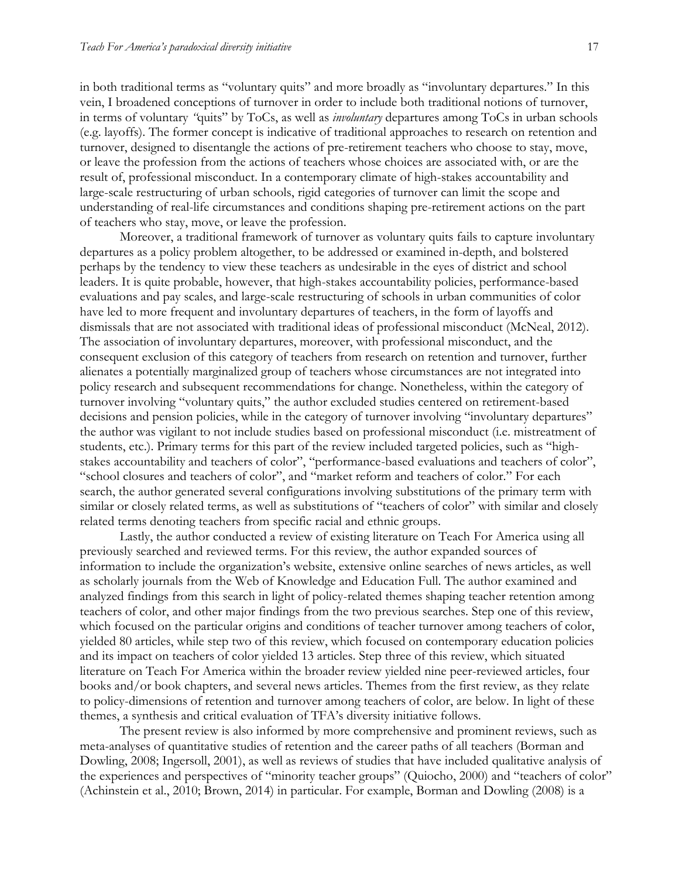in both traditional terms as "voluntary quits" and more broadly as "involuntary departures." In this vein, I broadened conceptions of turnover in order to include both traditional notions of turnover, in terms of voluntary "quits" by ToCs, as well as *involuntary* departures among ToCs in urban schools (e.g. layoffs). The former concept is indicative of traditional approaches to research on retention and turnover, designed to disentangle the actions of pre-retirement teachers who choose to stay, move, or leave the profession from the actions of teachers whose choices are associated with, or are the result of, professional misconduct. In a contemporary climate of high-stakes accountability and large-scale restructuring of urban schools, rigid categories of turnover can limit the scope and understanding of real-life circumstances and conditions shaping pre-retirement actions on the part of teachers who stay, move, or leave the profession.

Moreover, a traditional framework of turnover as voluntary quits fails to capture involuntary departures as a policy problem altogether, to be addressed or examined in-depth, and bolstered perhaps by the tendency to view these teachers as undesirable in the eyes of district and school leaders. It is quite probable, however, that high-stakes accountability policies, performance-based evaluations and pay scales, and large-scale restructuring of schools in urban communities of color have led to more frequent and involuntary departures of teachers, in the form of layoffs and dismissals that are not associated with traditional ideas of professional misconduct (McNeal, 2012). The association of involuntary departures, moreover, with professional misconduct, and the consequent exclusion of this category of teachers from research on retention and turnover, further alienates a potentially marginalized group of teachers whose circumstances are not integrated into policy research and subsequent recommendations for change. Nonetheless, within the category of turnover involving "voluntary quits," the author excluded studies centered on retirement-based decisions and pension policies, while in the category of turnover involving "involuntary departures" the author was vigilant to not include studies based on professional misconduct (i.e. mistreatment of students, etc.). Primary terms for this part of the review included targeted policies, such as "high-stakes accountability and teachers of color", "performance-based evaluations and teachers of color", "school closures and teachers of color", and "market reform and teachers of color." For each search, the author generated several configurations involving substitutions of the primary term with similar or closely related terms, as well as substitutions of "teachers of color" with similar and closely related terms denoting teachers from specific racial and ethnic groups.

Lastly, the author conducted a review of existing literature on Teach For America using all previously searched and reviewed terms. For this review, the author expanded sources of information to include the organization's website, extensive online searches of news articles, as well as scholarly journals from the Web of Knowledge and Education Full. The author examined and analyzed findings from this search in light of policy-related themes shaping teacher retention among teachers of color, and other major findings from the two previous searches. Step one of this review, which focused on the particular origins and conditions of teacher turnover among teachers of color, yielded 80 articles, while step two of this review, which focused on contemporary education policies and its impact on teachers of color yielded 13 articles. Step three of this review, which situated literature on Teach For America within the broader review yielded nine peer-reviewed articles, four books and/or book chapters, and several news articles. Themes from the first review, as they relate to policy-dimensions of retention and turnover among teachers of color, are below. In light of these themes, a synthesis and critical evaluation of TFA's diversity initiative follows.

The present review is also informed by more comprehensive and prominent reviews, such as meta-analyses of quantitative studies of retention and the career paths of all teachers (Borman and Dowling, 2008; Ingersoll, 2001), as well as reviews of studies that have included qualitative analysis of the experiences and perspectives of "minority teacher groups" (Quiocho, 2000) and "teachers of color" (Achinstein et al., 2010; Brown, 2014) in particular. For example, Borman and Dowling (2008) is a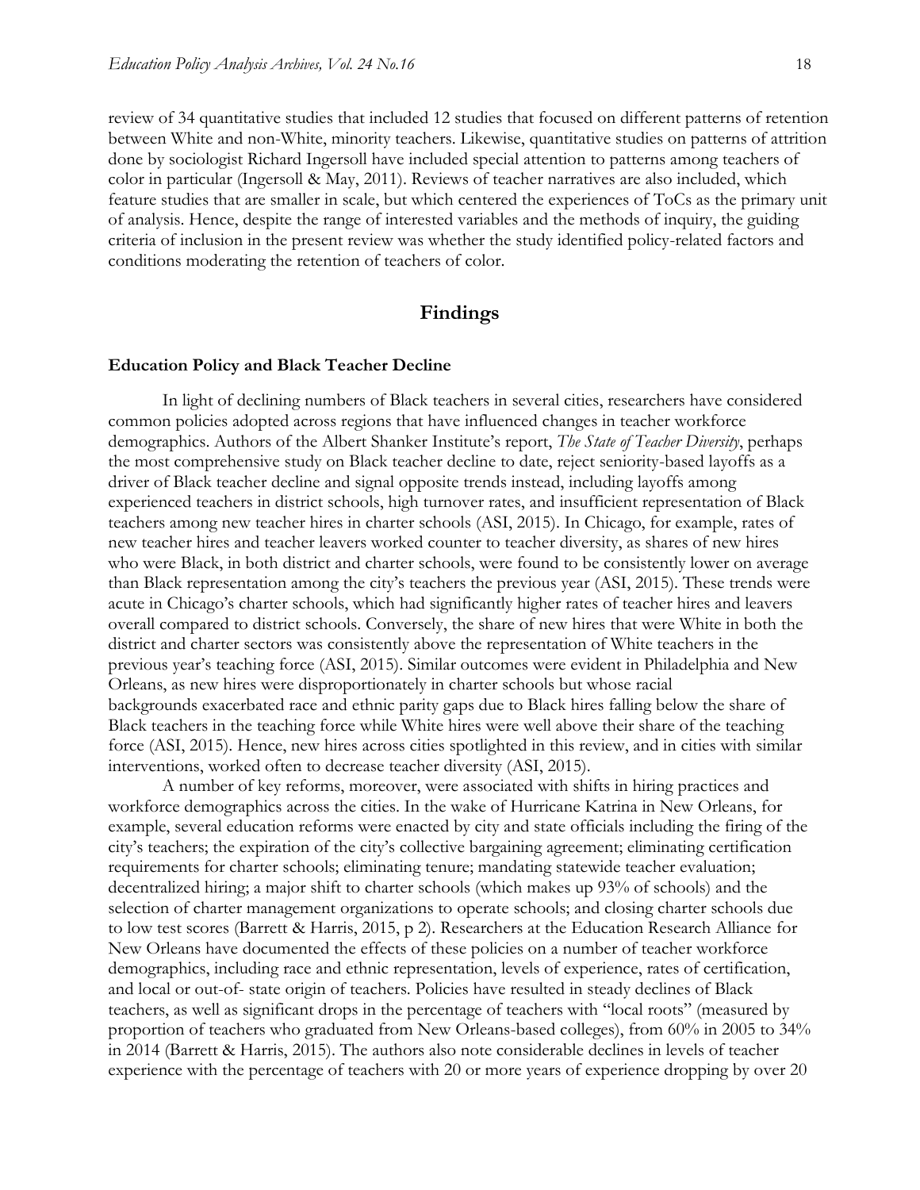review of 34 quantitative studies that included 12 studies that focused on different patterns of retention between White and non-White, minority teachers. Likewise, quantitative studies on patterns of attrition done by sociologist Richard Ingersoll have included special attention to patterns among teachers of color in particular (Ingersoll & May, 2011). Reviews of teacher narratives are also included, which feature studies that are smaller in scale, but which centered the experiences of ToCs as the primary unit of analysis. Hence, despite the range of interested variables and the methods of inquiry, the guiding criteria of inclusion in the present review was whether the study identified policy-related factors and conditions moderating the retention of teachers of color.

## Findings

### Education Policy and Black Teacher Decline

In light of declining numbers of Black teachers in several cities, researchers have considered common policies adopted across regions that have influenced changes in teacher workforce demographics. Authors of the Albert Shanker Institute's report, *The State of Teacher Diversity*, perhaps the most comprehensive study on Black teacher decline to date, reject seniority-based layoffs as a driver of Black teacher decline and signal opposite trends instead, including layoffs among experienced teachers in district schools, high turnover rates, and insufficient representation of Black teachers among new teacher hires in charter schools (ASI, 2015). In Chicago, for example, rates of new teacher hires and teacher leavers worked counter to teacher diversity, as shares of new hires who were Black, in both district and charter schools, were found to be consistently lower on average than Black representation among the city's teachers the previous year (ASI, 2015). These trends were acute in Chicago's charter schools, which had significantly higher rates of teacher hires and leavers overall compared to district schools. Conversely, the share of new hires that were White in both the district and charter sectors was consistently above the representation of White teachers in the previous year's teaching force (ASI, 2015). Similar outcomes were evident in Philadelphia and New Orleans, as new hires were disproportionately in charter schools but whose racial backgrounds exacerbated race and ethnic parity gaps due to Black hires falling below the share of Black teachers in the teaching force while White hires were well above their share of the teaching force (ASI, 2015). Hence, new hires across cities spotlighted in this review, and in cities with similar interventions, worked often to decrease teacher diversity (ASI, 2015).

A number of key reforms, moreover, were associated with shifts in hiring practices and workforce demographics across the cities. In the wake of Hurricane Katrina in New Orleans, for example, several education reforms were enacted by city and state officials including the firing of the city's teachers; the expiration of the city's collective bargaining agreement; eliminating certification requirements for charter schools; eliminating tenure; mandating statewide teacher evaluation; decentralized hiring; a major shift to charter schools (which makes up 93% of schools) and the selection of charter management organizations to operate schools; and closing charter schools due to low test scores (Barrett & Harris, 2015, p 2). Researchers at the Education Research Alliance for New Orleans have documented the effects of these policies on a number of teacher workforce demographics, including race and ethnic representation, levels of experience, rates of certification, and local or out-of- state origin of teachers. Policies have resulted in steady declines of Black teachers, as well as significant drops in the percentage of teachers with "local roots" (measured by proportion of teachers who graduated from New Orleans-based colleges), from 60% in 2005 to 34% in 2014 (Barrett & Harris, 2015). The authors also note considerable declines in levels of teacher experience with the percentage of teachers with 20 or more years of experience dropping by over 20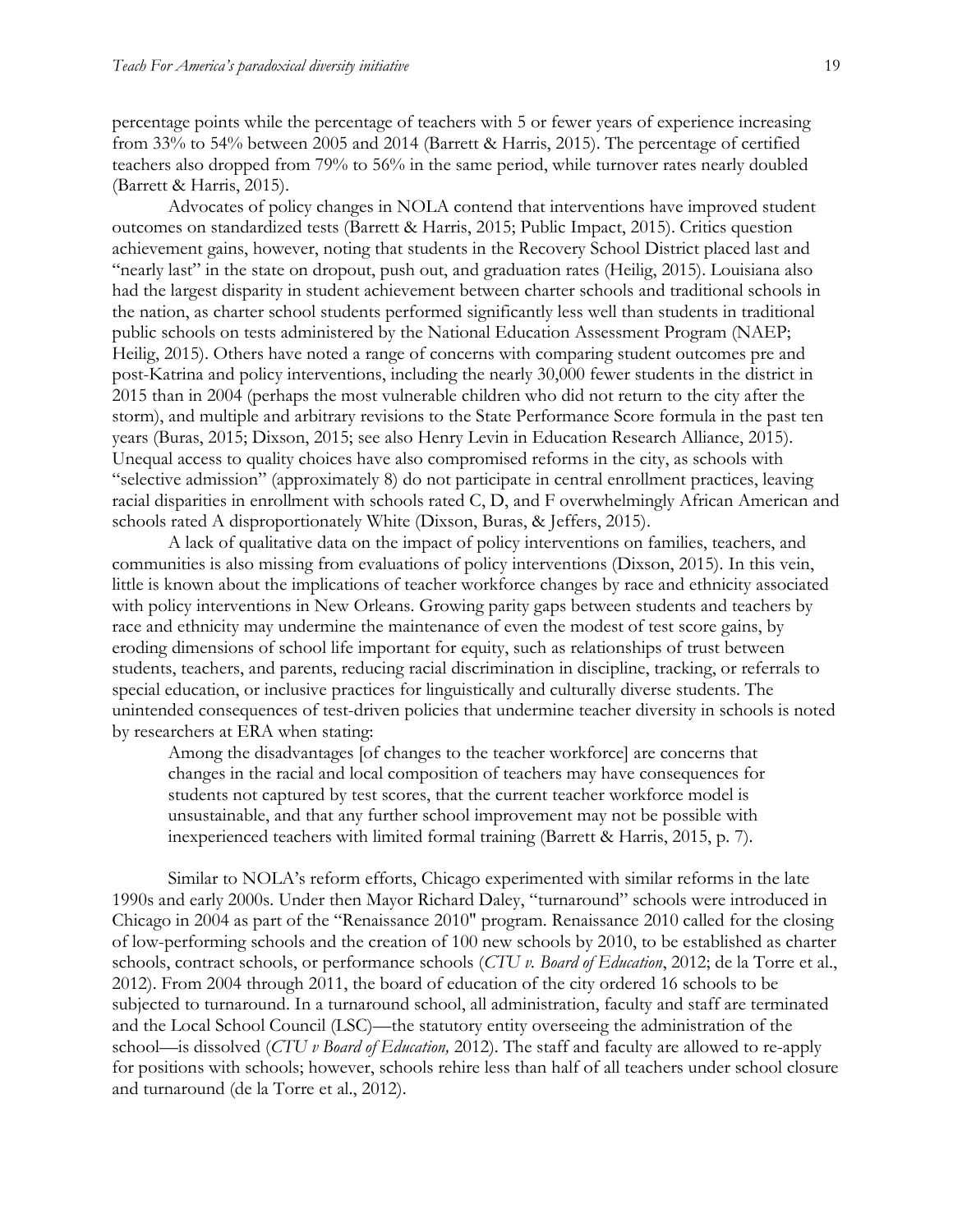percentage points while the percentage of teachers with 5 or fewer years of experience increasing from 33% to 54% between 2005 and 2014 (Barrett & Harris, 2015). The percentage of certified teachers also dropped from 79% to 56% in the same period, while turnover rates nearly doubled (Barrett & Harris, 2015).

Advocates of policy changes in NOLA contend that interventions have improved student outcomes on standardized tests (Barrett & Harris, 2015; Public Impact, 2015). Critics question achievement gains, however, noting that students in the Recovery School District placed last and "nearly last" in the state on dropout, push out, and graduation rates (Heilig, 2015). Louisiana also had the largest disparity in student achievement between charter schools and traditional schools in the nation, as charter school students performed significantly less well than students in traditional public schools on tests administered by the National Education Assessment Program (NAEP; Heilig, 2015). Others have noted a range of concerns with comparing student outcomes pre and post-Katrina and policy interventions, including the nearly 30,000 fewer students in the district in 2015 than in 2004 (perhaps the most vulnerable children who did not return to the city after the storm), and multiple and arbitrary revisions to the State Performance Score formula in the past ten years (Buras, 2015; Dixson, 2015; see also Henry Levin in Education Research Alliance, 2015). Unequal access to quality choices have also compromised reforms in the city, as schools with "selective admission" (approximately 8) do not participate in central enrollment practices, leaving racial disparities in enrollment with schools rated C, D, and F overwhelmingly African American and schools rated A disproportionately White (Dixson, Buras, & Jeffers, 2015).

A lack of qualitative data on the impact of policy interventions on families, teachers, and communities is also missing from evaluations of policy interventions (Dixson, 2015). In this vein, little is known about the implications of teacher workforce changes by race and ethnicity associated with policy interventions in New Orleans. Growing parity gaps between students and teachers by race and ethnicity may undermine the maintenance of even the modest of test score gains, by eroding dimensions of school life important for equity, such as relationships of trust between students, teachers, and parents, reducing racial discrimination in discipline, tracking, or referrals to special education, or inclusive practices for linguistically and culturally diverse students. The unintended consequences of test-driven policies that undermine teacher diversity in schools is noted by researchers at ERA when stating:

> Among the disadvantages [of changes to the teacher workforce] are concerns that changes in the racial and local composition of teachers may have consequences for students not captured by test scores, that the current teacher workforce model is unsustainable, and that any further school improvement may not be possible with inexperienced teachers with limited formal training (Barrett & Harris, 2015, p. 7).

Similar to NOLA's reform efforts, Chicago experimented with similar reforms in the late 1990s and early 2000s. Under then Mayor Richard Daley, "turnaround" schools were introduced in Chicago in 2004 as part of the "Renaissance 2010" program. Renaissance 2010 called for the closing of low-performing schools and the creation of 100 new schools by 2010, to be established as charter schools, contract schools, or performance schools (*CTU v. Board of Education*, 2012; de la Torre et al., 2012). From 2004 through 2011, the board of education of the city ordered 16 schools to be subjected to turnaround. In a turnaround school, all administration, faculty and staff are terminated and the Local School Council (LSC)—the statutory entity overseeing the administration of the school—is dissolved (*CTU v Board of Education,* 2012). The staff and faculty are allowed to re-apply for positions with schools; however, schools rehire less than half of all teachers under school closure and turnaround (de la Torre et al., 2012).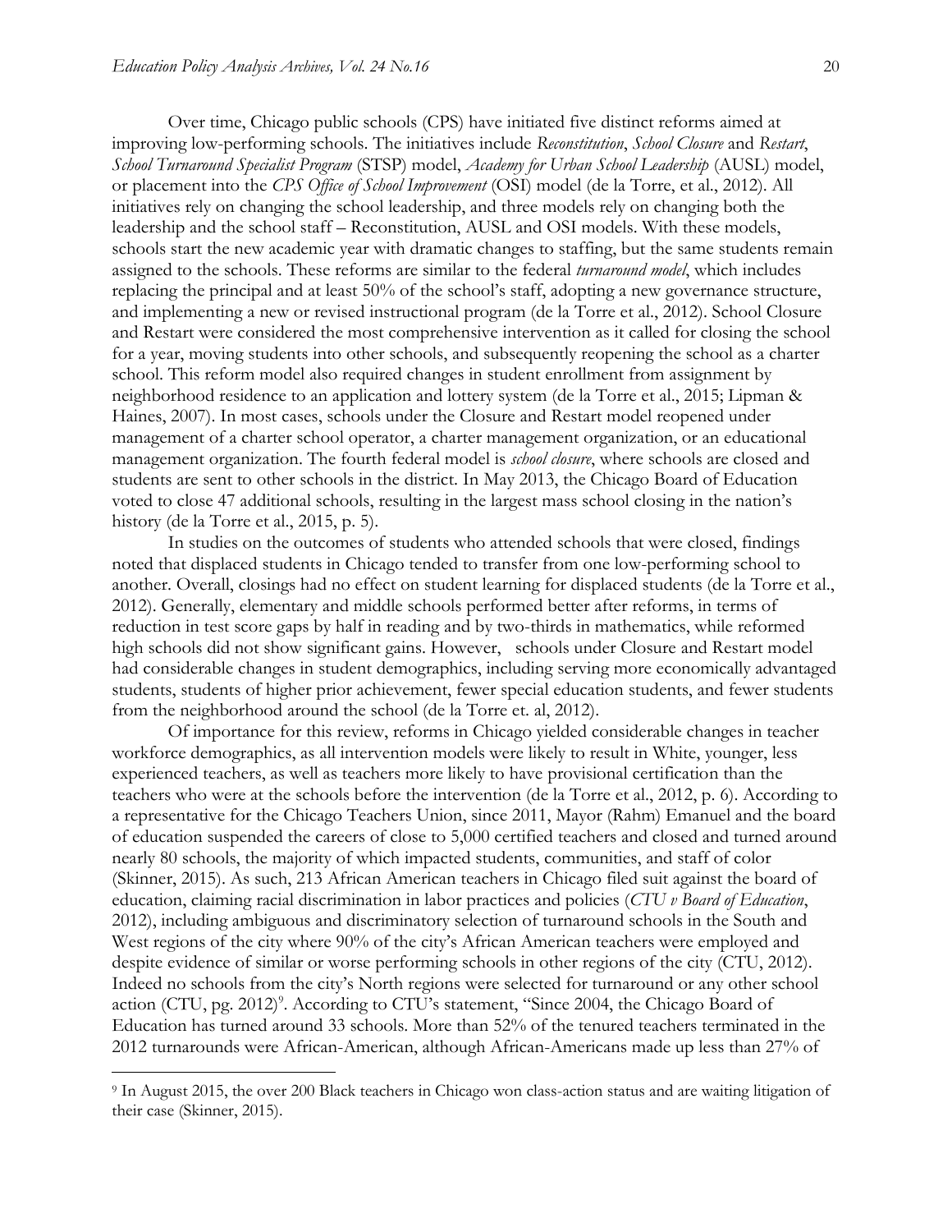Over time, Chicago public schools (CPS) have initiated five distinct reforms aimed at improving low-performing schools. The initiatives include *Reconstitution*, *School Closure* and *Restart*, *School Turnaround Specialist Program* (STSP) model, *Academy for Urban School Leadership* (AUSL) model, or placement into the *CPS Office of School Improvement* (OSI) model (de la Torre, et al., 2012). All initiatives rely on changing the school leadership, and three models rely on changing both the leadership and the school staff – Reconstitution, AUSL and OSI models. With these models, schools start the new academic year with dramatic changes to staffing, but the same students remain assigned to the schools. These reforms are similar to the federal *turnaround model*, which includes replacing the principal and at least 50% of the school's staff, adopting a new governance structure, and implementing a new or revised instructional program (de la Torre et al., 2012). School Closure and Restart were considered the most comprehensive intervention as it called for closing the school for a year, moving students into other schools, and subsequently reopening the school as a charter school. This reform model also required changes in student enrollment from assignment by neighborhood residence to an application and lottery system (de la Torre et al., 2015; Lipman & Haines, 2007). In most cases, schools under the Closure and Restart model reopened under management of a charter school operator, a charter management organization, or an educational management organization. The fourth federal model is *school closure*, where schools are closed and students are sent to other schools in the district. In May 2013, the Chicago Board of Education voted to close 47 additional schools, resulting in the largest mass school closing in the nation's history (de la Torre et al., 2015, p. 5).

In studies on the outcomes of students who attended schools that were closed, findings noted that displaced students in Chicago tended to transfer from one low-performing school to another. Overall, closings had no effect on student learning for displaced students (de la Torre et al., 2012). Generally, elementary and middle schools performed better after reforms, in terms of reduction in test score gaps by half in reading and by two-thirds in mathematics, while reformed high schools did not show significant gains. However, schools under Closure and Restart model had considerable changes in student demographics, including serving more economically advantaged students, students of higher prior achievement, fewer special education students, and fewer students from the neighborhood around the school (de la Torre et. al, 2012).

Of importance for this review, reforms in Chicago yielded considerable changes in teacher workforce demographics, as all intervention models were likely to result in White, younger, less experienced teachers, as well as teachers more likely to have provisional certification than the teachers who were at the schools before the intervention (de la Torre et al., 2012, p. 6). According to a representative for the Chicago Teachers Union, since 2011, Mayor (Rahm) Emanuel and the board of education suspended the careers of close to 5,000 certified teachers and closed and turned around nearly 80 schools, the majority of which impacted students, communities, and staff of color (Skinner, 2015). As such, 213 African American teachers in Chicago filed suit against the board of education, claiming racial discrimination in labor practices and policies (*CTU v Board of Education*, 2012), including ambiguous and discriminatory selection of turnaround schools in the South and West regions of the city where 90% of the city's African American teachers were employed and despite evidence of similar or worse performing schools in other regions of the city (CTU, 2012). Indeed no schools from the city's North regions were selected for turnaround or any other school action (CTU, pg. 2012)[9]. According to CTU's statement, "Since 2004, the Chicago Board of Education has turned around 33 schools. More than 52% of the tenured teachers terminated in the 2012 turnarounds were African-American, although African-Americans made up less than 27% of

[9] In August 2015, the over 200 Black teachers in Chicago won class-action status and are waiting litigation of their case (Skinner, 2015).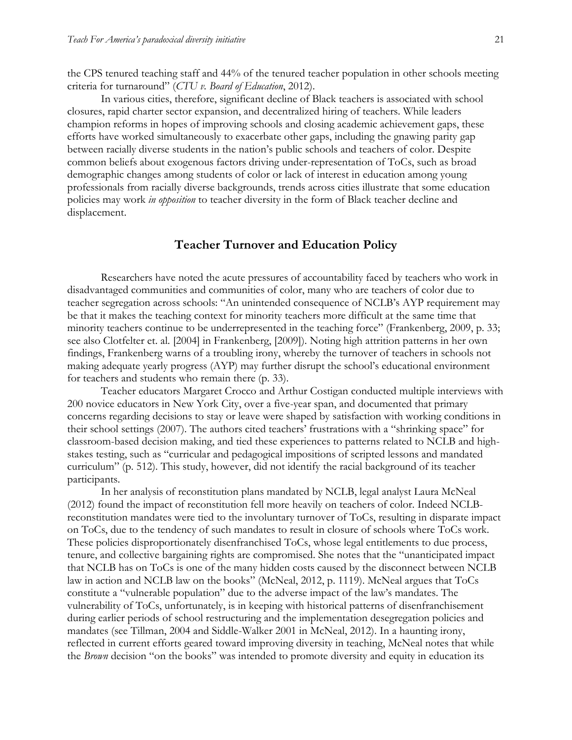the CPS tenured teaching staff and 44% of the tenured teacher population in other schools meeting criteria for turnaround" (*CTU v. Board of Education*, 2012).

In various cities, therefore, significant decline of Black teachers is associated with school closures, rapid charter sector expansion, and decentralized hiring of teachers. While leaders champion reforms in hopes of improving schools and closing academic achievement gaps, these efforts have worked simultaneously to exacerbate other gaps, including the gnawing parity gap between racially diverse students in the nation's public schools and teachers of color. Despite common beliefs about exogenous factors driving under-representation of ToCs, such as broad demographic changes among students of color or lack of interest in education among young professionals from racially diverse backgrounds, trends across cities illustrate that some education policies may work *in opposition* to teacher diversity in the form of Black teacher decline and displacement.

## Teacher Turnover and Education Policy

Researchers have noted the acute pressures of accountability faced by teachers who work in disadvantaged communities and communities of color, many who are teachers of color due to teacher segregation across schools: "An unintended consequence of NCLB's AYP requirement may be that it makes the teaching context for minority teachers more difficult at the same time that minority teachers continue to be underrepresented in the teaching force" (Frankenberg, 2009, p. 33; see also Clotfelter et. al. [2004] in Frankenberg, [2009]). Noting high attrition patterns in her own findings, Frankenberg warns of a troubling irony, whereby the turnover of teachers in schools not making adequate yearly progress (AYP) may further disrupt the school's educational environment for teachers and students who remain there (p. 33).

Teacher educators Margaret Crocco and Arthur Costigan conducted multiple interviews with 200 novice educators in New York City, over a five-year span, and documented that primary concerns regarding decisions to stay or leave were shaped by satisfaction with working conditions in their school settings (2007). The authors cited teachers' frustrations with a "shrinking space" for classroom-based decision making, and tied these experiences to patterns related to NCLB and high-stakes testing, such as "curricular and pedagogical impositions of scripted lessons and mandated curriculum" (p. 512). This study, however, did not identify the racial background of its teacher participants.

In her analysis of reconstitution plans mandated by NCLB, legal analyst Laura McNeal (2012) found the impact of reconstitution fell more heavily on teachers of color. Indeed NCLB-reconstitution mandates were tied to the involuntary turnover of ToCs, resulting in disparate impact on ToCs, due to the tendency of such mandates to result in closure of schools where ToCs work. These policies disproportionately disenfranchised ToCs, whose legal entitlements to due process, tenure, and collective bargaining rights are compromised. She notes that the "unanticipated impact that NCLB has on ToCs is one of the many hidden costs caused by the disconnect between NCLB law in action and NCLB law on the books" (McNeal, 2012, p. 1119). McNeal argues that ToCs constitute a "vulnerable population" due to the adverse impact of the law's mandates. The vulnerability of ToCs, unfortunately, is in keeping with historical patterns of disenfranchisement during earlier periods of school restructuring and the implementation desegregation policies and mandates (see Tillman, 2004 and Siddle-Walker 2001 in McNeal, 2012). In a haunting irony, reflected in current efforts geared toward improving diversity in teaching, McNeal notes that while the *Brown* decision "on the books" was intended to promote diversity and equity in education its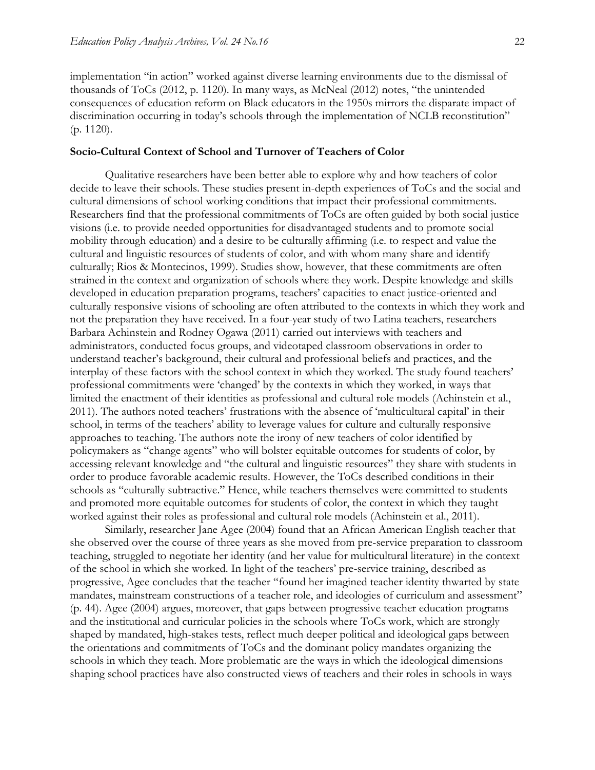implementation "in action" worked against diverse learning environments due to the dismissal of thousands of ToCs (2012, p. 1120). In many ways, as McNeal (2012) notes, "the unintended consequences of education reform on Black educators in the 1950s mirrors the disparate impact of discrimination occurring in today's schools through the implementation of NCLB reconstitution" (p. 1120).

### Socio-Cultural Context of School and Turnover of Teachers of Color

Qualitative researchers have been better able to explore why and how teachers of color decide to leave their schools. These studies present in-depth experiences of ToCs and the social and cultural dimensions of school working conditions that impact their professional commitments. Researchers find that the professional commitments of ToCs are often guided by both social justice visions (i.e. to provide needed opportunities for disadvantaged students and to promote social mobility through education) and a desire to be culturally affirming (i.e. to respect and value the cultural and linguistic resources of students of color, and with whom many share and identify culturally; Rios & Montecinos, 1999). Studies show, however, that these commitments are often strained in the context and organization of schools where they work. Despite knowledge and skills developed in education preparation programs, teachers' capacities to enact justice-oriented and culturally responsive visions of schooling are often attributed to the contexts in which they work and not the preparation they have received. In a four-year study of two Latina teachers, researchers Barbara Achinstein and Rodney Ogawa (2011) carried out interviews with teachers and administrators, conducted focus groups, and videotaped classroom observations in order to understand teacher's background, their cultural and professional beliefs and practices, and the interplay of these factors with the school context in which they worked. The study found teachers' professional commitments were 'changed' by the contexts in which they worked, in ways that limited the enactment of their identities as professional and cultural role models (Achinstein et al., 2011). The authors noted teachers' frustrations with the absence of 'multicultural capital' in their school, in terms of the teachers' ability to leverage values for culture and culturally responsive approaches to teaching. The authors note the irony of new teachers of color identified by policymakers as "change agents" who will bolster equitable outcomes for students of color, by accessing relevant knowledge and "the cultural and linguistic resources" they share with students in order to produce favorable academic results. However, the ToCs described conditions in their schools as "culturally subtractive." Hence, while teachers themselves were committed to students and promoted more equitable outcomes for students of color, the context in which they taught worked against their roles as professional and cultural role models (Achinstein et al., 2011).

Similarly, researcher Jane Agee (2004) found that an African American English teacher that she observed over the course of three years as she moved from pre-service preparation to classroom teaching, struggled to negotiate her identity (and her value for multicultural literature) in the context of the school in which she worked. In light of the teachers' pre-service training, described as progressive, Agee concludes that the teacher "found her imagined teacher identity thwarted by state mandates, mainstream constructions of a teacher role, and ideologies of curriculum and assessment" (p. 44). Agee (2004) argues, moreover, that gaps between progressive teacher education programs and the institutional and curricular policies in the schools where ToCs work, which are strongly shaped by mandated, high-stakes tests, reflect much deeper political and ideological gaps between the orientations and commitments of ToCs and the dominant policy mandates organizing the schools in which they teach. More problematic are the ways in which the ideological dimensions shaping school practices have also constructed views of teachers and their roles in schools in ways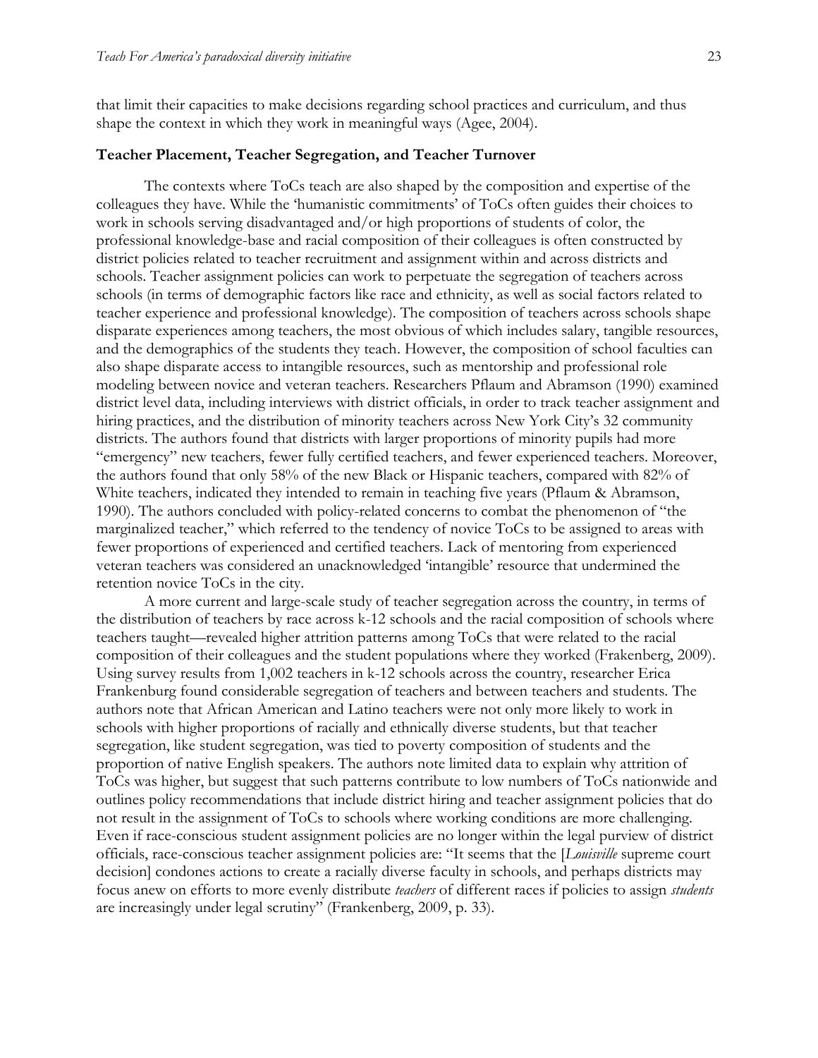that limit their capacities to make decisions regarding school practices and curriculum, and thus shape the context in which they work in meaningful ways (Agee, 2004).

### Teacher Placement, Teacher Segregation, and Teacher Turnover

The contexts where ToCs teach are also shaped by the composition and expertise of the colleagues they have. While the 'humanistic commitments' of ToCs often guides their choices to work in schools serving disadvantaged and/or high proportions of students of color, the professional knowledge-base and racial composition of their colleagues is often constructed by district policies related to teacher recruitment and assignment within and across districts and schools. Teacher assignment policies can work to perpetuate the segregation of teachers across schools (in terms of demographic factors like race and ethnicity, as well as social factors related to teacher experience and professional knowledge). The composition of teachers across schools shape disparate experiences among teachers, the most obvious of which includes salary, tangible resources, and the demographics of the students they teach. However, the composition of school faculties can also shape disparate access to intangible resources, such as mentorship and professional role modeling between novice and veteran teachers. Researchers Pflaum and Abramson (1990) examined district level data, including interviews with district officials, in order to track teacher assignment and hiring practices, and the distribution of minority teachers across New York City's 32 community districts. The authors found that districts with larger proportions of minority pupils had more "emergency" new teachers, fewer fully certified teachers, and fewer experienced teachers. Moreover, the authors found that only 58% of the new Black or Hispanic teachers, compared with 82% of White teachers, indicated they intended to remain in teaching five years (Pflaum & Abramson, 1990). The authors concluded with policy-related concerns to combat the phenomenon of "the marginalized teacher," which referred to the tendency of novice ToCs to be assigned to areas with fewer proportions of experienced and certified teachers. Lack of mentoring from experienced veteran teachers was considered an unacknowledged 'intangible' resource that undermined the retention novice ToCs in the city.

A more current and large-scale study of teacher segregation across the country, in terms of the distribution of teachers by race across k-12 schools and the racial composition of schools where teachers taught—revealed higher attrition patterns among ToCs that were related to the racial composition of their colleagues and the student populations where they worked (Frakenberg, 2009). Using survey results from 1,002 teachers in k-12 schools across the country, researcher Erica Frankenburg found considerable segregation of teachers and between teachers and students. The authors note that African American and Latino teachers were not only more likely to work in schools with higher proportions of racially and ethnically diverse students, but that teacher segregation, like student segregation, was tied to poverty composition of students and the proportion of native English speakers. The authors note limited data to explain why attrition of ToCs was higher, but suggest that such patterns contribute to low numbers of ToCs nationwide and outlines policy recommendations that include district hiring and teacher assignment policies that do not result in the assignment of ToCs to schools where working conditions are more challenging. Even if race-conscious student assignment policies are no longer within the legal purview of district officials, race-conscious teacher assignment policies are: "It seems that the [*Louisville* supreme court decision] condones actions to create a racially diverse faculty in schools, and perhaps districts may focus anew on efforts to more evenly distribute *teachers* of different races if policies to assign *students* are increasingly under legal scrutiny" (Frankenberg, 2009, p. 33).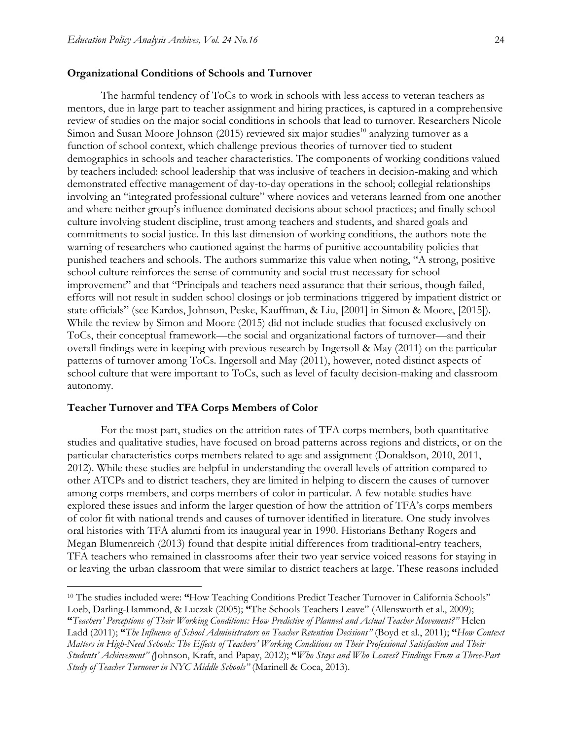### Organizational Conditions of Schools and Turnover

The harmful tendency of ToCs to work in schools with less access to veteran teachers as mentors, due in large part to teacher assignment and hiring practices, is captured in a comprehensive review of studies on the major social conditions in schools that lead to turnover. Researchers Nicole Simon and Susan Moore Johnson (2015) reviewed six major studies[10] analyzing turnover as a function of school context, which challenge previous theories of turnover tied to student demographics in schools and teacher characteristics. The components of working conditions valued by teachers included: school leadership that was inclusive of teachers in decision-making and which demonstrated effective management of day-to-day operations in the school; collegial relationships involving an "integrated professional culture" where novices and veterans learned from one another and where neither group's influence dominated decisions about school practices; and finally school culture involving student discipline, trust among teachers and students, and shared goals and commitments to social justice. In this last dimension of working conditions, the authors note the warning of researchers who cautioned against the harms of punitive accountability policies that punished teachers and schools. The authors summarize this value when noting, "A strong, positive school culture reinforces the sense of community and social trust necessary for school improvement" and that "Principals and teachers need assurance that their serious, though failed, efforts will not result in sudden school closings or job terminations triggered by impatient district or state officials" (see Kardos, Johnson, Peske, Kauffman, & Liu, [2001] in Simon & Moore, [2015]). While the review by Simon and Moore (2015) did not include studies that focused exclusively on ToCs, their conceptual framework—the social and organizational factors of turnover—and their overall findings were in keeping with previous research by Ingersoll & May (2011) on the particular patterns of turnover among ToCs. Ingersoll and May (2011), however, noted distinct aspects of school culture that were important to ToCs, such as level of faculty decision-making and classroom autonomy.

### Teacher Turnover and TFA Corps Members of Color

For the most part, studies on the attrition rates of TFA corps members, both quantitative studies and qualitative studies, have focused on broad patterns across regions and districts, or on the particular characteristics corps members related to age and assignment (Donaldson, 2010, 2011, 2012). While these studies are helpful in understanding the overall levels of attrition compared to other ATCPs and to district teachers, they are limited in helping to discern the causes of turnover among corps members, and corps members of color in particular. A few notable studies have explored these issues and inform the larger question of how the attrition of TFA's corps members of color fit with national trends and causes of turnover identified in literature. One study involves oral histories with TFA alumni from its inaugural year in 1990. Historians Bethany Rogers and Megan Blumenreich (2013) found that despite initial differences from traditional-entry teachers, TFA teachers who remained in classrooms after their two year service voiced reasons for staying in or leaving the urban classroom that were similar to district teachers at large. These reasons included

---

[10] The studies included were: **"**How Teaching Conditions Predict Teacher Turnover in California Schools" Loeb, Darling-Hammond, & Luczak (2005); **"**The Schools Teachers Leave" (Allensworth et al., 2009); **"***Teachers' Perceptions of Their Working Conditions: How Predictive of Planned and Actual Teacher Movement?"* Helen Ladd (2011); **"***The Influence of School Administrators on Teacher Retention Decisions"* (Boyd et al., 2011); **"***How Context Matters in High-Need Schools: The Effects of Teachers' Working Conditions on Their Professional Satisfaction and Their Students' Achievement"* (Johnson, Kraft, and Papay, 2012); **"***Who Stays and Who Leaves? Findings From a Three-Part Study of Teacher Turnover in NYC Middle Schools"* (Marinell & Coca, 2013).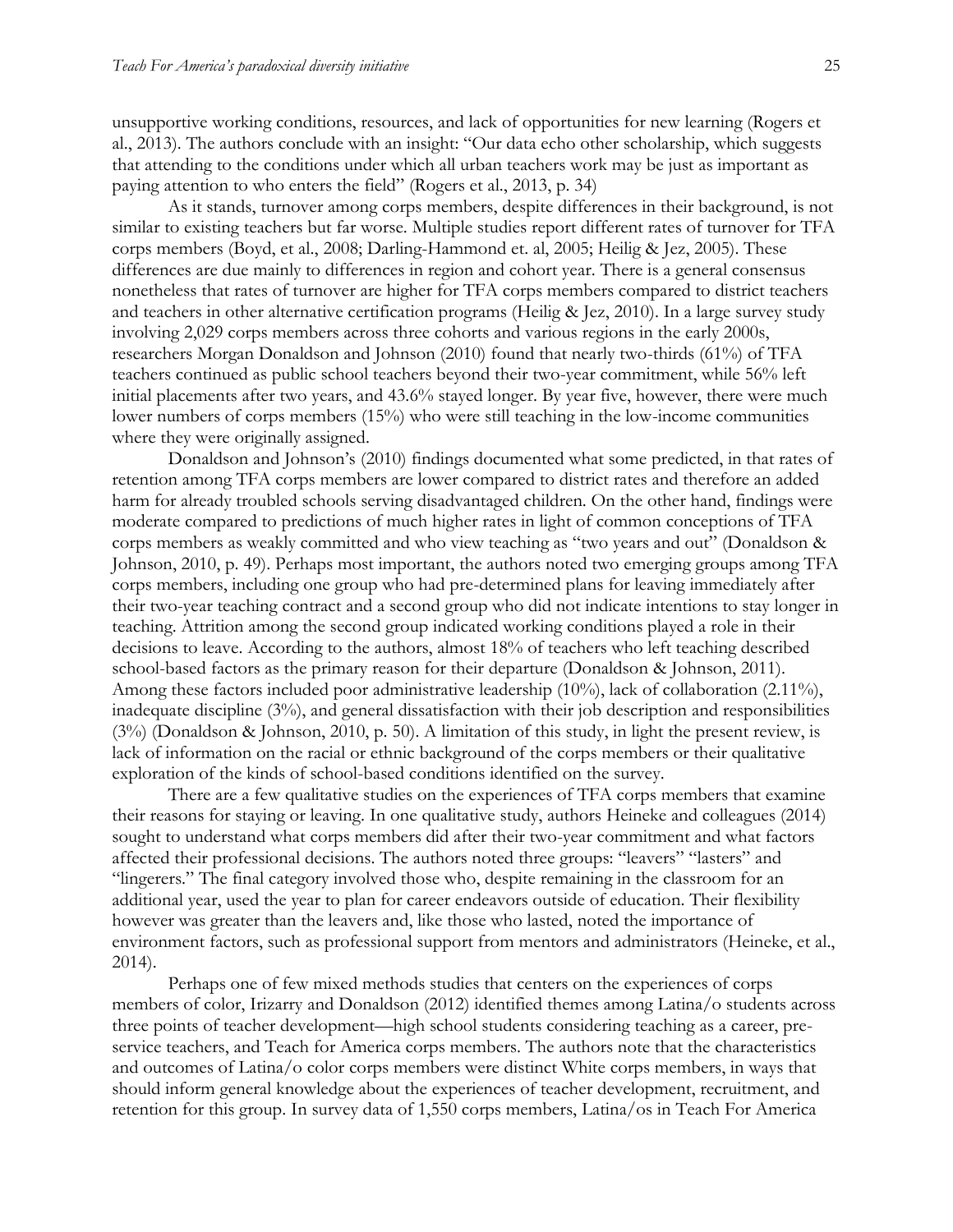unsupportive working conditions, resources, and lack of opportunities for new learning (Rogers et al., 2013). The authors conclude with an insight: "Our data echo other scholarship, which suggests that attending to the conditions under which all urban teachers work may be just as important as paying attention to who enters the field" (Rogers et al., 2013, p. 34)

As it stands, turnover among corps members, despite differences in their background, is not similar to existing teachers but far worse. Multiple studies report different rates of turnover for TFA corps members (Boyd, et al., 2008; Darling-Hammond et. al, 2005; Heilig & Jez, 2005). These differences are due mainly to differences in region and cohort year. There is a general consensus nonetheless that rates of turnover are higher for TFA corps members compared to district teachers and teachers in other alternative certification programs (Heilig & Jez, 2010). In a large survey study involving 2,029 corps members across three cohorts and various regions in the early 2000s, researchers Morgan Donaldson and Johnson (2010) found that nearly two-thirds (61%) of TFA teachers continued as public school teachers beyond their two-year commitment, while 56% left initial placements after two years, and 43.6% stayed longer. By year five, however, there were much lower numbers of corps members (15%) who were still teaching in the low-income communities where they were originally assigned.

Donaldson and Johnson's (2010) findings documented what some predicted, in that rates of retention among TFA corps members are lower compared to district rates and therefore an added harm for already troubled schools serving disadvantaged children. On the other hand, findings were moderate compared to predictions of much higher rates in light of common conceptions of TFA corps members as weakly committed and who view teaching as "two years and out" (Donaldson & Johnson, 2010, p. 49). Perhaps most important, the authors noted two emerging groups among TFA corps members, including one group who had pre-determined plans for leaving immediately after their two-year teaching contract and a second group who did not indicate intentions to stay longer in teaching. Attrition among the second group indicated working conditions played a role in their decisions to leave. According to the authors, almost 18% of teachers who left teaching described school-based factors as the primary reason for their departure (Donaldson & Johnson, 2011). Among these factors included poor administrative leadership (10%), lack of collaboration (2.11%), inadequate discipline (3%), and general dissatisfaction with their job description and responsibilities (3%) (Donaldson & Johnson, 2010, p. 50). A limitation of this study, in light the present review, is lack of information on the racial or ethnic background of the corps members or their qualitative exploration of the kinds of school-based conditions identified on the survey.

There are a few qualitative studies on the experiences of TFA corps members that examine their reasons for staying or leaving. In one qualitative study, authors Heineke and colleagues (2014) sought to understand what corps members did after their two-year commitment and what factors affected their professional decisions. The authors noted three groups: "leavers" "lasters" and "lingerers." The final category involved those who, despite remaining in the classroom for an additional year, used the year to plan for career endeavors outside of education. Their flexibility however was greater than the leavers and, like those who lasted, noted the importance of environment factors, such as professional support from mentors and administrators (Heineke, et al., 2014).

Perhaps one of few mixed methods studies that centers on the experiences of corps members of color, Irizarry and Donaldson (2012) identified themes among Latina/o students across three points of teacher development—high school students considering teaching as a career, pre-service teachers, and Teach for America corps members. The authors note that the characteristics and outcomes of Latina/o color corps members were distinct White corps members, in ways that should inform general knowledge about the experiences of teacher development, recruitment, and retention for this group. In survey data of 1,550 corps members, Latina/os in Teach For America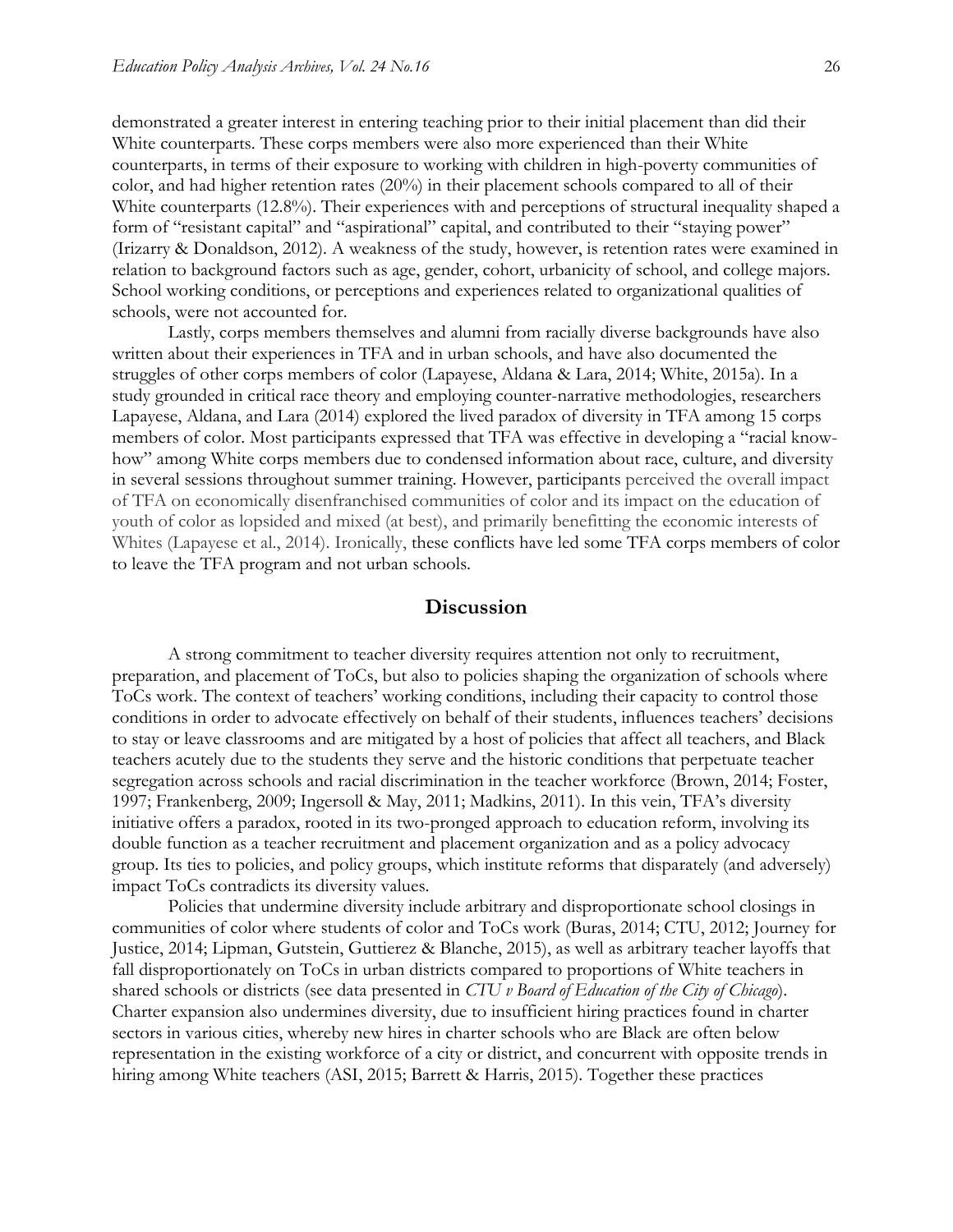demonstrated a greater interest in entering teaching prior to their initial placement than did their White counterparts. These corps members were also more experienced than their White counterparts, in terms of their exposure to working with children in high-poverty communities of color, and had higher retention rates (20%) in their placement schools compared to all of their White counterparts (12.8%). Their experiences with and perceptions of structural inequality shaped a form of "resistant capital" and "aspirational" capital, and contributed to their "staying power" (Irizarry & Donaldson, 2012). A weakness of the study, however, is retention rates were examined in relation to background factors such as age, gender, cohort, urbanicity of school, and college majors. School working conditions, or perceptions and experiences related to organizational qualities of schools, were not accounted for.

Lastly, corps members themselves and alumni from racially diverse backgrounds have also written about their experiences in TFA and in urban schools, and have also documented the struggles of other corps members of color (Lapayese, Aldana & Lara, 2014; White, 2015a). In a study grounded in critical race theory and employing counter-narrative methodologies, researchers Lapayese, Aldana, and Lara (2014) explored the lived paradox of diversity in TFA among 15 corps members of color. Most participants expressed that TFA was effective in developing a "racial know-how" among White corps members due to condensed information about race, culture, and diversity in several sessions throughout summer training. However, participants perceived the overall impact of TFA on economically disenfranchised communities of color and its impact on the education of youth of color as lopsided and mixed (at best), and primarily benefitting the economic interests of Whites (Lapayese et al., 2014). Ironically, these conflicts have led some TFA corps members of color to leave the TFA program and not urban schools.

## Discussion

A strong commitment to teacher diversity requires attention not only to recruitment, preparation, and placement of ToCs, but also to policies shaping the organization of schools where ToCs work. The context of teachers' working conditions, including their capacity to control those conditions in order to advocate effectively on behalf of their students, influences teachers' decisions to stay or leave classrooms and are mitigated by a host of policies that affect all teachers, and Black teachers acutely due to the students they serve and the historic conditions that perpetuate teacher segregation across schools and racial discrimination in the teacher workforce (Brown, 2014; Foster, 1997; Frankenberg, 2009; Ingersoll & May, 2011; Madkins, 2011). In this vein, TFA's diversity initiative offers a paradox, rooted in its two-pronged approach to education reform, involving its double function as a teacher recruitment and placement organization and as a policy advocacy group. Its ties to policies, and policy groups, which institute reforms that disparately (and adversely) impact ToCs contradicts its diversity values.

Policies that undermine diversity include arbitrary and disproportionate school closings in communities of color where students of color and ToCs work (Buras, 2014; CTU, 2012; Journey for Justice, 2014; Lipman, Gutstein, Guttierez & Blanche, 2015), as well as arbitrary teacher layoffs that fall disproportionately on ToCs in urban districts compared to proportions of White teachers in shared schools or districts (see data presented in *CTU v Board of Education of the City of Chicago*). Charter expansion also undermines diversity, due to insufficient hiring practices found in charter sectors in various cities, whereby new hires in charter schools who are Black are often below representation in the existing workforce of a city or district, and concurrent with opposite trends in hiring among White teachers (ASI, 2015; Barrett & Harris, 2015). Together these practices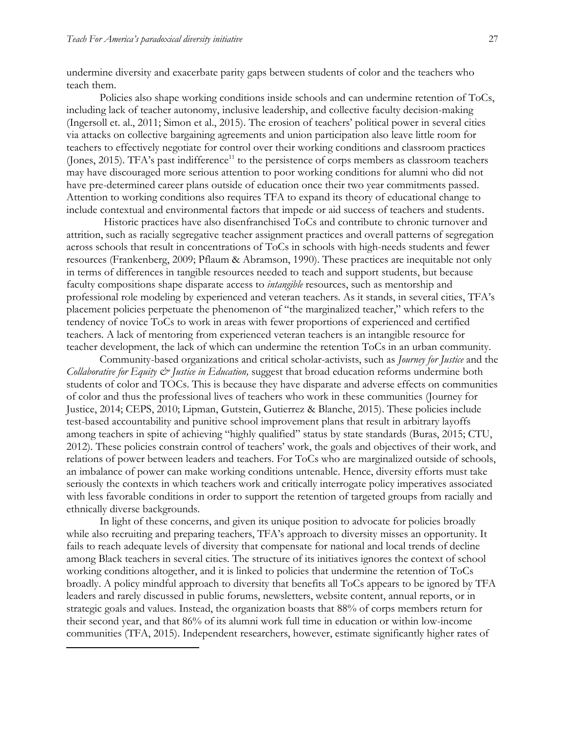undermine diversity and exacerbate parity gaps between students of color and the teachers who teach them.

Policies also shape working conditions inside schools and can undermine retention of ToCs, including lack of teacher autonomy, inclusive leadership, and collective faculty decision-making (Ingersoll et. al., 2011; Simon et al., 2015). The erosion of teachers' political power in several cities via attacks on collective bargaining agreements and union participation also leave little room for teachers to effectively negotiate for control over their working conditions and classroom practices (Jones, 2015). TFA's past indifference[11] to the persistence of corps members as classroom teachers may have discouraged more serious attention to poor working conditions for alumni who did not have pre-determined career plans outside of education once their two year commitments passed. Attention to working conditions also requires TFA to expand its theory of educational change to include contextual and environmental factors that impede or aid success of teachers and students.

Historic practices have also disenfranchised ToCs and contribute to chronic turnover and attrition, such as racially segregative teacher assignment practices and overall patterns of segregation across schools that result in concentrations of ToCs in schools with high-needs students and fewer resources (Frankenberg, 2009; Pflaum & Abramson, 1990). These practices are inequitable not only in terms of differences in tangible resources needed to teach and support students, but because faculty compositions shape disparate access to *intangible* resources, such as mentorship and professional role modeling by experienced and veteran teachers. As it stands, in several cities, TFA's placement policies perpetuate the phenomenon of "the marginalized teacher," which refers to the tendency of novice ToCs to work in areas with fewer proportions of experienced and certified teachers. A lack of mentoring from experienced veteran teachers is an intangible resource for teacher development, the lack of which can undermine the retention ToCs in an urban community.

Community-based organizations and critical scholar-activists, such as *Journey for Justice* and the *Collaborative for Equity & Justice in Education,* suggest that broad education reforms undermine both students of color and TOCs. This is because they have disparate and adverse effects on communities of color and thus the professional lives of teachers who work in these communities (Journey for Justice, 2014; CEPS, 2010; Lipman, Gutstein, Gutierrez & Blanche, 2015). These policies include test-based accountability and punitive school improvement plans that result in arbitrary layoffs among teachers in spite of achieving "highly qualified" status by state standards (Buras, 2015; CTU, 2012). These policies constrain control of teachers' work, the goals and objectives of their work, and relations of power between leaders and teachers. For ToCs who are marginalized outside of schools, an imbalance of power can make working conditions untenable. Hence, diversity efforts must take seriously the contexts in which teachers work and critically interrogate policy imperatives associated with less favorable conditions in order to support the retention of targeted groups from racially and ethnically diverse backgrounds.

In light of these concerns, and given its unique position to advocate for policies broadly while also recruiting and preparing teachers, TFA's approach to diversity misses an opportunity. It fails to reach adequate levels of diversity that compensate for national and local trends of decline among Black teachers in several cities. The structure of its initiatives ignores the context of school working conditions altogether, and it is linked to policies that undermine the retention of ToCs broadly. A policy mindful approach to diversity that benefits all ToCs appears to be ignored by TFA leaders and rarely discussed in public forums, newsletters, website content, annual reports, or in strategic goals and values. Instead, the organization boasts that 88% of corps members return for their second year, and that 86% of its alumni work full time in education or within low-income communities (TFA, 2015). Independent researchers, however, estimate significantly higher rates of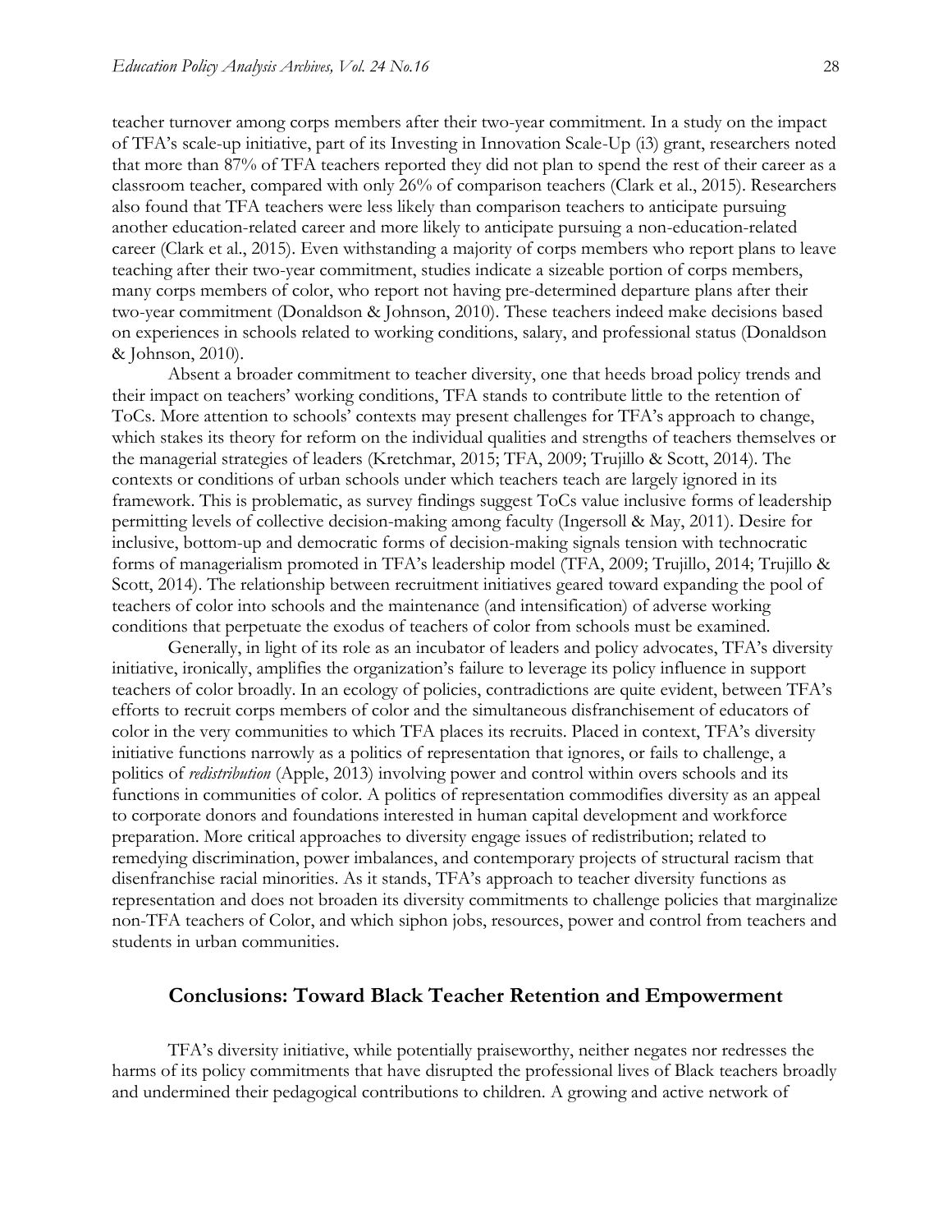teacher turnover among corps members after their two-year commitment. In a study on the impact of TFA's scale-up initiative, part of its Investing in Innovation Scale-Up (i3) grant, researchers noted that more than 87% of TFA teachers reported they did not plan to spend the rest of their career as a classroom teacher, compared with only 26% of comparison teachers (Clark et al., 2015). Researchers also found that TFA teachers were less likely than comparison teachers to anticipate pursuing another education-related career and more likely to anticipate pursuing a non-education-related career (Clark et al., 2015). Even withstanding a majority of corps members who report plans to leave teaching after their two-year commitment, studies indicate a sizeable portion of corps members, many corps members of color, who report not having pre-determined departure plans after their two-year commitment (Donaldson & Johnson, 2010). These teachers indeed make decisions based on experiences in schools related to working conditions, salary, and professional status (Donaldson & Johnson, 2010).

Absent a broader commitment to teacher diversity, one that heeds broad policy trends and their impact on teachers' working conditions, TFA stands to contribute little to the retention of ToCs. More attention to schools' contexts may present challenges for TFA's approach to change, which stakes its theory for reform on the individual qualities and strengths of teachers themselves or the managerial strategies of leaders (Kretchmar, 2015; TFA, 2009; Trujillo & Scott, 2014). The contexts or conditions of urban schools under which teachers teach are largely ignored in its framework. This is problematic, as survey findings suggest ToCs value inclusive forms of leadership permitting levels of collective decision-making among faculty (Ingersoll & May, 2011). Desire for inclusive, bottom-up and democratic forms of decision-making signals tension with technocratic forms of managerialism promoted in TFA's leadership model (TFA, 2009; Trujillo, 2014; Trujillo & Scott, 2014). The relationship between recruitment initiatives geared toward expanding the pool of teachers of color into schools and the maintenance (and intensification) of adverse working conditions that perpetuate the exodus of teachers of color from schools must be examined.

Generally, in light of its role as an incubator of leaders and policy advocates, TFA's diversity initiative, ironically, amplifies the organization's failure to leverage its policy influence in support teachers of color broadly. In an ecology of policies, contradictions are quite evident, between TFA's efforts to recruit corps members of color and the simultaneous disfranchisement of educators of color in the very communities to which TFA places its recruits. Placed in context, TFA's diversity initiative functions narrowly as a politics of representation that ignores, or fails to challenge, a politics of *redistribution* (Apple, 2013) involving power and control within overs schools and its functions in communities of color. A politics of representation commodifies diversity as an appeal to corporate donors and foundations interested in human capital development and workforce preparation. More critical approaches to diversity engage issues of redistribution; related to remedying discrimination, power imbalances, and contemporary projects of structural racism that disenfranchise racial minorities. As it stands, TFA's approach to teacher diversity functions as representation and does not broaden its diversity commitments to challenge policies that marginalize non-TFA teachers of Color, and which siphon jobs, resources, power and control from teachers and students in urban communities.

## Conclusions: Toward Black Teacher Retention and Empowerment

TFA's diversity initiative, while potentially praiseworthy, neither negates nor redresses the harms of its policy commitments that have disrupted the professional lives of Black teachers broadly and undermined their pedagogical contributions to children. A growing and active network of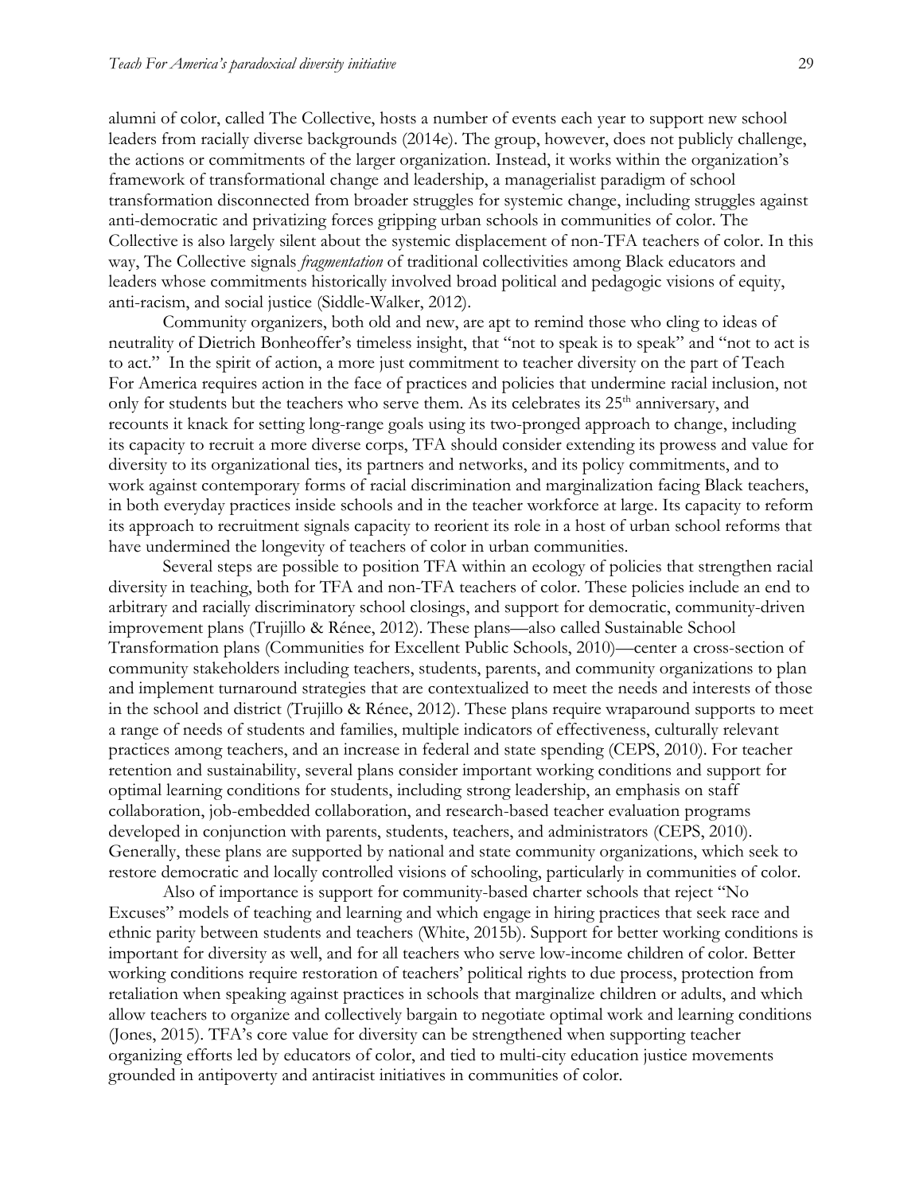alumni of color, called The Collective, hosts a number of events each year to support new school leaders from racially diverse backgrounds (2014e). The group, however, does not publicly challenge, the actions or commitments of the larger organization. Instead, it works within the organization's framework of transformational change and leadership, a managerialist paradigm of school transformation disconnected from broader struggles for systemic change, including struggles against anti-democratic and privatizing forces gripping urban schools in communities of color. The Collective is also largely silent about the systemic displacement of non-TFA teachers of color. In this way, The Collective signals *fragmentation* of traditional collectivities among Black educators and leaders whose commitments historically involved broad political and pedagogic visions of equity, anti-racism, and social justice (Siddle-Walker, 2012).

Community organizers, both old and new, are apt to remind those who cling to ideas of neutrality of Dietrich Bonhoeffer's timeless insight, that "not to speak is to speak" and "not to act is to act." In the spirit of action, a more just commitment to teacher diversity on the part of Teach For America requires action in the face of practices and policies that undermine racial inclusion, not only for students but the teachers who serve them. As its celebrates its 25th anniversary, and recounts it knack for setting long-range goals using its two-pronged approach to change, including its capacity to recruit a more diverse corps, TFA should consider extending its prowess and value for diversity to its organizational ties, its partners and networks, and its policy commitments, and to work against contemporary forms of racial discrimination and marginalization facing Black teachers, in both everyday practices inside schools and in the teacher workforce at large. Its capacity to reform its approach to recruitment signals capacity to reorient its role in a host of urban school reforms that have undermined the longevity of teachers of color in urban communities.

Several steps are possible to position TFA within an ecology of policies that strengthen racial diversity in teaching, both for TFA and non-TFA teachers of color. These policies include an end to arbitrary and racially discriminatory school closings, and support for democratic, community-driven improvement plans (Trujillo & Rénee, 2012). These plans—also called Sustainable School Transformation plans (Communities for Excellent Public Schools, 2010)—center a cross-section of community stakeholders including teachers, students, parents, and community organizations to plan and implement turnaround strategies that are contextualized to meet the needs and interests of those in the school and district (Trujillo & Rénee, 2012). These plans require wraparound supports to meet a range of needs of students and families, multiple indicators of effectiveness, culturally relevant practices among teachers, and an increase in federal and state spending (CEPS, 2010). For teacher retention and sustainability, several plans consider important working conditions and support for optimal learning conditions for students, including strong leadership, an emphasis on staff collaboration, job-embedded collaboration, and research-based teacher evaluation programs developed in conjunction with parents, students, teachers, and administrators (CEPS, 2010). Generally, these plans are supported by national and state community organizations, which seek to restore democratic and locally controlled visions of schooling, particularly in communities of color.

Also of importance is support for community-based charter schools that reject "No Excuses" models of teaching and learning and which engage in hiring practices that seek race and ethnic parity between students and teachers (White, 2015b). Support for better working conditions is important for diversity as well, and for all teachers who serve low-income children of color. Better working conditions require restoration of teachers' political rights to due process, protection from retaliation when speaking against practices in schools that marginalize children or adults, and which allow teachers to organize and collectively bargain to negotiate optimal work and learning conditions (Jones, 2015). TFA's core value for diversity can be strengthened when supporting teacher organizing efforts led by educators of color, and tied to multi-city education justice movements grounded in antipoverty and antiracist initiatives in communities of color.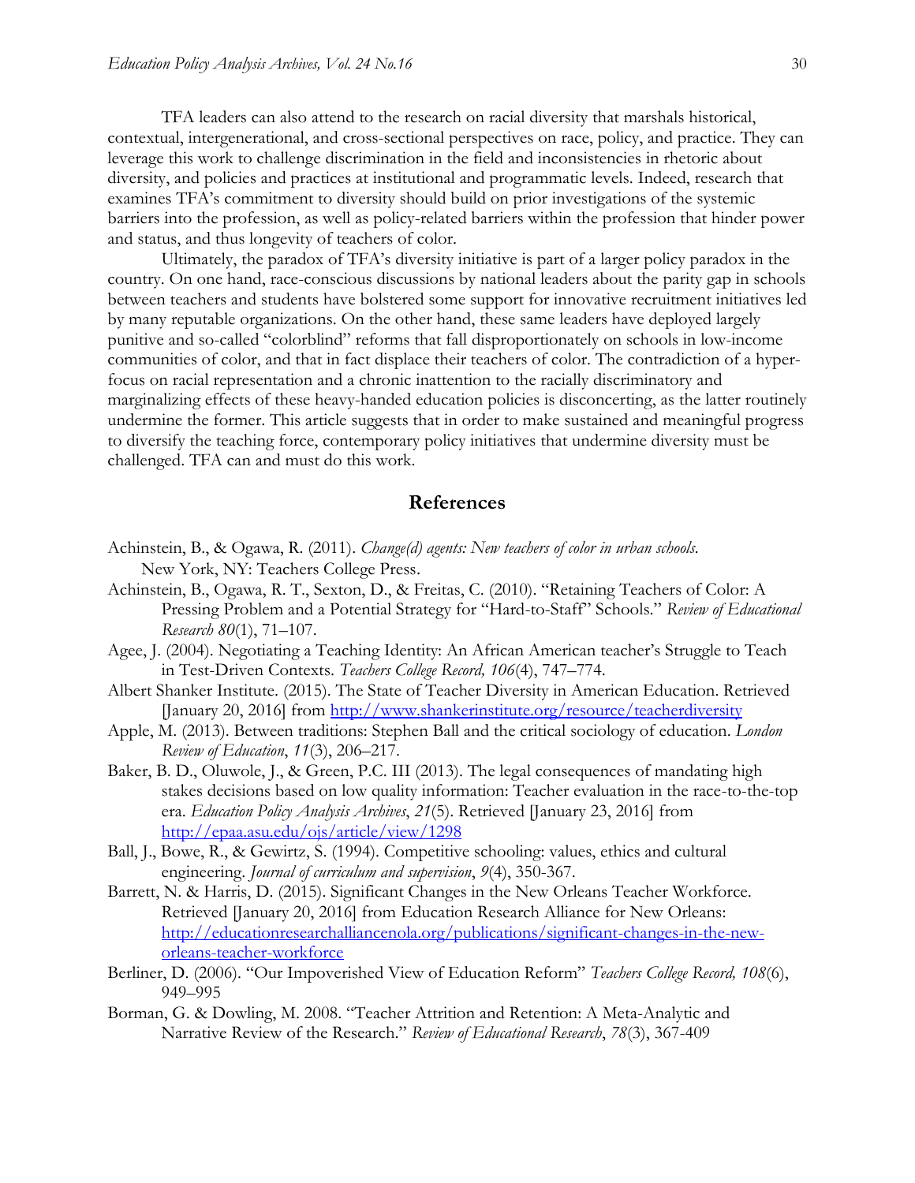TFA leaders can also attend to the research on racial diversity that marshals historical, contextual, intergenerational, and cross-sectional perspectives on race, policy, and practice. They can leverage this work to challenge discrimination in the field and inconsistencies in rhetoric about diversity, and policies and practices at institutional and programmatic levels. Indeed, research that examines TFA's commitment to diversity should build on prior investigations of the systemic barriers into the profession, as well as policy-related barriers within the profession that hinder power and status, and thus longevity of teachers of color.

Ultimately, the paradox of TFA's diversity initiative is part of a larger policy paradox in the country. On one hand, race-conscious discussions by national leaders about the parity gap in schools between teachers and students have bolstered some support for innovative recruitment initiatives led by many reputable organizations. On the other hand, these same leaders have deployed largely punitive and so-called "colorblind" reforms that fall disproportionately on schools in low-income communities of color, and that in fact displace their teachers of color. The contradiction of a hyper-focus on racial representation and a chronic inattention to the racially discriminatory and marginalizing effects of these heavy-handed education policies is disconcerting, as the latter routinely undermine the former. This article suggests that in order to make sustained and meaningful progress to diversify the teaching force, contemporary policy initiatives that undermine diversity must be challenged. TFA can and must do this work.

## References

Achinstein, B., & Ogawa, R. (2011). *Change(d) agents: New teachers of color in urban schools.* New York, NY: Teachers College Press.

Achinstein, B., Ogawa, R. T., Sexton, D., & Freitas, C. (2010). "Retaining Teachers of Color: A Pressing Problem and a Potential Strategy for "Hard-to-Staff" Schools." *Review of Educational Research 80*(1), 71–107.

Agee, J. (2004). Negotiating a Teaching Identity: An African American teacher's Struggle to Teach in Test-Driven Contexts. *Teachers College Record, 106*(4), 747–774.

Albert Shanker Institute. (2015). The State of Teacher Diversity in American Education. Retrieved [January 20, 2016] from http://www.shankerinstitute.org/resource/teacherdiversity

Apple, M. (2013). Between traditions: Stephen Ball and the critical sociology of education. *London Review of Education*, *11*(3), 206–217.

Baker, B. D., Oluwole, J., & Green, P.C. III (2013). The legal consequences of mandating high stakes decisions based on low quality information: Teacher evaluation in the race-to-the-top era. *Education Policy Analysis Archives*, *21*(5). Retrieved [January 23, 2016] from http://epaa.asu.edu/ojs/article/view/1298

Ball, J., Bowe, R., & Gewirtz, S. (1994). Competitive schooling: values, ethics and cultural engineering. *Journal of curriculum and supervision*, *9*(4), 350-367.

Barrett, N. & Harris, D. (2015). Significant Changes in the New Orleans Teacher Workforce. Retrieved [January 20, 2016] from Education Research Alliance for New Orleans: http://educationresearchalliancenola.org/publications/significant-changes-in-the-new-orleans-teacher-workforce

Berliner, D. (2006). "Our Impoverished View of Education Reform" *Teachers College Record, 108*(6), 949–995

Borman, G. & Dowling, M. 2008. "Teacher Attrition and Retention: A Meta-Analytic and Narrative Review of the Research." *Review of Educational Research*, *78*(3), 367-409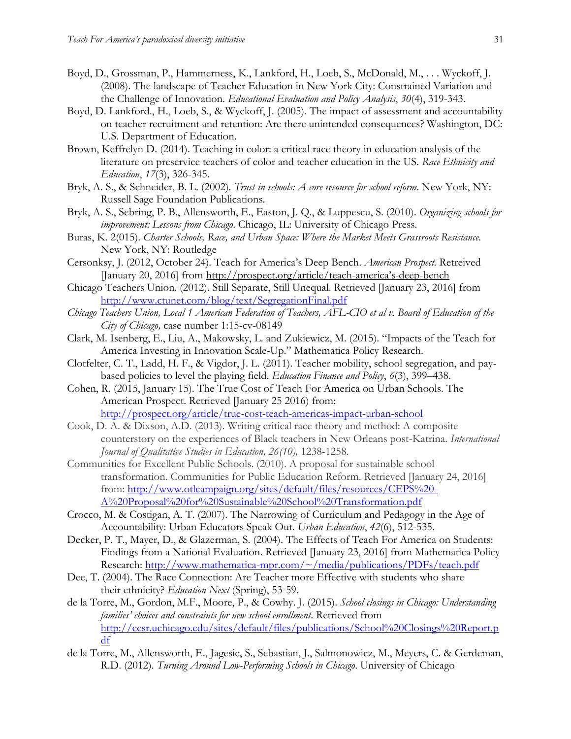Boyd, D., Grossman, P., Hammerness, K., Lankford, H., Loeb, S., McDonald, M., . . . Wyckoff, J. (2008). The landscape of Teacher Education in New York City: Constrained Variation and the Challenge of Innovation. *Educational Evaluation and Policy Analysis*, *30*(4), 319-343.

Boyd, D. Lankford., H., Loeb, S., & Wyckoff, J. (2005). The impact of assessment and accountability on teacher recruitment and retention: Are there unintended consequences? Washington, DC: U.S. Department of Education.

Brown, Keffrelyn D. (2014). Teaching in color: a critical race theory in education analysis of the literature on preservice teachers of color and teacher education in the US. *Race Ethnicity and Education*, *17*(3), 326-345.

Bryk, A. S., & Schneider, B. L. (2002). *Trust in schools: A core resource for school reform*. New York, NY: Russell Sage Foundation Publications.

Bryk, A. S., Sebring, P. B., Allensworth, E., Easton, J. Q., & Luppescu, S. (2010). *Organizing schools for improvement: Lessons from Chicago*. Chicago, IL: University of Chicago Press.

Buras, K. 2(015). *Charter Schools, Race, and Urban Space: Where the Market Meets Grassroots Resistance.* New York, NY: Routledge

Cersonksy, J. (2012, October 24). Teach for America's Deep Bench. *American Prospect.* Retreived [January 20, 2016] from http://prospect.org/article/teach-america's-deep-bench

Chicago Teachers Union. (2012). Still Separate, Still Unequal. Retrieved [January 23, 2016] from http://www.ctunet.com/blog/text/SegregationFinal.pdf

*Chicago Teachers Union, Local 1 American Federation of Teachers, AFL-CIO et al v. Board of Education of the City of Chicago,* case number 1:15-cv-08149

Clark, M. Isenberg, E., Liu, A., Makowsky, L. and Zukiewicz, M. (2015). "Impacts of the Teach for America Investing in Innovation Scale-Up." Mathematica Policy Research.

Clotfelter, C. T., Ladd, H. F., & Vigdor, J. L. (2011). Teacher mobility, school segregation, and pay-based policies to level the playing field. *Education Finance and Policy*, *6*(3), 399–438.

Cohen, R. (2015, January 15). The True Cost of Teach For America on Urban Schools. The American Prospect. Retrieved [January 25 2016) from: http://prospect.org/article/true-cost-teach-americas-impact-urban-school

Cook, D. A. & Dixson, A.D. (2013). Writing critical race theory and method: A composite counterstory on the experiences of Black teachers in New Orleans post-Katrina. *International Journal of Qualitative Studies in Education, 26(10),* 1238-1258.

Communities for Excellent Public Schools. (2010). A proposal for sustainable school transformation. Communities for Public Education Reform. Retrieved [January 24, 2016] from: http://www.otlcampaign.org/sites/default/files/resources/CEPS%20-A%20Proposal%20for%20Sustainable%20School%20Transformation.pdf

Crocco, M. & Costigan, A. T. (2007). The Narrowing of Curriculum and Pedagogy in the Age of Accountability: Urban Educators Speak Out. *Urban Education*, *42*(6), 512-535.

Decker, P. T., Mayer, D., & Glazerman, S. (2004). The Effects of Teach For America on Students: Findings from a National Evaluation. Retrieved [January 23, 2016] from Mathematica Policy Research: http://www.mathematica-mpr.com/~/media/publications/PDFs/teach.pdf

Dee, T. (2004). The Race Connection: Are Teacher more Effective with students who share their ethnicity? *Education Next* (Spring), 53-59.

de la Torre, M., Gordon, M.F., Moore, P., & Cowhy. J. (2015). *School closings in Chicago: Understanding families' choices and constraints for new school enrollment.* Retrieved from http://ccsr.uchicago.edu/sites/default/files/publications/School%20Closings%20Report.pdf

de la Torre, M., Allensworth, E., Jagesic, S., Sebastian, J., Salmonowicz, M., Meyers, C. & Gerdeman, R.D. (2012). *Turning Around Low-Performing Schools in Chicago*. University of Chicago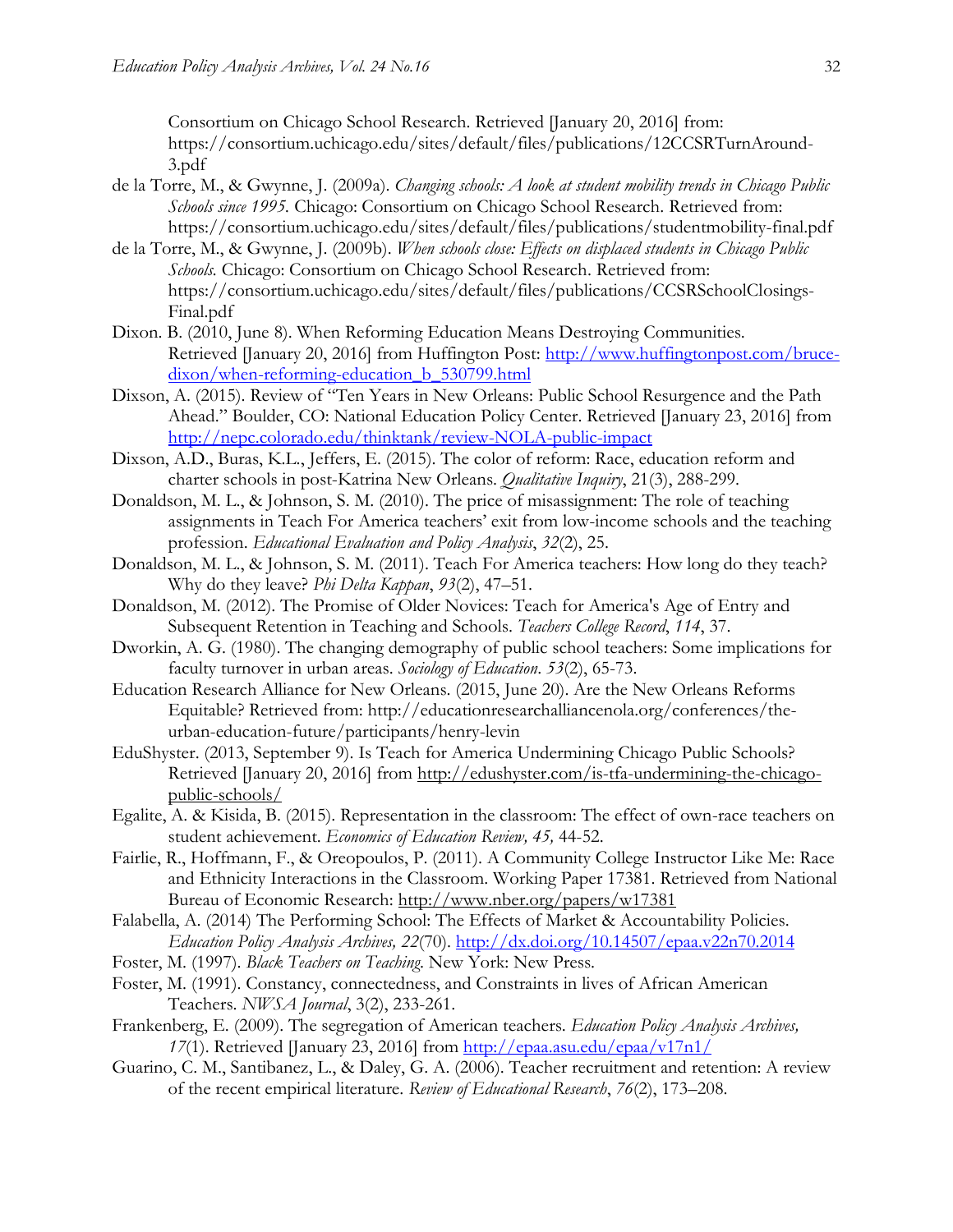Consortium on Chicago School Research. Retrieved [January 20, 2016] from: https://consortium.uchicago.edu/sites/default/files/publications/12CCSRTurnAround-3.pdf

de la Torre, M., & Gwynne, J. (2009a). *Changing schools: A look at student mobility trends in Chicago Public Schools since 1995.* Chicago: Consortium on Chicago School Research. Retrieved from: https://consortium.uchicago.edu/sites/default/files/publications/studentmobility-final.pdf

de la Torre, M., & Gwynne, J. (2009b). *When schools close: Effects on displaced students in Chicago Public Schools.* Chicago: Consortium on Chicago School Research. Retrieved from: https://consortium.uchicago.edu/sites/default/files/publications/CCSRSchoolClosings-Final.pdf

Dixon. B. (2010, June 8). When Reforming Education Means Destroying Communities. Retrieved [January 20, 2016] from Huffington Post: http://www.huffingtonpost.com/bruce-dixon/when-reforming-education_b_530799.html

Dixson, A. (2015). Review of "Ten Years in New Orleans: Public School Resurgence and the Path Ahead." Boulder, CO: National Education Policy Center. Retrieved [January 23, 2016] from http://nepc.colorado.edu/thinktank/review-NOLA-public-impact

Dixson, A.D., Buras, K.L., Jeffers, E. (2015). The color of reform: Race, education reform and charter schools in post-Katrina New Orleans. *Qualitative Inquiry*, 21(3), 288-299.

Donaldson, M. L., & Johnson, S. M. (2010). The price of misassignment: The role of teaching assignments in Teach For America teachers' exit from low-income schools and the teaching profession. *Educational Evaluation and Policy Analysis*, *32*(2), 25.

Donaldson, M. L., & Johnson, S. M. (2011). Teach For America teachers: How long do they teach? Why do they leave? *Phi Delta Kappan*, *93*(2), 47–51.

Donaldson, M. (2012). The Promise of Older Novices: Teach for America's Age of Entry and Subsequent Retention in Teaching and Schools. *Teachers College Record*, *114*, 37.

Dworkin, A. G. (1980). The changing demography of public school teachers: Some implications for faculty turnover in urban areas. *Sociology of Education*. *53*(2), 65-73.

Education Research Alliance for New Orleans. (2015, June 20). Are the New Orleans Reforms Equitable? Retrieved from: http://educationresearchalliancenola.org/conferences/the-urban-education-future/participants/henry-levin

EduShyster. (2013, September 9). Is Teach for America Undermining Chicago Public Schools? Retrieved [January 20, 2016] from http://edushyster.com/is-tfa-undermining-the-chicago-public-schools/

Egalite, A. & Kisida, B. (2015). Representation in the classroom: The effect of own-race teachers on student achievement. *Economics of Education Review, 45,* 44-52.

Fairlie, R., Hoffmann, F., & Oreopoulos, P. (2011). A Community College Instructor Like Me: Race and Ethnicity Interactions in the Classroom. Working Paper 17381. Retrieved from National Bureau of Economic Research: http://www.nber.org/papers/w17381

Falabella, A. (2014) The Performing School: The Effects of Market & Accountability Policies. *Education Policy Analysis Archives, 22*(70). http://dx.doi.org/10.14507/epaa.v22n70.2014

Foster, M. (1997). *Black Teachers on Teaching.* New York: New Press.

Foster, M. (1991). Constancy, connectedness, and Constraints in lives of African American Teachers. *NWSA Journal*, 3(2), 233-261.

Frankenberg, E. (2009). The segregation of American teachers. *Education Policy Analysis Archives, 17*(1). Retrieved [January 23, 2016] from http://epaa.asu.edu/epaa/v17n1/

Guarino, C. M., Santibanez, L., & Daley, G. A. (2006). Teacher recruitment and retention: A review of the recent empirical literature. *Review of Educational Research*, *76*(2), 173–208.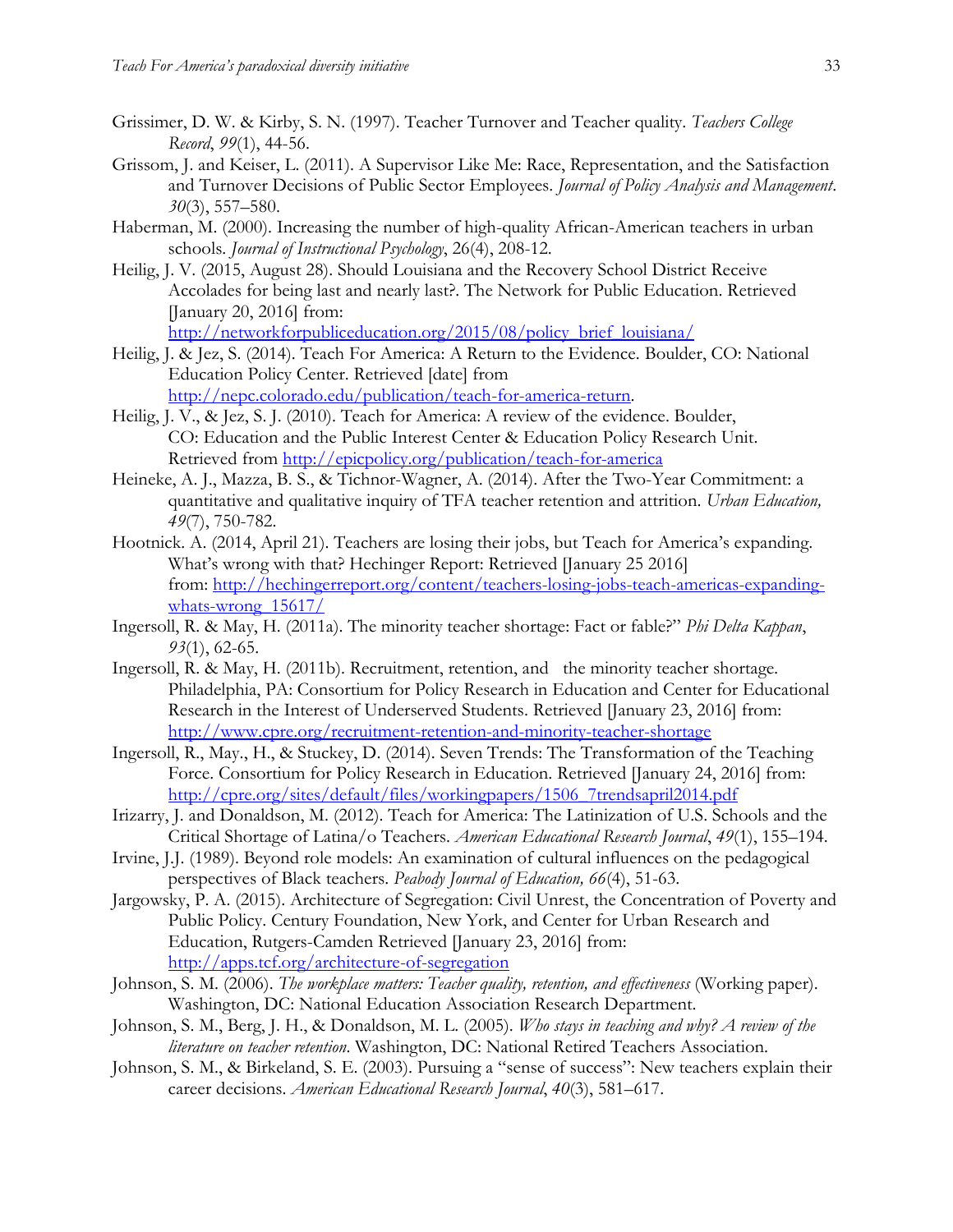Grissimer, D. W. & Kirby, S. N. (1997). Teacher Turnover and Teacher quality. *Teachers College Record*, *99*(1), 44-56.

Grissom, J. and Keiser, L. (2011). A Supervisor Like Me: Race, Representation, and the Satisfaction and Turnover Decisions of Public Sector Employees. *Journal of Policy Analysis and Management*. *30*(3), 557–580.

Haberman, M. (2000). Increasing the number of high-quality African-American teachers in urban schools. *Journal of Instructional Psychology*, 26(4), 208-12.

Heilig, J. V. (2015, August 28). Should Louisiana and the Recovery School District Receive Accolades for being last and nearly last?. The Network for Public Education. Retrieved [January 20, 2016] from: http://networkforpubliceducation.org/2015/08/policy_brief_louisiana/

Heilig, J. & Jez, S. (2014). Teach For America: A Return to the Evidence. Boulder, CO: National Education Policy Center. Retrieved [date] from http://nepc.colorado.edu/publication/teach-for-america-return.

Heilig, J. V., & Jez, S. J. (2010). Teach for America: A review of the evidence. Boulder, CO: Education and the Public Interest Center & Education Policy Research Unit. Retrieved from http://epicpolicy.org/publication/teach-for-america

Heineke, A. J., Mazza, B. S., & Tichnor-Wagner, A. (2014). After the Two-Year Commitment: a quantitative and qualitative inquiry of TFA teacher retention and attrition. *Urban Education, 49*(7), 750-782.

Hootnick. A. (2014, April 21). Teachers are losing their jobs, but Teach for America's expanding. What's wrong with that? Hechinger Report: Retrieved [January 25 2016] from: http://hechingerreport.org/content/teachers-losing-jobs-teach-americas-expanding-whats-wrong_15617/

Ingersoll, R. & May, H. (2011a). The minority teacher shortage: Fact or fable?" *Phi Delta Kappan*, *93*(1), 62-65.

Ingersoll, R. & May, H. (2011b). Recruitment, retention, and the minority teacher shortage. Philadelphia, PA: Consortium for Policy Research in Education and Center for Educational Research in the Interest of Underserved Students. Retrieved [January 23, 2016] from: http://www.cpre.org/recruitment-retention-and-minority-teacher-shortage

Ingersoll, R., May., H., & Stuckey, D. (2014). Seven Trends: The Transformation of the Teaching Force. Consortium for Policy Research in Education. Retrieved [January 24, 2016] from: http://cpre.org/sites/default/files/workingpapers/1506_7trendsapril2014.pdf

Irizarry, J. and Donaldson, M. (2012). Teach for America: The Latinization of U.S. Schools and the Critical Shortage of Latina/o Teachers. *American Educational Research Journal*, *49*(1), 155–194.

Irvine, J.J. (1989). Beyond role models: An examination of cultural influences on the pedagogical perspectives of Black teachers. *Peabody Journal of Education, 66*(4), 51-63.

Jargowsky, P. A. (2015). Architecture of Segregation: Civil Unrest, the Concentration of Poverty and Public Policy. Century Foundation, New York, and Center for Urban Research and Education, Rutgers-Camden Retrieved [January 23, 2016] from: http://apps.tcf.org/architecture-of-segregation

Johnson, S. M. (2006). *The workplace matters: Teacher quality, retention, and effectiveness* (Working paper). Washington, DC: National Education Association Research Department.

Johnson, S. M., Berg, J. H., & Donaldson, M. L. (2005). *Who stays in teaching and why? A review of the literature on teacher retention*. Washington, DC: National Retired Teachers Association.

Johnson, S. M., & Birkeland, S. E. (2003). Pursuing a "sense of success": New teachers explain their career decisions. *American Educational Research Journal*, *40*(3), 581–617.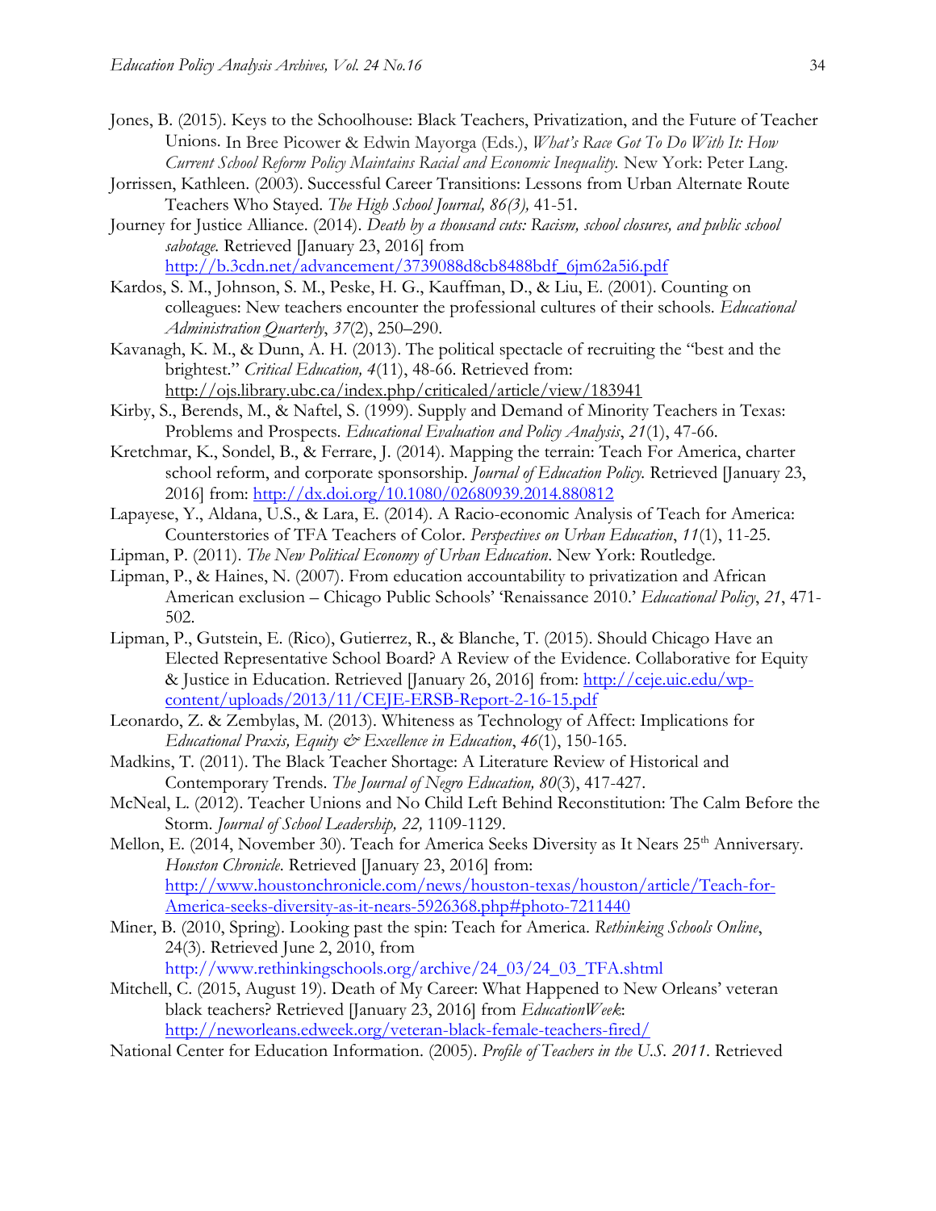Jones, B. (2015). Keys to the Schoolhouse: Black Teachers, Privatization, and the Future of Teacher Unions. In Bree Picower & Edwin Mayorga (Eds.), *What's Race Got To Do With It: How Current School Reform Policy Maintains Racial and Economic Inequality.* New York: Peter Lang.

Jorrissen, Kathleen. (2003). Successful Career Transitions: Lessons from Urban Alternate Route Teachers Who Stayed. *The High School Journal, 86(3),* 41-51.

Journey for Justice Alliance. (2014). *Death by a thousand cuts: Racism, school closures, and public school sabotage.* Retrieved [January 23, 2016] from http://b.3cdn.net/advancement/3739088d8cb8488bdf_6jm62a5i6.pdf

Kardos, S. M., Johnson, S. M., Peske, H. G., Kauffman, D., & Liu, E. (2001). Counting on colleagues: New teachers encounter the professional cultures of their schools. *Educational Administration Quarterly*, *37*(2), 250–290.

Kavanagh, K. M., & Dunn, A. H. (2013). The political spectacle of recruiting the "best and the brightest." *Critical Education, 4*(11), 48-66. Retrieved from: http://ojs.library.ubc.ca/index.php/criticaled/article/view/183941

Kirby, S., Berends, M., & Naftel, S. (1999). Supply and Demand of Minority Teachers in Texas: Problems and Prospects. *Educational Evaluation and Policy Analysis*, *21*(1), 47-66.

Kretchmar, K., Sondel, B., & Ferrare, J. (2014). Mapping the terrain: Teach For America, charter school reform, and corporate sponsorship. *Journal of Education Policy.* Retrieved [January 23, 2016] from: http://dx.doi.org/10.1080/02680939.2014.880812

Lapayese, Y., Aldana, U.S., & Lara, E. (2014). A Racio-economic Analysis of Teach for America: Counterstories of TFA Teachers of Color. *Perspectives on Urban Education*, *11*(1), 11-25.

Lipman, P. (2011). *The New Political Economy of Urban Education*. New York: Routledge.

Lipman, P., & Haines, N. (2007). From education accountability to privatization and African American exclusion – Chicago Public Schools' 'Renaissance 2010.' *Educational Policy*, *21*, 471-502.

Lipman, P., Gutstein, E. (Rico), Gutierrez, R., & Blanche, T. (2015). Should Chicago Have an Elected Representative School Board? A Review of the Evidence. Collaborative for Equity & Justice in Education. Retrieved [January 26, 2016] from: http://ceje.uic.edu/wp-content/uploads/2013/11/CEJE-ERSB-Report-2-16-15.pdf

Leonardo, Z. & Zembylas, M. (2013). Whiteness as Technology of Affect: Implications for *Educational Praxis, Equity & Excellence in Education*, *46*(1), 150-165.

Madkins, T. (2011). The Black Teacher Shortage: A Literature Review of Historical and Contemporary Trends. *The Journal of Negro Education, 80*(3), 417-427.

McNeal, L. (2012). Teacher Unions and No Child Left Behind Reconstitution: The Calm Before the Storm. *Journal of School Leadership, 22,* 1109-1129.

Mellon, E. (2014, November 30). Teach for America Seeks Diversity as It Nears 25th Anniversary. *Houston Chronicle*. Retrieved [January 23, 2016] from: http://www.houstonchronicle.com/news/houston-texas/houston/article/Teach-for-America-seeks-diversity-as-it-nears-5926368.php#photo-7211440

Miner, B. (2010, Spring). Looking past the spin: Teach for America. *Rethinking Schools Online*, 24(3). Retrieved June 2, 2010, from http://www.rethinkingschools.org/archive/24_03/24_03_TFA.shtml

Mitchell, C. (2015, August 19). Death of My Career: What Happened to New Orleans' veteran black teachers? Retrieved [January 23, 2016] from *EducationWeek*: http://neworleans.edweek.org/veteran-black-female-teachers-fired/

National Center for Education Information. (2005). *Profile of Teachers in the U.S. 2011*. Retrieved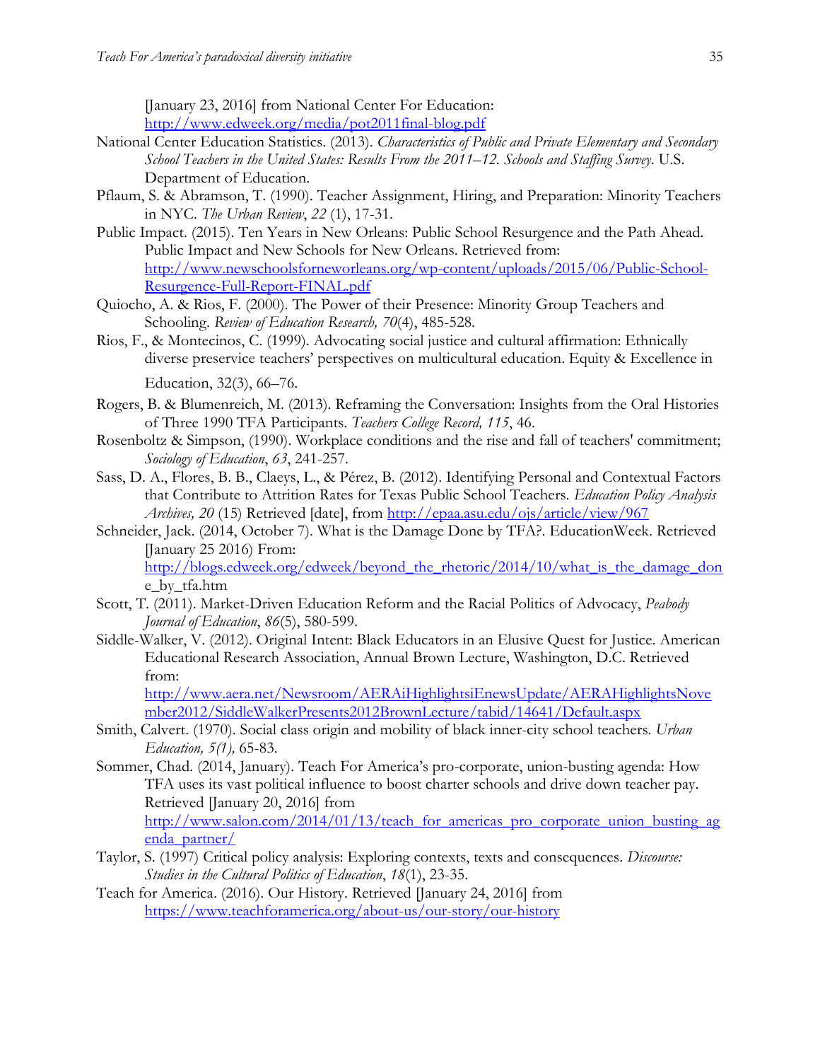[January 23, 2016] from National Center For Education: http://www.edweek.org/media/pot2011final-blog.pdf

National Center Education Statistics. (2013). *Characteristics of Public and Private Elementary and Secondary School Teachers in the United States: Results From the 2011–12. Schools and Staffing Survey*. U.S. Department of Education.

Pflaum, S. & Abramson, T. (1990). Teacher Assignment, Hiring, and Preparation: Minority Teachers in NYC. *The Urban Review*, *22* (1), 17-31.

Public Impact. (2015). Ten Years in New Orleans: Public School Resurgence and the Path Ahead. Public Impact and New Schools for New Orleans. Retrieved from: http://www.newschoolsforneworleans.org/wp-content/uploads/2015/06/Public-School-Resurgence-Full-Report-FINAL.pdf

Quiocho, A. & Rios, F. (2000). The Power of their Presence: Minority Group Teachers and Schooling. *Review of Education Research, 70*(4), 485-528.

Rios, F., & Montecinos, C. (1999). Advocating social justice and cultural affirmation: Ethnically diverse preservice teachers' perspectives on multicultural education. Equity & Excellence in Education, 32(3), 66–76.

Rogers, B. & Blumenreich, M. (2013). Reframing the Conversation: Insights from the Oral Histories of Three 1990 TFA Participants. *Teachers College Record, 115*, 46.

Rosenboltz & Simpson, (1990). Workplace conditions and the rise and fall of teachers' commitment; *Sociology of Education*, *63*, 241-257.

Sass, D. A., Flores, B. B., Claeys, L., & Pérez, B. (2012). Identifying Personal and Contextual Factors that Contribute to Attrition Rates for Texas Public School Teachers. *Education Policy Analysis Archives, 20* (15) Retrieved [date], from http://epaa.asu.edu/ojs/article/view/967

Schneider, Jack. (2014, October 7). What is the Damage Done by TFA?. EducationWeek. Retrieved [January 25 2016) From: http://blogs.edweek.org/edweek/beyond_the_rhetoric/2014/10/what_is_the_damage_done_by_tfa.htm

Scott, T. (2011). Market-Driven Education Reform and the Racial Politics of Advocacy, *Peabody Journal of Education*, *86*(5), 580-599.

Siddle-Walker, V. (2012). Original Intent: Black Educators in an Elusive Quest for Justice. American Educational Research Association, Annual Brown Lecture, Washington, D.C. Retrieved from: http://www.aera.net/Newsroom/AERAiHighlightsiEnewsUpdate/AERAHighlightsNovember2012/SiddleWalkerPresents2012BrownLecture/tabid/14641/Default.aspx

Smith, Calvert. (1970). Social class origin and mobility of black inner-city school teachers. *Urban Education, 5(1),* 65-83.

Sommer, Chad. (2014, January). Teach For America's pro-corporate, union-busting agenda: How TFA uses its vast political influence to boost charter schools and drive down teacher pay. Retrieved [January 20, 2016] from http://www.salon.com/2014/01/13/teach_for_americas_pro_corporate_union_busting_agenda_partner/

Taylor, S. (1997) Critical policy analysis: Exploring contexts, texts and consequences. *Discourse: Studies in the Cultural Politics of Education*, *18*(1), 23-35.

Teach for America. (2016). Our History. Retrieved [January 24, 2016] from https://www.teachforamerica.org/about-us/our-story/our-history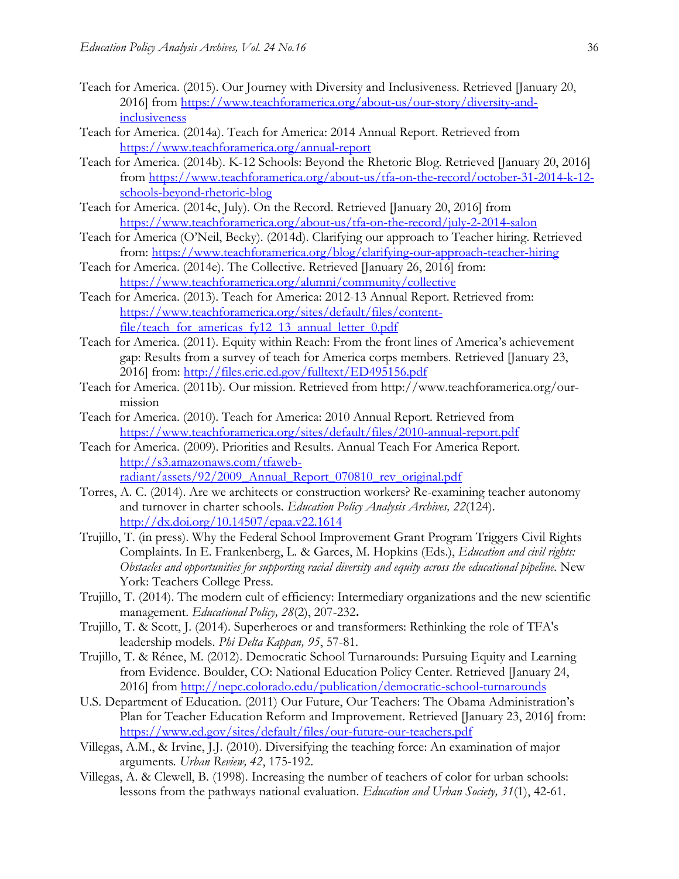Teach for America. (2015). Our Journey with Diversity and Inclusiveness. Retrieved [January 20, 2016] from https://www.teachforamerica.org/about-us/our-story/diversity-and-inclusiveness

Teach for America. (2014a). Teach for America: 2014 Annual Report. Retrieved from https://www.teachforamerica.org/annual-report

Teach for America. (2014b). K-12 Schools: Beyond the Rhetoric Blog. Retrieved [January 20, 2016] from https://www.teachforamerica.org/about-us/tfa-on-the-record/october-31-2014-k-12-schools-beyond-rhetoric-blog

Teach for America. (2014c, July). On the Record. Retrieved [January 20, 2016] from https://www.teachforamerica.org/about-us/tfa-on-the-record/july-2-2014-salon

Teach for America (O'Neil, Becky). (2014d). Clarifying our approach to Teacher hiring. Retrieved from: https://www.teachforamerica.org/blog/clarifying-our-approach-teacher-hiring

Teach for America. (2014e). The Collective. Retrieved [January 26, 2016] from: https://www.teachforamerica.org/alumni/community/collective

Teach for America. (2013). Teach for America: 2012-13 Annual Report. Retrieved from: https://www.teachforamerica.org/sites/default/files/content-file/teach_for_americas_fy12_13_annual_letter_0.pdf

Teach for America. (2011). Equity within Reach: From the front lines of America's achievement gap: Results from a survey of teach for America corps members. Retrieved [January 23, 2016] from: http://files.eric.ed.gov/fulltext/ED495156.pdf

Teach for America. (2011b). Our mission. Retrieved from http://www.teachforamerica.org/our-mission

Teach for America. (2010). Teach for America: 2010 Annual Report. Retrieved from https://www.teachforamerica.org/sites/default/files/2010-annual-report.pdf

Teach for America. (2009). Priorities and Results. Annual Teach For America Report. http://s3.amazonaws.com/tfaweb-radiant/assets/92/2009_Annual_Report_070810_rev_original.pdf

Torres, A. C. (2014). Are we architects or construction workers? Re-examining teacher autonomy and turnover in charter schools. *Education Policy Analysis Archives, 22*(124). http://dx.doi.org/10.14507/epaa.v22.1614

Trujillo, T. (in press). Why the Federal School Improvement Grant Program Triggers Civil Rights Complaints. In E. Frankenberg, L. & Garces, M. Hopkins (Eds.), *Education and civil rights: Obstacles and opportunities for supporting racial diversity and equity across the educational pipeline*. New York: Teachers College Press.

Trujillo, T. (2014). The modern cult of efficiency: Intermediary organizations and the new scientific management. *Educational Policy, 28*(2), 207-232**.**

Trujillo, T. & Scott, J. (2014). Superheroes or and transformers: Rethinking the role of TFA's leadership models. *Phi Delta Kappan, 95*, 57-81.

Trujillo, T. & Rénee, M. (2012). Democratic School Turnarounds: Pursuing Equity and Learning from Evidence. Boulder, CO: National Education Policy Center. Retrieved [January 24, 2016] from http://nepc.colorado.edu/publication/democratic-school-turnarounds

U.S. Department of Education. (2011) Our Future, Our Teachers: The Obama Administration's Plan for Teacher Education Reform and Improvement. Retrieved [January 23, 2016] from: https://www.ed.gov/sites/default/files/our-future-our-teachers.pdf

Villegas, A.M., & Irvine, J.J. (2010). Diversifying the teaching force: An examination of major arguments. *Urban Review, 42*, 175-192.

Villegas, A. & Clewell, B. (1998). Increasing the number of teachers of color for urban schools: lessons from the pathways national evaluation. *Education and Urban Society, 31*(1), 42-61.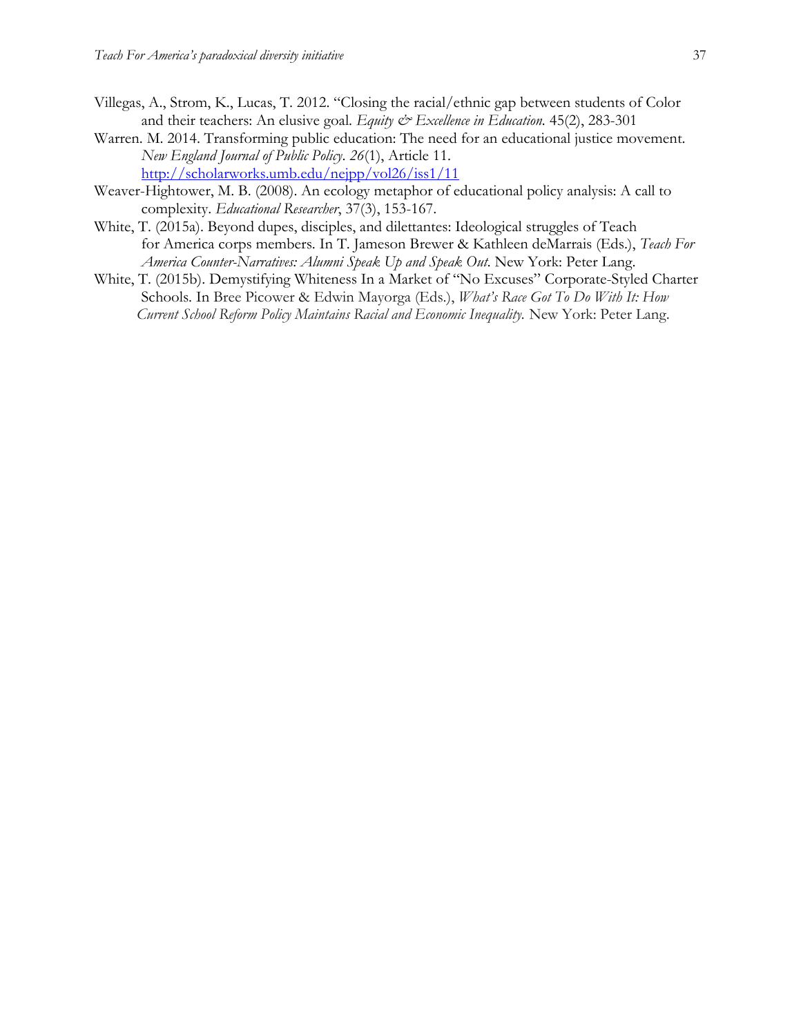Villegas, A., Strom, K., Lucas, T. 2012. "Closing the racial/ethnic gap between students of Color and their teachers: An elusive goal. *Equity & Excellence in Education.* 45(2), 283-301

Warren. M. 2014. Transforming public education: The need for an educational justice movement. *New England Journal of Public Policy. 26*(1), Article 11. http://scholarworks.umb.edu/nejpp/vol26/iss1/11

Weaver-Hightower, M. B. (2008). An ecology metaphor of educational policy analysis: A call to complexity. *Educational Researcher*, 37(3), 153-167.

White, T. (2015a). Beyond dupes, disciples, and dilettantes: Ideological struggles of Teach for America corps members. In T. Jameson Brewer & Kathleen deMarrais (Eds.), *Teach For America Counter-Narratives: Alumni Speak Up and Speak Out*. New York: Peter Lang.

White, T. (2015b). Demystifying Whiteness In a Market of "No Excuses" Corporate-Styled Charter Schools. In Bree Picower & Edwin Mayorga (Eds.), *What's Race Got To Do With It: How Current School Reform Policy Maintains Racial and Economic Inequality.* New York: Peter Lang.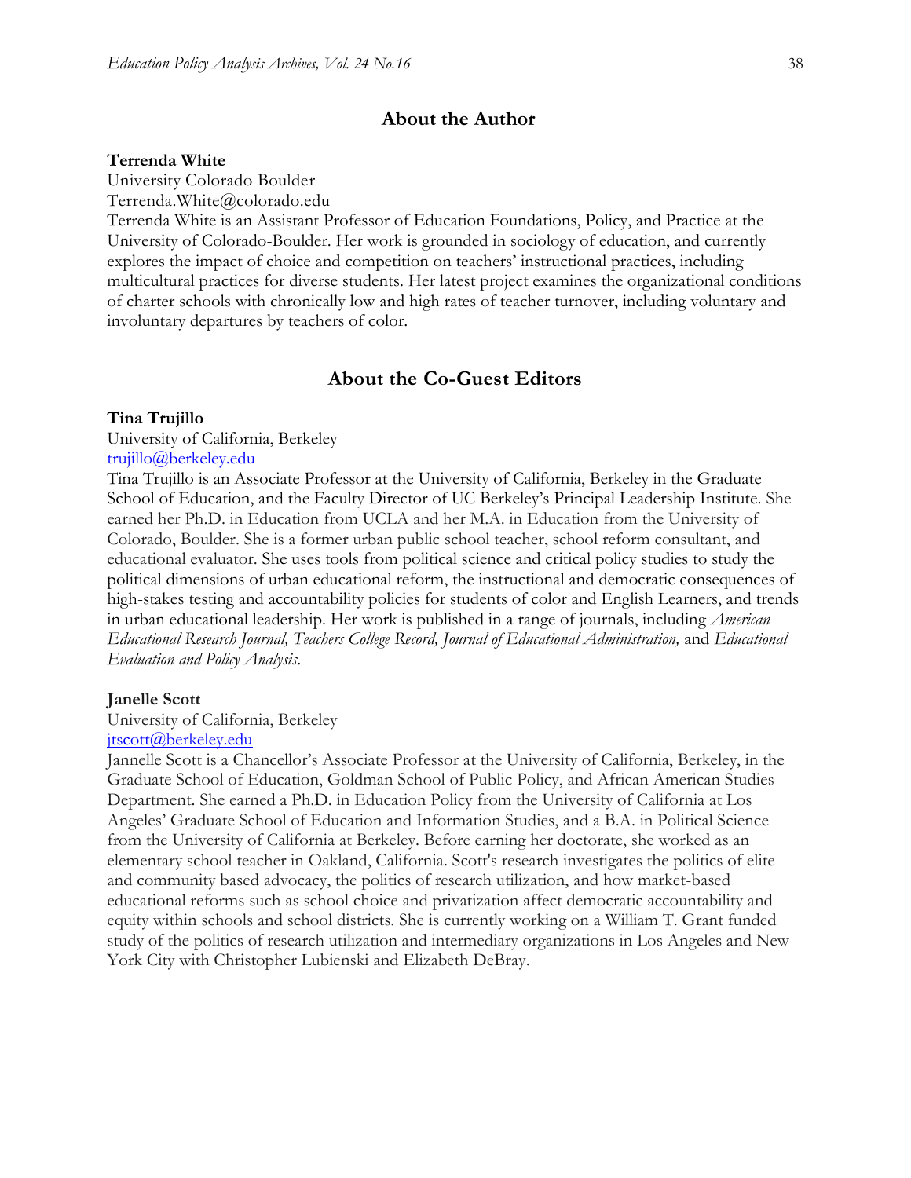## About the Author

**Terrenda White**
University Colorado Boulder
Terrenda.White@colorado.edu
Terrenda White is an Assistant Professor of Education Foundations, Policy, and Practice at the University of Colorado-Boulder. Her work is grounded in sociology of education, and currently explores the impact of choice and competition on teachers' instructional practices, including multicultural practices for diverse students. Her latest project examines the organizational conditions of charter schools with chronically low and high rates of teacher turnover, including voluntary and involuntary departures by teachers of color.

## About the Co-Guest Editors

**Tina Trujillo**
University of California, Berkeley
trujillo@berkeley.edu
Tina Trujillo is an Associate Professor at the University of California, Berkeley in the Graduate School of Education, and the Faculty Director of UC Berkeley's Principal Leadership Institute. She earned her Ph.D. in Education from UCLA and her M.A. in Education from the University of Colorado, Boulder. She is a former urban public school teacher, school reform consultant, and educational evaluator. She uses tools from political science and critical policy studies to study the political dimensions of urban educational reform, the instructional and democratic consequences of high-stakes testing and accountability policies for students of color and English Learners, and trends in urban educational leadership. Her work is published in a range of journals, including *American Educational Research Journal, Teachers College Record, Journal of Educational Administration,* and *Educational Evaluation and Policy Analysis*.

**Janelle Scott**
University of California, Berkeley
jtscott@berkeley.edu
Jannelle Scott is a Chancellor's Associate Professor at the University of California, Berkeley, in the Graduate School of Education, Goldman School of Public Policy, and African American Studies Department. She earned a Ph.D. in Education Policy from the University of California at Los Angeles' Graduate School of Education and Information Studies, and a B.A. in Political Science from the University of California at Berkeley. Before earning her doctorate, she worked as an elementary school teacher in Oakland, California. Scott's research investigates the politics of elite and community based advocacy, the politics of research utilization, and how market-based educational reforms such as school choice and privatization affect democratic accountability and equity within schools and school districts. She is currently working on a William T. Grant funded study of the politics of research utilization and intermediary organizations in Los Angeles and New York City with Christopher Lubienski and Elizabeth DeBray.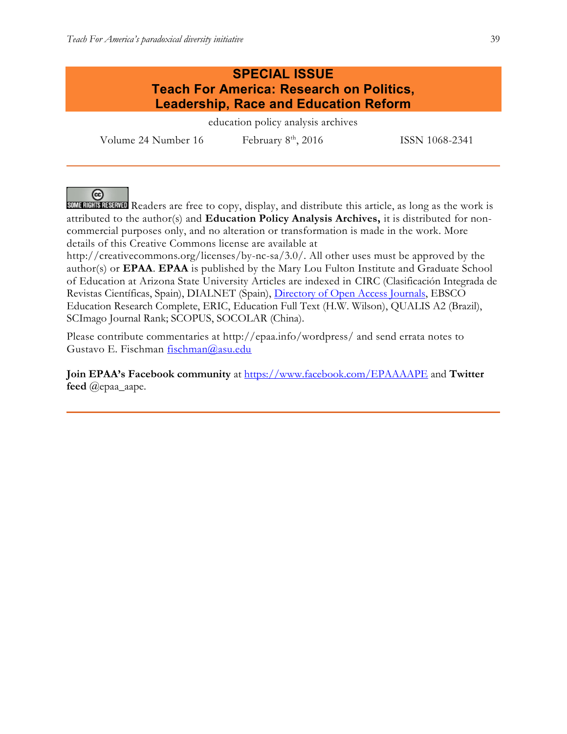# SPECIAL ISSUE
## Teach For America: Research on Politics, Leadership, Race and Education Reform

education policy analysis archives

Volume 24 Number 16 February 8th, 2016 ISSN 1068-2341

---

SOME RIGHTS RESERVED Readers are free to copy, display, and distribute this article, as long as the work is attributed to the author(s) and **Education Policy Analysis Archives,** it is distributed for non-commercial purposes only, and no alteration or transformation is made in the work. More details of this Creative Commons license are available at http://creativecommons.org/licenses/by-nc-sa/3.0/. All other uses must be approved by the author(s) or **EPAA**. **EPAA** is published by the Mary Lou Fulton Institute and Graduate School of Education at Arizona State University Articles are indexed in CIRC (Clasificación Integrada de Revistas Científicas, Spain), DIALNET (Spain), Directory of Open Access Journals, EBSCO Education Research Complete, ERIC, Education Full Text (H.W. Wilson), QUALIS A2 (Brazil), SCImago Journal Rank; SCOPUS, SOCOLAR (China).

Please contribute commentaries at http://epaa.info/wordpress/ and send errata notes to Gustavo E. Fischman fischman@asu.edu

**Join EPAA's Facebook community** at https://www.facebook.com/EPAAAAPE and **Twitter feed** @epaa_aape.

---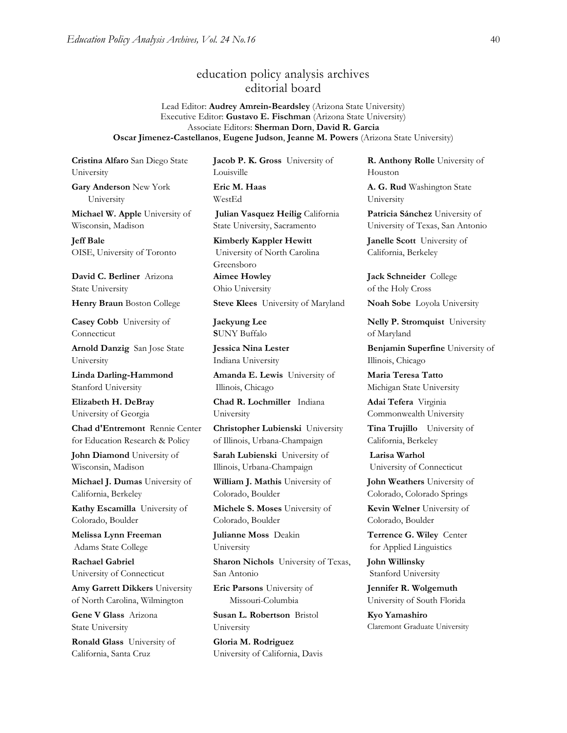# education policy analysis archives
## editorial board

Lead Editor: **Audrey Amrein-Beardsley** (Arizona State University)
Executive Editor: **Gustavo E. Fischman** (Arizona State University)
Associate Editors: **Sherman Dorn**, **David R. Garcia**
**Oscar Jimenez-Castellanos**, **Eugene Judson**, **Jeanne M. Powers** (Arizona State University)

**Cristina Alfaro** San Diego State University

**Gary Anderson** New York University

**Michael W. Apple** University of Wisconsin, Madison

**Jeff Bale** OISE, University of Toronto

**David C. Berliner** Arizona State University

**Henry Braun** Boston College

**Casey Cobb** University of Connecticut

**Arnold Danzig** San Jose State University

**Linda Darling-Hammond** Stanford University

**Elizabeth H. DeBray** University of Georgia

**Chad d'Entremont** Rennie Center for Education Research & Policy

**John Diamond** University of Wisconsin, Madison

**Michael J. Dumas** University of California, Berkeley

**Kathy Escamilla** University of Colorado, Boulder

**Melissa Lynn Freeman** Adams State College

**Rachael Gabriel** University of Connecticut

**Amy Garrett Dikkers** University of North Carolina, Wilmington

**Gene V Glass** Arizona State University

**Ronald Glass** University of California, Santa Cruz

**Jacob P. K. Gross** University of Louisville

**Eric M. Haas** WestEd

**Julian Vasquez Heilig** California State University, Sacramento

**Kimberly Kappler Hewitt** University of North Carolina Greensboro

**Aimee Howley** Ohio University

**Steve Klees** University of Maryland

**Jaekyung Lee** SUNY Buffalo

**Jessica Nina Lester** Indiana University

**Amanda E. Lewis** University of Illinois, Chicago

**Chad R. Lochmiller** Indiana University

**Christopher Lubienski** University of Illinois, Urbana-Champaign

**Sarah Lubienski** University of Illinois, Urbana-Champaign

**William J. Mathis** University of Colorado, Boulder

**Michele S. Moses** University of Colorado, Boulder

**Julianne Moss** Deakin University

**Sharon Nichols** University of Texas, San Antonio

**Eric Parsons** University of Missouri-Columbia

**Susan L. Robertson** Bristol University

**Gloria M. Rodriguez** University of California, Davis

**R. Anthony Rolle** University of Houston

**A. G. Rud** Washington State University

**Patricia Sánchez** University of University of Texas, San Antonio

**Janelle Scott** University of California, Berkeley

**Jack Schneider** College of the Holy Cross

**Noah Sobe** Loyola University

**Nelly P. Stromquist** University of Maryland

**Benjamin Superfine** University of Illinois, Chicago

**Maria Teresa Tatto** Michigan State University

**Adai Tefera** Virginia Commonwealth University

**Tina Trujillo** University of California, Berkeley

**Larisa Warhol** University of Connecticut

**John Weathers** University of Colorado, Colorado Springs

**Kevin Welner** University of Colorado, Boulder

**Terrence G. Wiley** Center for Applied Linguistics

**John Willinsky** Stanford University

**Jennifer R. Wolgemuth** University of South Florida

**Kyo Yamashiro** Claremont Graduate University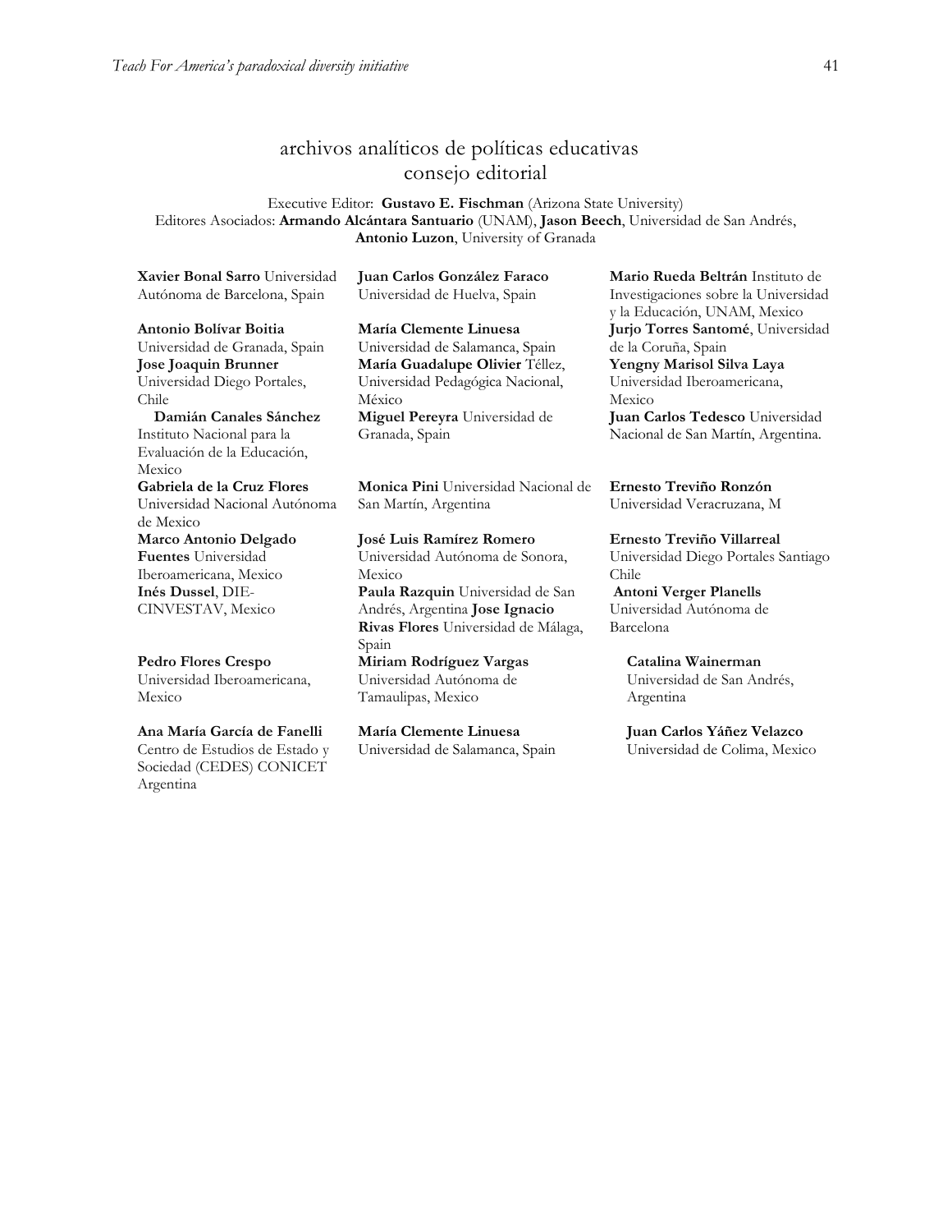## archivos analíticos de políticas educativas
## consejo editorial

Executive Editor: **Gustavo E. Fischman** (Arizona State University)
Editores Asociados: **Armando Alcántara Santuario** (UNAM), **Jason Beech**, Universidad de San Andrés, **Antonio Luzon**, University of Granada

**Xavier Bonal Sarro** Universidad Autónoma de Barcelona, Spain

**Antonio Bolívar Boitia** Universidad de Granada, Spain

**Jose Joaquin Brunner** Universidad Diego Portales, Chile

**Damián Canales Sánchez** Instituto Nacional para la Evaluación de la Educación, Mexico

**Gabriela de la Cruz Flores** Universidad Nacional Autónoma de Mexico

**Marco Antonio Delgado Fuentes** Universidad Iberoamericana, Mexico

**Inés Dussel**, DIE-CINVESTAV, Mexico

**Pedro Flores Crespo** Universidad Iberoamericana, Mexico

**Ana María García de Fanelli** Centro de Estudios de Estado y Sociedad (CEDES) CONICET Argentina

**Juan Carlos González Faraco** Universidad de Huelva, Spain

**María Clemente Linuesa** Universidad de Salamanca, Spain

**María Guadalupe Olivier** Téllez, Universidad Pedagógica Nacional, México

**Miguel Pereyra** Universidad de Granada, Spain

**Monica Pini** Universidad Nacional de San Martín, Argentina

**José Luis Ramírez Romero** Universidad Autónoma de Sonora, Mexico

**Paula Razquin** Universidad de San Andrés, Argentina

**Jose Ignacio Rivas Flores** Universidad de Málaga, Spain

**Miriam Rodríguez Vargas** Universidad Autónoma de Tamaulipas, Mexico

**María Clemente Linuesa** Universidad de Salamanca, Spain

**Mario Rueda Beltrán** Instituto de Investigaciones sobre la Universidad y la Educación, UNAM, Mexico

**Jurjo Torres Santomé**, Universidad de la Coruña, Spain

**Yengny Marisol Silva Laya** Universidad Iberoamericana, Mexico

**Juan Carlos Tedesco** Universidad Nacional de San Martín, Argentina.

**Ernesto Treviño Ronzón** Universidad Veracruzana, M

**Ernesto Treviño Villarreal** Universidad Diego Portales Santiago Chile

**Antoni Verger Planells** Universidad Autónoma de Barcelona

**Catalina Wainerman** Universidad de San Andrés, Argentina

**Juan Carlos Yáñez Velazco** Universidad de Colima, Mexico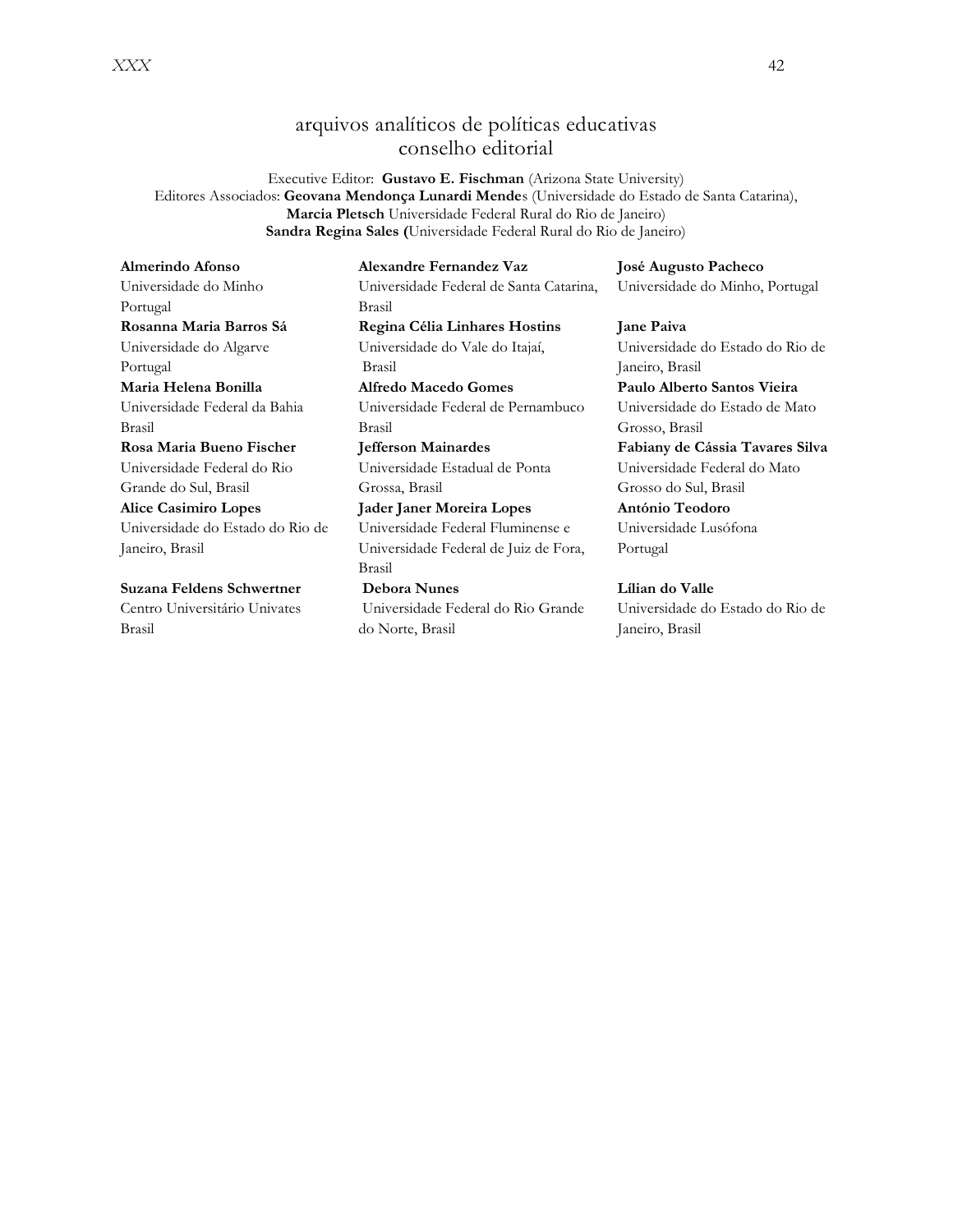## arquivos analíticos de políticas educativas
## conselho editorial

Executive Editor: **Gustavo E. Fischman** (Arizona State University)
Editores Associados: **Geovana Mendonça Lunardi Mende**s (Universidade do Estado de Santa Catarina),
**Marcia Pletsch** Universidade Federal Rural do Rio de Janeiro)
**Sandra Regina Sales (**Universidade Federal Rural do Rio de Janeiro)

**Almerindo Afonso**
Universidade do Minho
Portugal

**Rosanna Maria Barros Sá**
Universidade do Algarve
Portugal

**Maria Helena Bonilla**
Universidade Federal da Bahia
Brasil

**Rosa Maria Bueno Fischer**
Universidade Federal do Rio Grande do Sul, Brasil

**Alice Casimiro Lopes**
Universidade do Estado do Rio de Janeiro, Brasil

**Suzana Feldens Schwertner**
Centro Universitário Univates
Brasil

**Alexandre Fernandez Vaz**
Universidade Federal de Santa Catarina, Brasil

**Regina Célia Linhares Hostins**
Universidade do Vale do Itajaí, Brasil

**Alfredo Macedo Gomes**
Universidade Federal de Pernambuco
Brasil

**Jefferson Mainardes**
Universidade Estadual de Ponta Grossa, Brasil

**Jader Janer Moreira Lopes**
Universidade Federal Fluminense e Universidade Federal de Juiz de Fora, Brasil

**Debora Nunes**
Universidade Federal do Rio Grande do Norte, Brasil

**José Augusto Pacheco**
Universidade do Minho, Portugal

**Jane Paiva**
Universidade do Estado do Rio de Janeiro, Brasil

**Paulo Alberto Santos Vieira**
Universidade do Estado de Mato Grosso, Brasil

**Fabiany de Cássia Tavares Silva**
Universidade Federal do Mato Grosso do Sul, Brasil

**António Teodoro**
Universidade Lusófona
Portugal

**Lílian do Valle**
Universidade do Estado do Rio de Janeiro, Brasil